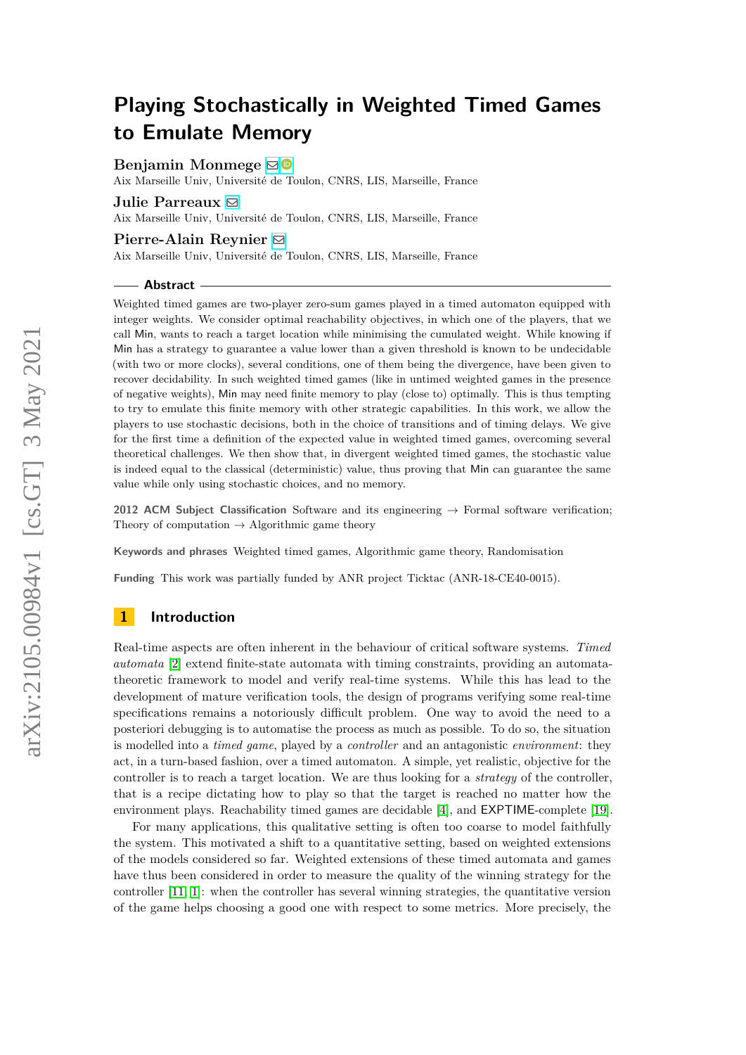# Playing Stochastically in Weighted Timed Games to Emulate Memory

**Benjamin Monmege**
Aix Marseille Univ, Université de Toulon, CNRS, LIS, Marseille, France

**Julie Parreaux**
Aix Marseille Univ, Université de Toulon, CNRS, LIS, Marseille, France

**Pierre-Alain Reynier**
Aix Marseille Univ, Université de Toulon, CNRS, LIS, Marseille, France

## Abstract

Weighted timed games are two-player zero-sum games played in a timed automaton equipped with integer weights. We consider optimal reachability objectives, in which one of the players, that we call Min, wants to reach a target location while minimising the cumulated weight. While knowing if Min has a strategy to guarantee a value lower than a given threshold is known to be undecidable (with two or more clocks), several conditions, one of them being the divergence, have been given to recover decidability. In such weighted timed games (like in untimed weighted games in the presence of negative weights), Min may need finite memory to play (close to) optimally. This is thus tempting to try to emulate this finite memory with other strategic capabilities. In this work, we allow the players to use stochastic decisions, both in the choice of transitions and of timing delays. We give for the first time a definition of the expected value in weighted timed games, overcoming several theoretical challenges. We then show that, in divergent weighted timed games, the stochastic value is indeed equal to the classical (deterministic) value, thus proving that Min can guarantee the same value while only using stochastic choices, and no memory.

**2012 ACM Subject Classification** Software and its engineering → Formal software verification; Theory of computation → Algorithmic game theory

**Keywords and phrases** Weighted timed games, Algorithmic game theory, Randomisation

**Funding** This work was partially funded by ANR project Ticktac (ANR-18-CE40-0015).

## 1 Introduction

Real-time aspects are often inherent in the behaviour of critical software systems. *Timed automata* [2] extend finite-state automata with timing constraints, providing an automata-theoretic framework to model and verify real-time systems. While this has lead to the development of mature verification tools, the design of programs verifying some real-time specifications remains a notoriously difficult problem. One way to avoid the need to a posteriori debugging is to automatise the process as much as possible. To do so, the situation is modelled into a *timed game*, played by a *controller* and an antagonistic *environment*: they act, in a turn-based fashion, over a timed automaton. A simple, yet realistic, objective for the controller is to reach a target location. We are thus looking for a *strategy* of the controller, that is a recipe dictating how to play so that the target is reached no matter how the environment plays. Reachability timed games are decidable [4], and EXPTIME-complete [19].

For many applications, this qualitative setting is often too coarse to model faithfully the system. This motivated a shift to a quantitative setting, based on weighted extensions of the models considered so far. Weighted extensions of these timed automata and games have thus been considered in order to measure the quality of the winning strategy for the controller [11, 1]: when the controller has several winning strategies, the quantitative version of the game helps choosing a good one with respect to some metrics. More precisely, the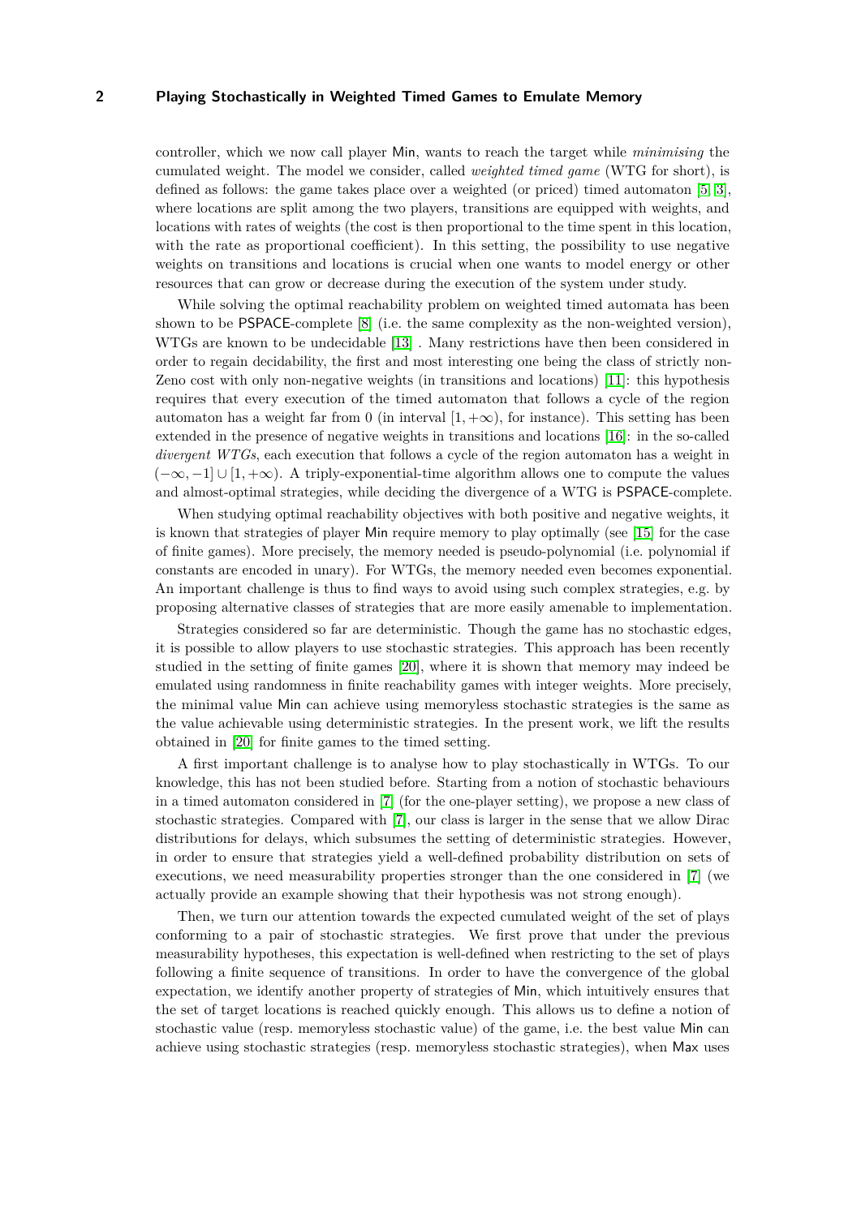controller, which we now call player Min, wants to reach the target while *minimising* the cumulated weight. The model we consider, called *weighted timed game* (WTG for short), is defined as follows: the game takes place over a weighted (or priced) timed automaton [5, 3], where locations are split among the two players, transitions are equipped with weights, and locations with rates of weights (the cost is then proportional to the time spent in this location, with the rate as proportional coefficient). In this setting, the possibility to use negative weights on transitions and locations is crucial when one wants to model energy or other resources that can grow or decrease during the execution of the system under study.

While solving the optimal reachability problem on weighted timed automata has been shown to be PSPACE-complete [8] (i.e. the same complexity as the non-weighted version), WTGs are known to be undecidable [13] . Many restrictions have then been considered in order to regain decidability, the first and most interesting one being the class of strictly non-Zeno cost with only non-negative weights (in transitions and locations) [11]: this hypothesis requires that every execution of the timed automaton that follows a cycle of the region automaton has a weight far from 0 (in interval $[1, +\infty)$, for instance). This setting has been extended in the presence of negative weights in transitions and locations [16]: in the so-called *divergent WTGs*, each execution that follows a cycle of the region automaton has a weight in $(-\infty, -1] \cup [1, +\infty)$. A triply-exponential-time algorithm allows one to compute the values and almost-optimal strategies, while deciding the divergence of a WTG is PSPACE-complete.

When studying optimal reachability objectives with both positive and negative weights, it is known that strategies of player Min require memory to play optimally (see [15] for the case of finite games). More precisely, the memory needed is pseudo-polynomial (i.e. polynomial if constants are encoded in unary). For WTGs, the memory needed even becomes exponential. An important challenge is thus to find ways to avoid using such complex strategies, e.g. by proposing alternative classes of strategies that are more easily amenable to implementation.

Strategies considered so far are deterministic. Though the game has no stochastic edges, it is possible to allow players to use stochastic strategies. This approach has been recently studied in the setting of finite games [20], where it is shown that memory may indeed be emulated using randomness in finite reachability games with integer weights. More precisely, the minimal value Min can achieve using memoryless stochastic strategies is the same as the value achievable using deterministic strategies. In the present work, we lift the results obtained in [20] for finite games to the timed setting.

A first important challenge is to analyse how to play stochastically in WTGs. To our knowledge, this has not been studied before. Starting from a notion of stochastic behaviours in a timed automaton considered in [7] (for the one-player setting), we propose a new class of stochastic strategies. Compared with [7], our class is larger in the sense that we allow Dirac distributions for delays, which subsumes the setting of deterministic strategies. However, in order to ensure that strategies yield a well-defined probability distribution on sets of executions, we need measurability properties stronger than the one considered in [7] (we actually provide an example showing that their hypothesis was not strong enough).

Then, we turn our attention towards the expected cumulated weight of the set of plays conforming to a pair of stochastic strategies. We first prove that under the previous measurability hypotheses, this expectation is well-defined when restricting to the set of plays following a finite sequence of transitions. In order to have the convergence of the global expectation, we identify another property of strategies of Min, which intuitively ensures that the set of target locations is reached quickly enough. This allows us to define a notion of stochastic value (resp. memoryless stochastic value) of the game, i.e. the best value Min can achieve using stochastic strategies (resp. memoryless stochastic strategies), when Max uses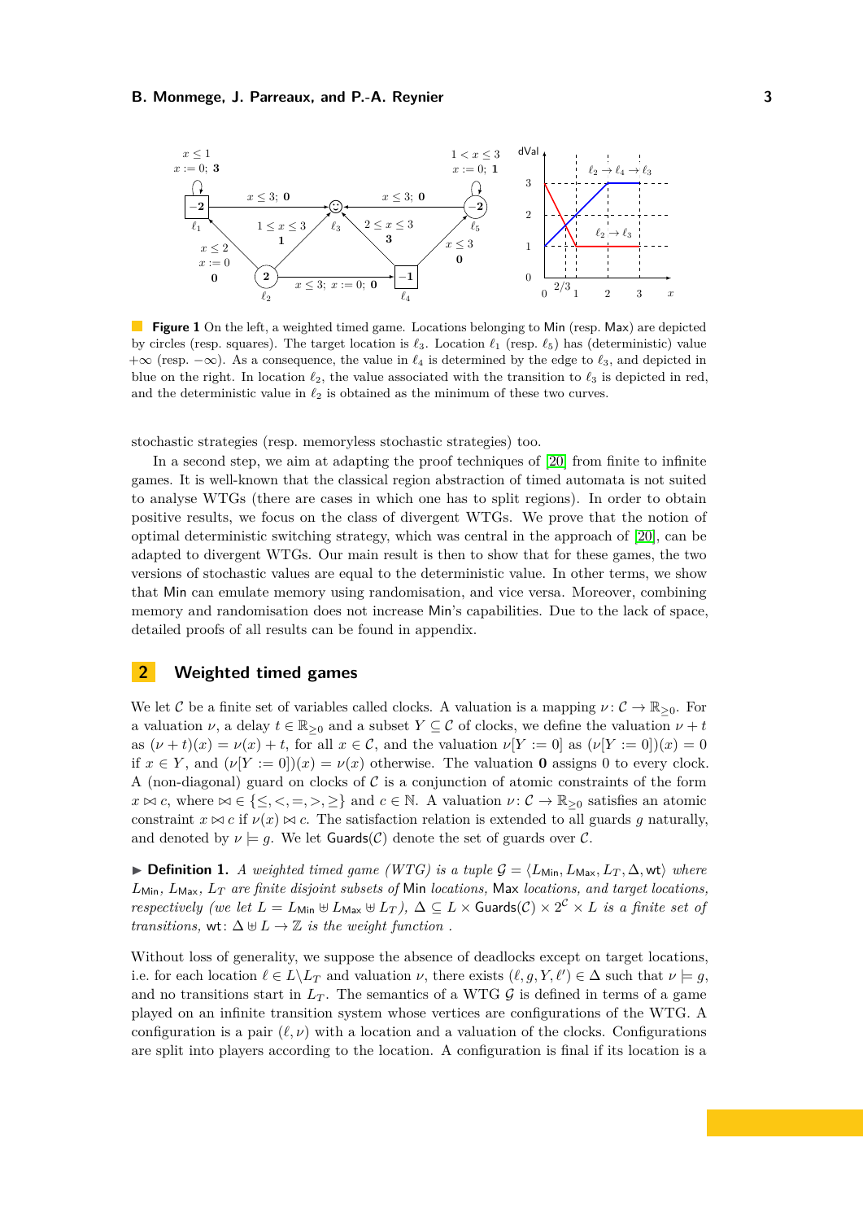**Figure 1** On the left, a weighted timed game. Locations belonging to Min (resp. Max) are depicted by circles (resp. squares). The target location is $\ell_3$. Location $\ell_1$ (resp. $\ell_5$) has (deterministic) value $+\infty$ (resp. $-\infty$). As a consequence, the value in $\ell_4$ is determined by the edge to $\ell_3$, and depicted in blue on the right. In location $\ell_2$, the value associated with the transition to $\ell_3$ is depicted in red, and the deterministic value in $\ell_2$ is obtained as the minimum of these two curves.

stochastic strategies (resp. memoryless stochastic strategies) too.

In a second step, we aim at adapting the proof techniques of [20] from finite to infinite games. It is well-known that the classical region abstraction of timed automata is not suited to analyse WTGs (there are cases in which one has to split regions). In order to obtain positive results, we focus on the class of divergent WTGs. We prove that the notion of optimal deterministic switching strategy, which was central in the approach of [20], can be adapted to divergent WTGs. Our main result is then to show that for these games, the two versions of stochastic values are equal to the deterministic value. In other terms, we show that Min can emulate memory using randomisation, and vice versa. Moreover, combining memory and randomisation does not increase Min's capabilities. Due to the lack of space, detailed proofs of all results can be found in appendix.

## 2 Weighted timed games

We let $\mathcal{C}$ be a finite set of variables called clocks. A valuation is a mapping $\nu\colon \mathcal{C} \to \mathbb{R}_{\geq 0}$. For a valuation $\nu$, a delay $t \in \mathbb{R}_{\geq 0}$ and a subset $Y \subseteq \mathcal{C}$ of clocks, we define the valuation $\nu + t$ as $(\nu + t)(x) = \nu(x) + t$, for all $x \in \mathcal{C}$, and the valuation $\nu[Y := 0]$ as $(\nu[Y := 0])(x) = 0$ if $x \in Y$, and $(\nu[Y := 0])(x) = \nu(x)$ otherwise. The valuation $\mathbf{0}$ assigns 0 to every clock. A (non-diagonal) guard on clocks of $\mathcal{C}$ is a conjunction of atomic constraints of the form $x \bowtie c$, where $\bowtie \in \{\leq, <, =, >, \geq\}$ and $c \in \mathbb{N}$. A valuation $\nu\colon \mathcal{C} \to \mathbb{R}_{\geq 0}$ satisfies an atomic constraint $x \bowtie c$ if $\nu(x) \bowtie c$. The satisfaction relation is extended to all guards $g$ naturally, and denoted by $\nu \models g$. We let $\mathsf{Guards}(\mathcal{C})$ denote the set of guards over $\mathcal{C}$.

▶ **Definition 1.** *A weighted timed game (WTG) is a tuple $\mathcal{G} = \langle L_{\mathsf{Min}}, L_{\mathsf{Max}}, L_T, \Delta, \mathsf{wt}\rangle$ where $L_{\mathsf{Min}}$, $L_{\mathsf{Max}}$, $L_T$ are finite disjoint subsets of* Min *locations,* Max *locations, and target locations, respectively (we let $L = L_{\mathsf{Min}} \uplus L_{\mathsf{Max}} \uplus L_T$), $\Delta \subseteq L \times \mathsf{Guards}(\mathcal{C}) \times 2^{\mathcal{C}} \times L$ is a finite set of transitions, $\mathsf{wt}\colon \Delta \uplus L \to \mathbb{Z}$ is the weight function .*

Without loss of generality, we suppose the absence of deadlocks except on target locations, i.e. for each location $\ell \in L \backslash L_T$ and valuation $\nu$, there exists $(\ell, g, Y, \ell') \in \Delta$ such that $\nu \models g$, and no transitions start in $L_T$. The semantics of a WTG $\mathcal{G}$ is defined in terms of a game played on an infinite transition system whose vertices are configurations of the WTG. A configuration is a pair $(\ell, \nu)$ with a location and a valuation of the clocks. Configurations are split into players according to the location. A configuration is final if its location is a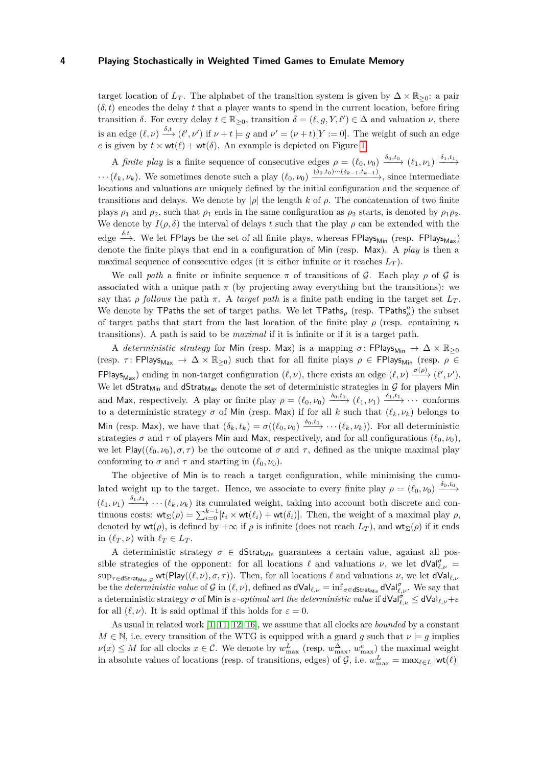target location of $L_T$. The alphabet of the transition system is given by $\Delta \times \mathbb{R}_{\geq 0}$: a pair $(\delta, t)$ encodes the delay $t$ that a player wants to spend in the current location, before firing transition $\delta$. For every delay $t \in \mathbb{R}_{\geq 0}$, transition $\delta = (\ell, g, Y, \ell') \in \Delta$ and valuation $\nu$, there is an edge $(\ell, \nu) \xrightarrow{\delta, t} (\ell', \nu')$ if $\nu + t \models g$ and $\nu' = (\nu + t)[Y := 0]$. The weight of such an edge $e$ is given by $t \times \mathsf{wt}(\ell) + \mathsf{wt}(\delta)$. An example is depicted on Figure 1.

A *finite play* is a finite sequence of consecutive edges $\rho = (\ell_0, \nu_0) \xrightarrow{\delta_0, t_0} (\ell_1, \nu_1) \xrightarrow{\delta_1, t_1} \cdots (\ell_k, \nu_k)$. We sometimes denote such a play $(\ell_0, \nu_0) \xrightarrow{(\delta_0, t_0) \cdots (\delta_{k-1}, t_{k-1})}$, since intermediate locations and valuations are uniquely defined by the initial configuration and the sequence of transitions and delays. We denote by $|\rho|$ the length $k$ of $\rho$. The concatenation of two finite plays $\rho_1$ and $\rho_2$, such that $\rho_1$ ends in the same configuration as $\rho_2$ starts, is denoted by $\rho_1 \rho_2$. We denote by $I(\rho, \delta)$ the interval of delays $t$ such that the play $\rho$ can be extended with the edge $\xrightarrow{\delta, t}$. We let $\mathsf{FPlays}$ be the set of all finite plays, whereas $\mathsf{FPlays}_{\mathsf{Min}}$ (resp. $\mathsf{FPlays}_{\mathsf{Max}}$) denote the finite plays that end in a configuration of $\mathsf{Min}$ (resp. $\mathsf{Max}$). A *play* is then a maximal sequence of consecutive edges (it is either infinite or it reaches $L_T$).

We call *path* a finite or infinite sequence $\pi$ of transitions of $\mathcal{G}$. Each play $\rho$ of $\mathcal{G}$ is associated with a unique path $\pi$ (by projecting away everything but the transitions): we say that $\rho$ *follows* the path $\pi$. A *target path* is a finite path ending in the target set $L_T$. We denote by $\mathsf{TPaths}$ the set of target paths. We let $\mathsf{TPaths}_\rho$ (resp. $\mathsf{TPaths}^n_\rho$) the subset of target paths that start from the last location of the finite play $\rho$ (resp. containing $n$ transitions). A path is said to be *maximal* if it is infinite or if it is a target path.

A *deterministic strategy* for $\mathsf{Min}$ (resp. $\mathsf{Max}$) is a mapping $\sigma \colon \mathsf{FPlays}_{\mathsf{Min}} \to \Delta \times \mathbb{R}_{\geq 0}$ (resp. $\tau \colon \mathsf{FPlays}_{\mathsf{Max}} \to \Delta \times \mathbb{R}_{\geq 0}$) such that for all finite plays $\rho \in \mathsf{FPlays}_{\mathsf{Min}}$ (resp. $\rho \in \mathsf{FPlays}_{\mathsf{Max}}$) ending in non-target configuration $(\ell, \nu)$, there exists an edge $(\ell, \nu) \xrightarrow{\sigma(\rho)} (\ell', \nu')$. We let $\mathsf{dStrat}_{\mathsf{Min}}$ and $\mathsf{dStrat}_{\mathsf{Max}}$ denote the set of deterministic strategies in $\mathcal{G}$ for players $\mathsf{Min}$ and $\mathsf{Max}$, respectively. A play or finite play $\rho = (\ell_0, \nu_0) \xrightarrow{\delta_0, t_0} (\ell_1, \nu_1) \xrightarrow{\delta_1, t_1} \cdots$ conforms to a deterministic strategy $\sigma$ of $\mathsf{Min}$ (resp. $\mathsf{Max}$) if for all $k$ such that $(\ell_k, \nu_k)$ belongs to $\mathsf{Min}$ (resp. $\mathsf{Max}$), we have that $(\delta_k, t_k) = \sigma((\ell_0, \nu_0) \xrightarrow{\delta_0, t_0} \cdots (\ell_k, \nu_k))$. For all deterministic strategies $\sigma$ and $\tau$ of players $\mathsf{Min}$ and $\mathsf{Max}$, respectively, and for all configurations $(\ell_0, \nu_0)$, we let $\mathsf{Play}((\ell_0, \nu_0), \sigma, \tau)$ be the outcome of $\sigma$ and $\tau$, defined as the unique maximal play conforming to $\sigma$ and $\tau$ and starting in $(\ell_0, \nu_0)$.

The objective of $\mathsf{Min}$ is to reach a target configuration, while minimising the cumulated weight up to the target. Hence, we associate to every finite play $\rho = (\ell_0, \nu_0) \xrightarrow{\delta_0, t_0} (\ell_1, \nu_1) \xrightarrow{\delta_1, t_1} \cdots (\ell_k, \nu_k)$ its cumulated weight, taking into account both discrete and continuous costs: $\mathsf{wt}_\Sigma(\rho) = \sum_{i=0}^{k-1} [t_i \times \mathsf{wt}(\ell_i) + \mathsf{wt}(\delta_i)]$. Then, the weight of a maximal play $\rho$, denoted by $\mathsf{wt}(\rho)$, is defined by $+\infty$ if $\rho$ is infinite (does not reach $L_T$), and $\mathsf{wt}_\Sigma(\rho)$ if it ends in $(\ell_T, \nu)$ with $\ell_T \in L_T$.

A deterministic strategy $\sigma \in \mathsf{dStrat}_{\mathsf{Min}}$ guarantees a certain value, against all possible strategies of the opponent: for all locations $\ell$ and valuations $\nu$, we let $\mathsf{dVal}^\sigma_{\ell,\nu} = \sup_{\tau \in \mathsf{dStrat}_{\mathsf{Max},\mathcal{G}}} \mathsf{wt}(\mathsf{Play}((\ell, \nu), \sigma, \tau))$. Then, for all locations $\ell$ and valuations $\nu$, we let $\mathsf{dVal}_{\ell,\nu}$ be the *deterministic value* of $\mathcal{G}$ in $(\ell, \nu)$, defined as $\mathsf{dVal}_{\ell,\nu} = \inf_{\sigma \in \mathsf{dStrat}_{\mathsf{Min}}} \mathsf{dVal}^\sigma_{\ell,\nu}$. We say that a deterministic strategy $\sigma$ of $\mathsf{Min}$ is *$\varepsilon$-optimal wrt the deterministic value* if $\mathsf{dVal}^\sigma_{\ell,\nu} \leq \mathsf{dVal}_{\ell,\nu} + \varepsilon$ for all $(\ell, \nu)$. It is said optimal if this holds for $\varepsilon = 0$.

As usual in related work [1, 11, 12, 16], we assume that all clocks are *bounded* by a constant $M \in \mathbb{N}$, i.e. every transition of the WTG is equipped with a guard $g$ such that $\nu \models g$ implies $\nu(x) \leq M$ for all clocks $x \in \mathcal{C}$. We denote by $w^L_{\max}$ (resp. $w^\Delta_{\max}$, $w^e_{\max}$) the maximal weight in absolute values of locations (resp. of transitions, edges) of $\mathcal{G}$, i.e. $w^L_{\max} = \max_{\ell \in L} |\mathsf{wt}(\ell)|$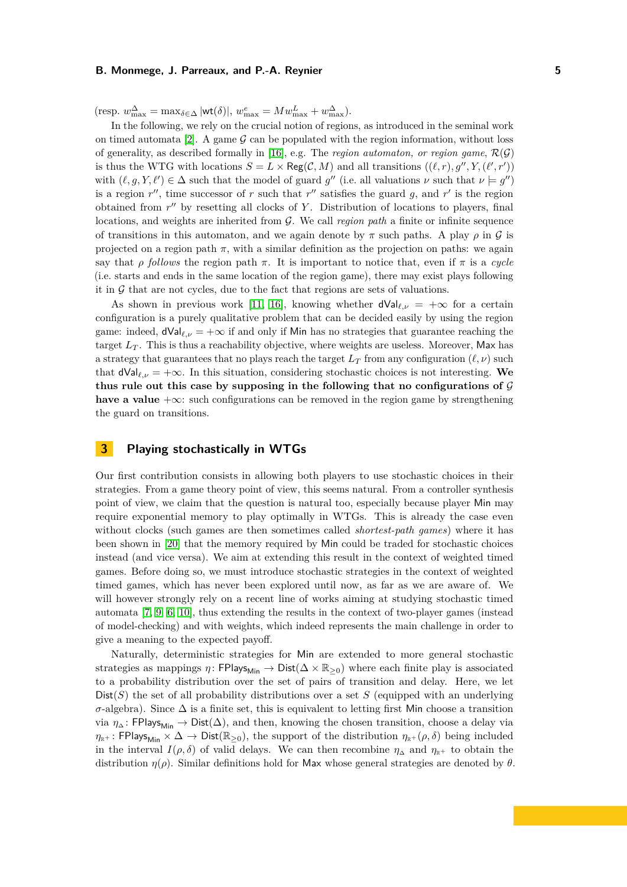(resp. $w^\Delta_{\max} = \max_{\delta\in\Delta} |\mathsf{wt}(\delta)|$, $w^e_{\max} = Mw^L_{\max} + w^\Delta_{\max}$).

In the following, we rely on the crucial notion of regions, as introduced in the seminal work on timed automata [2]. A game $\mathcal{G}$ can be populated with the region information, without loss of generality, as described formally in [16], e.g. The *region automaton, or region game*, $\mathcal{R}(\mathcal{G})$ is thus the WTG with locations $S = L \times \mathsf{Reg}(\mathcal{C}, M)$ and all transitions $((\ell, r), g'', Y, (\ell', r'))$ with $(\ell, g, Y, \ell') \in \Delta$ such that the model of guard $g''$ (i.e. all valuations $\nu$ such that $\nu \models g''$) is a region $r''$, time successor of $r$ such that $r''$ satisfies the guard $g$, and $r'$ is the region obtained from $r''$ by resetting all clocks of $Y$. Distribution of locations to players, final locations, and weights are inherited from $\mathcal{G}$. We call *region path* a finite or infinite sequence of transitions in this automaton, and we again denote by $\pi$ such paths. A play $\rho$ in $\mathcal{G}$ is projected on a region path $\pi$, with a similar definition as the projection on paths: we again say that $\rho$ *follows* the region path $\pi$. It is important to notice that, even if $\pi$ is a *cycle* (i.e. starts and ends in the same location of the region game), there may exist plays following it in $\mathcal{G}$ that are not cycles, due to the fact that regions are sets of valuations.

As shown in previous work [11, 16], knowing whether $\mathsf{dVal}_{\ell,\nu} = +\infty$ for a certain configuration is a purely qualitative problem that can be decided easily by using the region game: indeed, $\mathsf{dVal}_{\ell,\nu} = +\infty$ if and only if Min has no strategies that guarantee reaching the target $L_T$. This is thus a reachability objective, where weights are useless. Moreover, Max has a strategy that guarantees that no plays reach the target $L_T$ from any configuration $(\ell, \nu)$ such that $\mathsf{dVal}_{\ell,\nu} = +\infty$. In this situation, considering stochastic choices is not interesting. **We thus rule out this case by supposing in the following that no configurations of $\mathcal{G}$ have a value $+\infty$**: such configurations can be removed in the region game by strengthening the guard on transitions.

## 3 Playing stochastically in WTGs

Our first contribution consists in allowing both players to use stochastic choices in their strategies. From a game theory point of view, this seems natural. From a controller synthesis point of view, we claim that the question is natural too, especially because player Min may require exponential memory to play optimally in WTGs. This is already the case even without clocks (such games are then sometimes called *shortest-path games*) where it has been shown in [20] that the memory required by Min could be traded for stochastic choices instead (and vice versa). We aim at extending this result in the context of weighted timed games. Before doing so, we must introduce stochastic strategies in the context of weighted timed games, which has never been explored until now, as far as we are aware of. We will however strongly rely on a recent line of works aiming at studying stochastic timed automata [7, 9, 6, 10], thus extending the results in the context of two-player games (instead of model-checking) and with weights, which indeed represents the main challenge in order to give a meaning to the expected payoff.

Naturally, deterministic strategies for Min are extended to more general stochastic strategies as mappings $\eta\colon \mathsf{FPlays}_{\mathsf{Min}} \to \mathsf{Dist}(\Delta \times \mathbb{R}_{\geq 0})$ where each finite play is associated to a probability distribution over the set of pairs of transition and delay. Here, we let $\mathsf{Dist}(S)$ the set of all probability distributions over a set $S$ (equipped with an underlying $\sigma$-algebra). Since $\Delta$ is a finite set, this is equivalent to letting first Min choose a transition via $\eta_\Delta\colon \mathsf{FPlays}_{\mathsf{Min}} \to \mathsf{Dist}(\Delta)$, and then, knowing the chosen transition, choose a delay via $\eta_{\mathbb{R}^+}\colon \mathsf{FPlays}_{\mathsf{Min}} \times \Delta \to \mathsf{Dist}(\mathbb{R}_{\geq 0})$, the support of the distribution $\eta_{\mathbb{R}^+}(\rho, \delta)$ being included in the interval $I(\rho, \delta)$ of valid delays. We can then recombine $\eta_\Delta$ and $\eta_{\mathbb{R}^+}$ to obtain the distribution $\eta(\rho)$. Similar definitions hold for Max whose general strategies are denoted by $\theta$.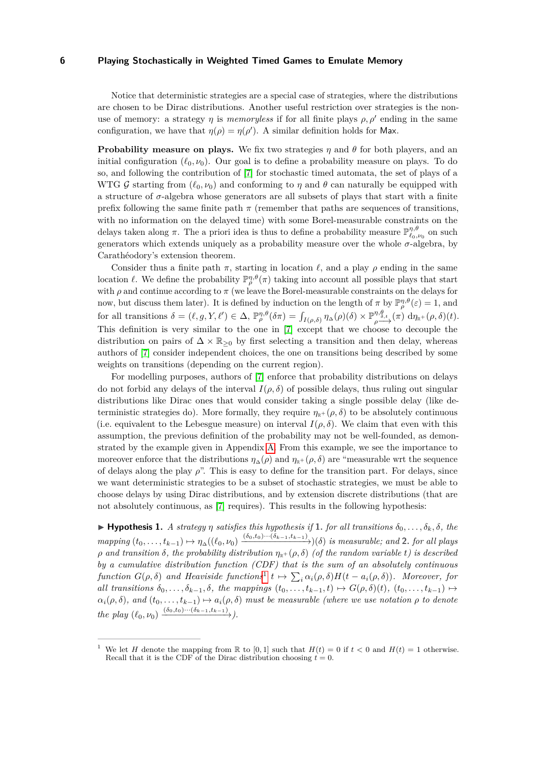Notice that deterministic strategies are a special case of strategies, where the distributions are chosen to be Dirac distributions. Another useful restriction over strategies is the non-use of memory: a strategy $\eta$ is *memoryless* if for all finite plays $\rho, \rho'$ ending in the same configuration, we have that $\eta(\rho) = \eta(\rho')$. A similar definition holds for $\mathsf{Max}$.

**Probability measure on plays.** We fix two strategies $\eta$ and $\theta$ for both players, and an initial configuration $(\ell_0, \nu_0)$. Our goal is to define a probability measure on plays. To do so, and following the contribution of [7] for stochastic timed automata, the set of plays of a WTG $\mathcal{G}$ starting from $(\ell_0, \nu_0)$ and conforming to $\eta$ and $\theta$ can naturally be equipped with a structure of $\sigma$-algebra whose generators are all subsets of plays that start with a finite prefix following the same finite path $\pi$ (remember that paths are sequences of transitions, with no information on the delayed time) with some Borel-measurable constraints on the delays taken along $\pi$. The a priori idea is thus to define a probability measure $\mathbb{P}^{\eta,\theta}_{\ell_0,\nu_0}$ on such generators which extends uniquely as a probability measure over the whole $\sigma$-algebra, by Carathéodory's extension theorem.

Consider thus a finite path $\pi$, starting in location $\ell$, and a play $\rho$ ending in the same location $\ell$. We define the probability $\mathbb{P}^{\eta,\theta}_{\rho}(\pi)$ taking into account all possible plays that start with $\rho$ and continue according to $\pi$ (we leave the Borel-measurable constraints on the delays for now, but discuss them later). It is defined by induction on the length of $\pi$ by $\mathbb{P}^{\eta,\theta}_{\rho}(\varepsilon) = 1$, and for all transitions $\delta = (\ell, g, Y, \ell') \in \Delta$, $\mathbb{P}^{\eta,\theta}_{\rho}(\delta\pi) = \int_{I(\rho,\delta)} \eta_\Delta(\rho)(\delta) \times \mathbb{P}^{\eta,\theta}_{\rho \xrightarrow{\delta,t}}(\pi)\, \mathrm{d}\eta_{\mathbb{R}^+}(\rho,\delta)(t)$. This definition is very similar to the one in [7] except that we choose to decouple the distribution on pairs of $\Delta \times \mathbb{R}_{\geq 0}$ by first selecting a transition and then delay, whereas authors of [7] consider independent choices, the one on transitions being described by some weights on transitions (depending on the current region).

For modelling purposes, authors of [7] enforce that probability distributions on delays do not forbid any delays of the interval $I(\rho, \delta)$ of possible delays, thus ruling out singular distributions like Dirac ones that would consider taking a single possible delay (like deterministic strategies do). More formally, they require $\eta_{\mathbb{R}^+}(\rho, \delta)$ to be absolutely continuous (i.e. equivalent to the Lebesgue measure) on interval $I(\rho, \delta)$. We claim that even with this assumption, the previous definition of the probability may not be well-founded, as demonstrated by the example given in Appendix A. From this example, we see the importance to moreover enforce that the distributions $\eta_\Delta(\rho)$ and $\eta_{\mathbb{R}^+}(\rho, \delta)$ are "measurable wrt the sequence of delays along the play $\rho$". This is easy to define for the transition part. For delays, since we want deterministic strategies to be a subset of stochastic strategies, we must be able to choose delays by using Dirac distributions, and by extension discrete distributions (that are not absolutely continuous, as [7] requires). This results in the following hypothesis:

▶ **Hypothesis 1.** *A strategy $\eta$ satisfies this hypothesis if* **1.** *for all transitions $\delta_0, \dots, \delta_k, \delta$, the mapping $(t_0, \dots, t_{k-1}) \mapsto \eta_\Delta((\ell_0, \nu_0) \xrightarrow{(\delta_0,t_0)\cdots(\delta_{k-1},t_{k-1})})(\delta)$ is measurable; and* **2.** *for all plays $\rho$ and transition $\delta$, the probability distribution $\eta_{\mathbb{R}^+}(\rho, \delta)$ (of the random variable $t$) is described by a cumulative distribution function (CDF) that is the sum of an absolutely continuous function $G(\rho, \delta)$ and Heaviside functions[1] $t \mapsto \sum_i \alpha_i(\rho, \delta) H(t - a_i(\rho, \delta))$. Moreover, for all transitions $\delta_0, \dots, \delta_{k-1}, \delta$, the mappings $(t_0, \dots, t_{k-1}, t) \mapsto G(\rho, \delta)(t)$, $(t_0, \dots, t_{k-1}) \mapsto \alpha_i(\rho, \delta)$, and $(t_0, \dots, t_{k-1}) \mapsto a_i(\rho, \delta)$ must be measurable (where we use notation $\rho$ to denote the play $(\ell_0, \nu_0) \xrightarrow{(\delta_0,t_0)\cdots(\delta_{k-1},t_{k-1})}$).*

---

[1] We let $H$ denote the mapping from $\mathbb{R}$ to $[0, 1]$ such that $H(t) = 0$ if $t < 0$ and $H(t) = 1$ otherwise. Recall that it is the CDF of the Dirac distribution choosing $t = 0$.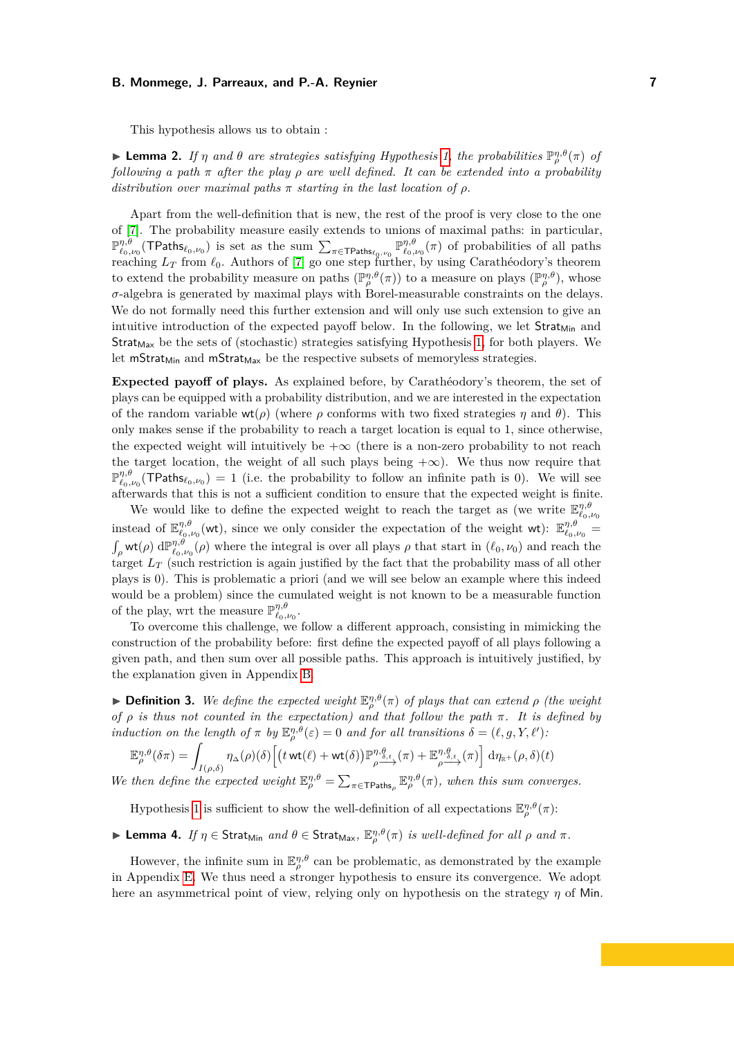This hypothesis allows us to obtain :

▶ **Lemma 2.** *If $\eta$ and $\theta$ are strategies satisfying Hypothesis 1, the probabilities $\mathbb{P}^{\eta,\theta}_{\rho}(\pi)$ of following a path $\pi$ after the play $\rho$ are well defined. It can be extended into a probability distribution over maximal paths $\pi$ starting in the last location of $\rho$.*

Apart from the well-definition that is new, the rest of the proof is very close to the one of [7]. The probability measure easily extends to unions of maximal paths: in particular, $\mathbb{P}^{\eta,\theta}_{\ell_0,\nu_0}(\mathsf{TPaths}_{\ell_0,\nu_0})$ is set as the sum $\sum_{\pi\in\mathsf{TPaths}_{\ell_0,\nu_0}}\mathbb{P}^{\eta,\theta}_{\ell_0,\nu_0}(\pi)$ of probabilities of all paths reaching $L_T$ from $\ell_0$. Authors of [7] go one step further, by using Carathéodory's theorem to extend the probability measure on paths ($\mathbb{P}^{\eta,\theta}_{\rho}(\pi)$) to a measure on plays ($\mathbb{P}^{\eta,\theta}_{\rho}$), whose $\sigma$-algebra is generated by maximal plays with Borel-measurable constraints on the delays. We do not formally need this further extension and will only use such extension to give an intuitive introduction of the expected payoff below. In the following, we let $\mathsf{Strat}_{\mathsf{Min}}$ and $\mathsf{Strat}_{\mathsf{Max}}$ be the sets of (stochastic) strategies satisfying Hypothesis 1, for both players. We let $\mathsf{mStrat}_{\mathsf{Min}}$ and $\mathsf{mStrat}_{\mathsf{Max}}$ be the respective subsets of memoryless strategies.

**Expected payoff of plays.** As explained before, by Carathéodory's theorem, the set of plays can be equipped with a probability distribution, and we are interested in the expectation of the random variable $\mathsf{wt}(\rho)$ (where $\rho$ conforms with two fixed strategies $\eta$ and $\theta$). This only makes sense if the probability to reach a target location is equal to 1, since otherwise, the expected weight will intuitively be $+\infty$ (there is a non-zero probability to not reach the target location, the weight of all such plays being $+\infty$). We thus now require that $\mathbb{P}^{\eta,\theta}_{\ell_0,\nu_0}(\mathsf{TPaths}_{\ell_0,\nu_0}) = 1$ (i.e. the probability to follow an infinite path is 0). We will see afterwards that this is not a sufficient condition to ensure that the expected weight is finite.

We would like to define the expected weight to reach the target as (we write $\mathbb{E}^{\eta,\theta}_{\ell_0,\nu_0}$ instead of $\mathbb{E}^{\eta,\theta}_{\ell_0,\nu_0}(\mathsf{wt})$, since we only consider the expectation of the weight $\mathsf{wt}$): $\mathbb{E}^{\eta,\theta}_{\ell_0,\nu_0} = \int_{\rho}\mathsf{wt}(\rho)\,\mathrm{d}\mathbb{P}^{\eta,\theta}_{\ell_0,\nu_0}(\rho)$ where the integral is over all plays $\rho$ that start in $(\ell_0,\nu_0)$ and reach the target $L_T$ (such restriction is again justified by the fact that the probability mass of all other plays is 0). This is problematic a priori (and we will see below an example where this indeed would be a problem) since the cumulated weight is not known to be a measurable function of the play, wrt the measure $\mathbb{P}^{\eta,\theta}_{\ell_0,\nu_0}$.

To overcome this challenge, we follow a different approach, consisting in mimicking the construction of the probability before: first define the expected payoff of all plays following a given path, and then sum over all possible paths. This approach is intuitively justified, by the explanation given in Appendix B.

▶ **Definition 3.** *We define the expected weight $\mathbb{E}^{\eta,\theta}_{\rho}(\pi)$ of plays that can extend $\rho$ (the weight of $\rho$ is thus not counted in the expectation) and that follow the path $\pi$. It is defined by induction on the length of $\pi$ by $\mathbb{E}^{\eta,\theta}_{\rho}(\varepsilon) = 0$ and for all transitions $\delta = (\ell, g, Y, \ell')$:*

$$\mathbb{E}^{\eta,\theta}_{\rho}(\delta\pi) = \int_{I(\rho,\delta)} \eta_{\Delta}(\rho)(\delta)\Big[\big(t\,\mathsf{wt}(\ell)+\mathsf{wt}(\delta)\big)\mathbb{P}^{\eta,\theta}_{\rho\xrightarrow{\delta,t}}(\pi) + \mathbb{E}^{\eta,\theta}_{\rho\xrightarrow{\delta,t}}(\pi)\Big]\,\mathrm{d}\eta_{\mathbb{R}^+}(\rho,\delta)(t)$$

*We then define the expected weight $\mathbb{E}^{\eta,\theta}_{\rho} = \sum_{\pi\in\mathsf{TPaths}_{\rho}}\mathbb{E}^{\eta,\theta}_{\rho}(\pi)$, when this sum converges.*

Hypothesis 1 is sufficient to show the well-definition of all expectations $\mathbb{E}^{\eta,\theta}_{\rho}(\pi)$:

▶ **Lemma 4.** *If $\eta\in\mathsf{Strat}_{\mathsf{Min}}$ and $\theta\in\mathsf{Strat}_{\mathsf{Max}}$, $\mathbb{E}^{\eta,\theta}_{\rho}(\pi)$ is well-defined for all $\rho$ and $\pi$.*

However, the infinite sum in $\mathbb{E}^{\eta,\theta}_{\rho}$ can be problematic, as demonstrated by the example in Appendix E. We thus need a stronger hypothesis to ensure its convergence. We adopt here an asymmetrical point of view, relying only on hypothesis on the strategy $\eta$ of $\mathsf{Min}$.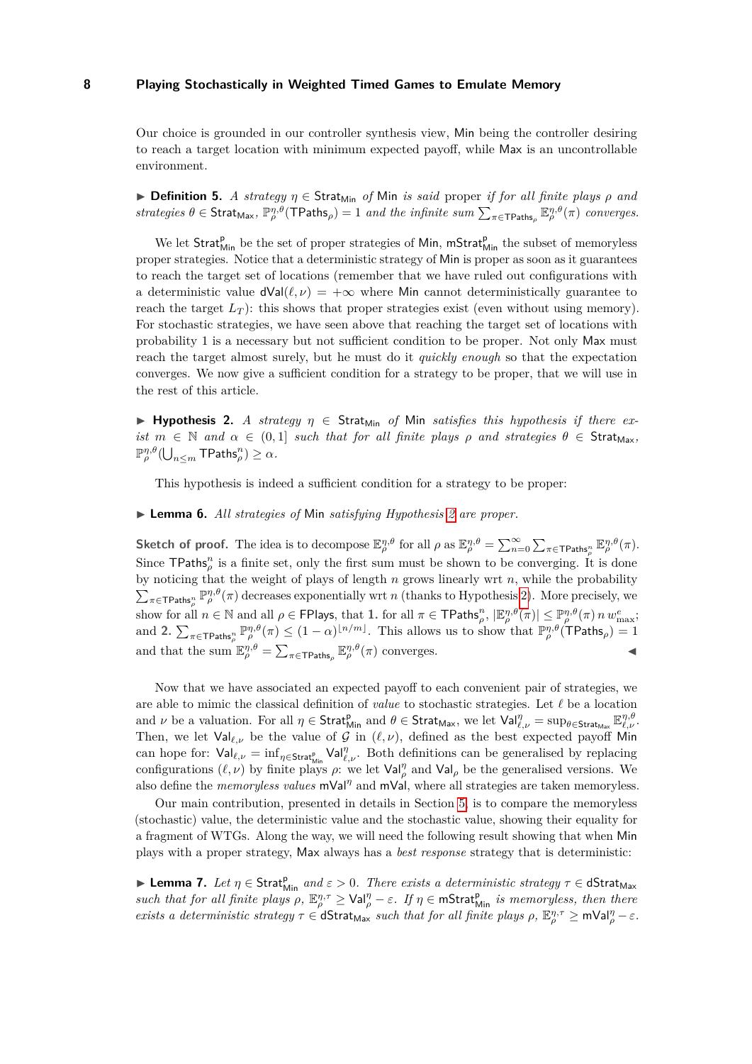Our choice is grounded in our controller synthesis view, Min being the controller desiring to reach a target location with minimum expected payoff, while Max is an uncontrollable environment.

▶ **Definition 5.** *A strategy $\eta \in \mathsf{Strat}_{\mathsf{Min}}$ of* Min *is said* proper *if for all finite plays $\rho$ and strategies $\theta \in \mathsf{Strat}_{\mathsf{Max}}$, $\mathbb{P}^{\eta,\theta}_\rho(\mathsf{TPaths}_\rho) = 1$ and the infinite sum $\sum_{\pi \in \mathsf{TPaths}_\rho} \mathbb{E}^{\eta,\theta}_\rho(\pi)$ converges.*

We let $\mathsf{Strat}^{\mathsf{p}}_{\mathsf{Min}}$ be the set of proper strategies of Min, $\mathsf{mStrat}^{\mathsf{p}}_{\mathsf{Min}}$ the subset of memoryless proper strategies. Notice that a deterministic strategy of Min is proper as soon as it guarantees to reach the target set of locations (remember that we have ruled out configurations with a deterministic value $\mathsf{dVal}(\ell, \nu) = +\infty$ where Min cannot deterministically guarantee to reach the target $L_T$): this shows that proper strategies exist (even without using memory). For stochastic strategies, we have seen above that reaching the target set of locations with probability 1 is a necessary but not sufficient condition to be proper. Not only Max must reach the target almost surely, but he must do it *quickly enough* so that the expectation converges. We now give a sufficient condition for a strategy to be proper, that we will use in the rest of this article.

▶ **Hypothesis 2.** *A strategy $\eta \in \mathsf{Strat}_{\mathsf{Min}}$ of* Min *satisfies this hypothesis if there exist $m \in \mathbb{N}$ and $\alpha \in (0, 1]$ such that for all finite plays $\rho$ and strategies $\theta \in \mathsf{Strat}_{\mathsf{Max}}$, $\mathbb{P}^{\eta,\theta}_\rho(\bigcup_{n \leq m} \mathsf{TPaths}^n_\rho) \geq \alpha$.*

This hypothesis is indeed a sufficient condition for a strategy to be proper:

▶ **Lemma 6.** *All strategies of* Min *satisfying Hypothesis 2 are proper.*

**Sketch of proof.** The idea is to decompose $\mathbb{E}^{\eta,\theta}_\rho$ for all $\rho$ as $\mathbb{E}^{\eta,\theta}_\rho = \sum_{n=0}^{\infty} \sum_{\pi \in \mathsf{TPaths}^n_\rho} \mathbb{E}^{\eta,\theta}_\rho(\pi)$. Since $\mathsf{TPaths}^n_\rho$ is a finite set, only the first sum must be shown to be converging. It is done by noticing that the weight of plays of length $n$ grows linearly wrt $n$, while the probability $\sum_{\pi \in \mathsf{TPaths}^n_\rho} \mathbb{P}^{\eta,\theta}_\rho(\pi)$ decreases exponentially wrt $n$ (thanks to Hypothesis 2). More precisely, we show for all $n \in \mathbb{N}$ and all $\rho \in \mathsf{FPlays}$, that **1.** for all $\pi \in \mathsf{TPaths}^n_\rho$, $|\mathbb{E}^{\eta,\theta}_\rho(\pi)| \leq \mathbb{P}^{\eta,\theta}_\rho(\pi)\, n\, w^e_{\max}$; and **2.** $\sum_{\pi \in \mathsf{TPaths}^n_\rho} \mathbb{P}^{\eta,\theta}_\rho(\pi) \leq (1-\alpha)^{\lfloor n/m \rfloor}$. This allows us to show that $\mathbb{P}^{\eta,\theta}_\rho(\mathsf{TPaths}_\rho) = 1$ and that the sum $\mathbb{E}^{\eta,\theta}_\rho = \sum_{\pi \in \mathsf{TPaths}_\rho} \mathbb{E}^{\eta,\theta}_\rho(\pi)$ converges. ◀

Now that we have associated an expected payoff to each convenient pair of strategies, we are able to mimic the classical definition of *value* to stochastic strategies. Let $\ell$ be a location and $\nu$ be a valuation. For all $\eta \in \mathsf{Strat}^{\mathsf{p}}_{\mathsf{Min}}$ and $\theta \in \mathsf{Strat}_{\mathsf{Max}}$, we let $\mathsf{Val}^\eta_{\ell,\nu} = \sup_{\theta \in \mathsf{Strat}_{\mathsf{Max}}} \mathbb{E}^{\eta,\theta}_{\ell,\nu}$. Then, we let $\mathsf{Val}_{\ell,\nu}$ be the value of $\mathcal{G}$ in $(\ell, \nu)$, defined as the best expected payoff Min can hope for: $\mathsf{Val}_{\ell,\nu} = \inf_{\eta \in \mathsf{Strat}^{\mathsf{p}}_{\mathsf{Min}}} \mathsf{Val}^\eta_{\ell,\nu}$. Both definitions can be generalised by replacing configurations $(\ell, \nu)$ by finite plays $\rho$: we let $\mathsf{Val}^\eta_\rho$ and $\mathsf{Val}_\rho$ be the generalised versions. We also define the *memoryless values* $\mathsf{mVal}^\eta$ and $\mathsf{mVal}$, where all strategies are taken memoryless.

Our main contribution, presented in details in Section 5, is to compare the memoryless (stochastic) value, the deterministic value and the stochastic value, showing their equality for a fragment of WTGs. Along the way, we will need the following result showing that when Min plays with a proper strategy, Max always has a *best response* strategy that is deterministic:

▶ **Lemma 7.** *Let $\eta \in \mathsf{Strat}^{\mathsf{p}}_{\mathsf{Min}}$ and $\varepsilon > 0$. There exists a deterministic strategy $\tau \in \mathsf{dStrat}_{\mathsf{Max}}$ such that for all finite plays $\rho$, $\mathbb{E}^{\eta,\tau}_\rho \geq \mathsf{Val}^\eta_\rho - \varepsilon$. If $\eta \in \mathsf{mStrat}^{\mathsf{p}}_{\mathsf{Min}}$ is memoryless, then there exists a deterministic strategy $\tau \in \mathsf{dStrat}_{\mathsf{Max}}$ such that for all finite plays $\rho$, $\mathbb{E}^{\eta,\tau}_\rho \geq \mathsf{mVal}^\eta_\rho - \varepsilon$.*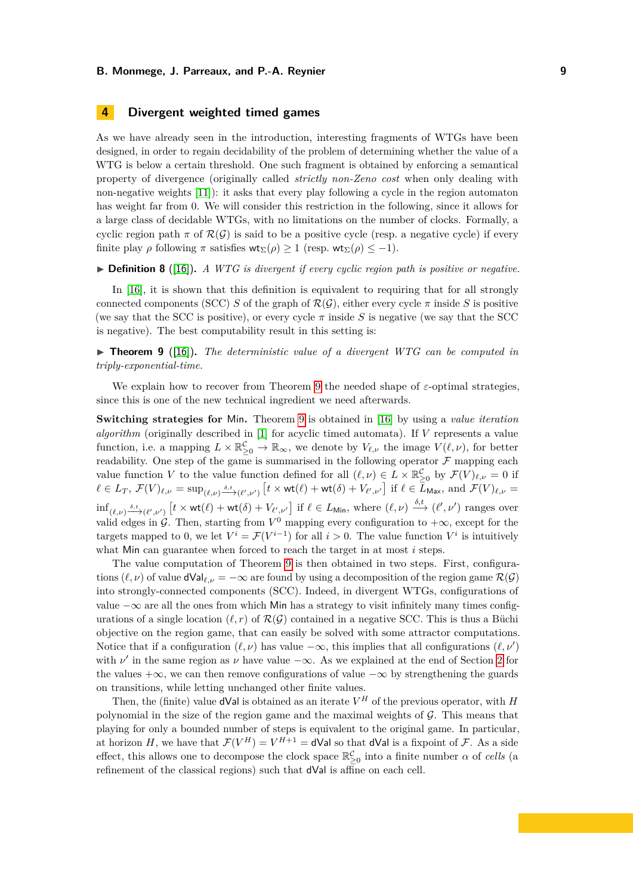## 4 Divergent weighted timed games

As we have already seen in the introduction, interesting fragments of WTGs have been designed, in order to regain decidability of the problem of determining whether the value of a WTG is below a certain threshold. One such fragment is obtained by enforcing a semantical property of divergence (originally called *strictly non-Zeno cost* when only dealing with non-negative weights [11]): it asks that every play following a cycle in the region automaton has weight far from 0. We will consider this restriction in the following, since it allows for a large class of decidable WTGs, with no limitations on the number of clocks. Formally, a cyclic region path $\pi$ of $\mathcal{R}(\mathcal{G})$ is said to be a positive cycle (resp. a negative cycle) if every finite play $\rho$ following $\pi$ satisfies $\mathsf{wt}_\Sigma(\rho) \geq 1$ (resp. $\mathsf{wt}_\Sigma(\rho) \leq -1$).

▶ **Definition 8** ([16]). *A WTG is divergent if every cyclic region path is positive or negative.*

In [16], it is shown that this definition is equivalent to requiring that for all strongly connected components (SCC) $S$ of the graph of $\mathcal{R}(\mathcal{G})$, either every cycle $\pi$ inside $S$ is positive (we say that the SCC is positive), or every cycle $\pi$ inside $S$ is negative (we say that the SCC is negative). The best computability result in this setting is:

▶ **Theorem 9** ([16]). *The deterministic value of a divergent WTG can be computed in triply-exponential-time.*

We explain how to recover from Theorem 9 the needed shape of $\varepsilon$-optimal strategies, since this is one of the new technical ingredient we need afterwards.

**Switching strategies for Min.** Theorem 9 is obtained in [16] by using a *value iteration algorithm* (originally described in [1] for acyclic timed automata). If $V$ represents a value function, i.e. a mapping $L \times \mathbb{R}^{\mathcal{C}}_{\geq 0} \to \mathbb{R}_\infty$, we denote by $V_{\ell,\nu}$ the image $V(\ell,\nu)$, for better readability. One step of the game is summarised in the following operator $\mathcal{F}$ mapping each value function $V$ to the value function defined for all $(\ell,\nu) \in L \times \mathbb{R}^{\mathcal{C}}_{\geq 0}$ by $\mathcal{F}(V)_{\ell,\nu} = 0$ if $\ell \in L_T$, $\mathcal{F}(V)_{\ell,\nu} = \sup_{(\ell,\nu)\xrightarrow{\delta,t}(\ell',\nu')} \big[t \times \mathsf{wt}(\ell) + \mathsf{wt}(\delta) + V_{\ell',\nu'}\big]$ if $\ell \in L_{\mathsf{Max}}$, and $\mathcal{F}(V)_{\ell,\nu} = \inf_{(\ell,\nu)\xrightarrow{\delta,t}(\ell',\nu')} \big[t \times \mathsf{wt}(\ell) + \mathsf{wt}(\delta) + V_{\ell',\nu'}\big]$ if $\ell \in L_{\mathsf{Min}}$, where $(\ell,\nu) \xrightarrow{\delta,t} (\ell',\nu')$ ranges over valid edges in $\mathcal{G}$. Then, starting from $V^0$ mapping every configuration to $+\infty$, except for the targets mapped to 0, we let $V^i = \mathcal{F}(V^{i-1})$ for all $i > 0$. The value function $V^i$ is intuitively what Min can guarantee when forced to reach the target in at most $i$ steps.

The value computation of Theorem 9 is then obtained in two steps. First, configurations $(\ell,\nu)$ of value $\mathsf{dVal}_{\ell,\nu} = -\infty$ are found by using a decomposition of the region game $\mathcal{R}(\mathcal{G})$ into strongly-connected components (SCC). Indeed, in divergent WTGs, configurations of value $-\infty$ are all the ones from which Min has a strategy to visit infinitely many times configurations of a single location $(\ell, r)$ of $\mathcal{R}(\mathcal{G})$ contained in a negative SCC. This is thus a Büchi objective on the region game, that can easily be solved with some attractor computations. Notice that if a configuration $(\ell,\nu)$ has value $-\infty$, this implies that all configurations $(\ell,\nu')$ with $\nu'$ in the same region as $\nu$ have value $-\infty$. As we explained at the end of Section 2 for the values $+\infty$, we can then remove configurations of value $-\infty$ by strengthening the guards on transitions, while letting unchanged other finite values.

Then, the (finite) value $\mathsf{dVal}$ is obtained as an iterate $V^H$ of the previous operator, with $H$ polynomial in the size of the region game and the maximal weights of $\mathcal{G}$. This means that playing for only a bounded number of steps is equivalent to the original game. In particular, at horizon $H$, we have that $\mathcal{F}(V^H) = V^{H+1} = \mathsf{dVal}$ so that $\mathsf{dVal}$ is a fixpoint of $\mathcal{F}$. As a side effect, this allows one to decompose the clock space $\mathbb{R}^{\mathcal{C}}_{\geq 0}$ into a finite number $\alpha$ of *cells* (a refinement of the classical regions) such that $\mathsf{dVal}$ is affine on each cell.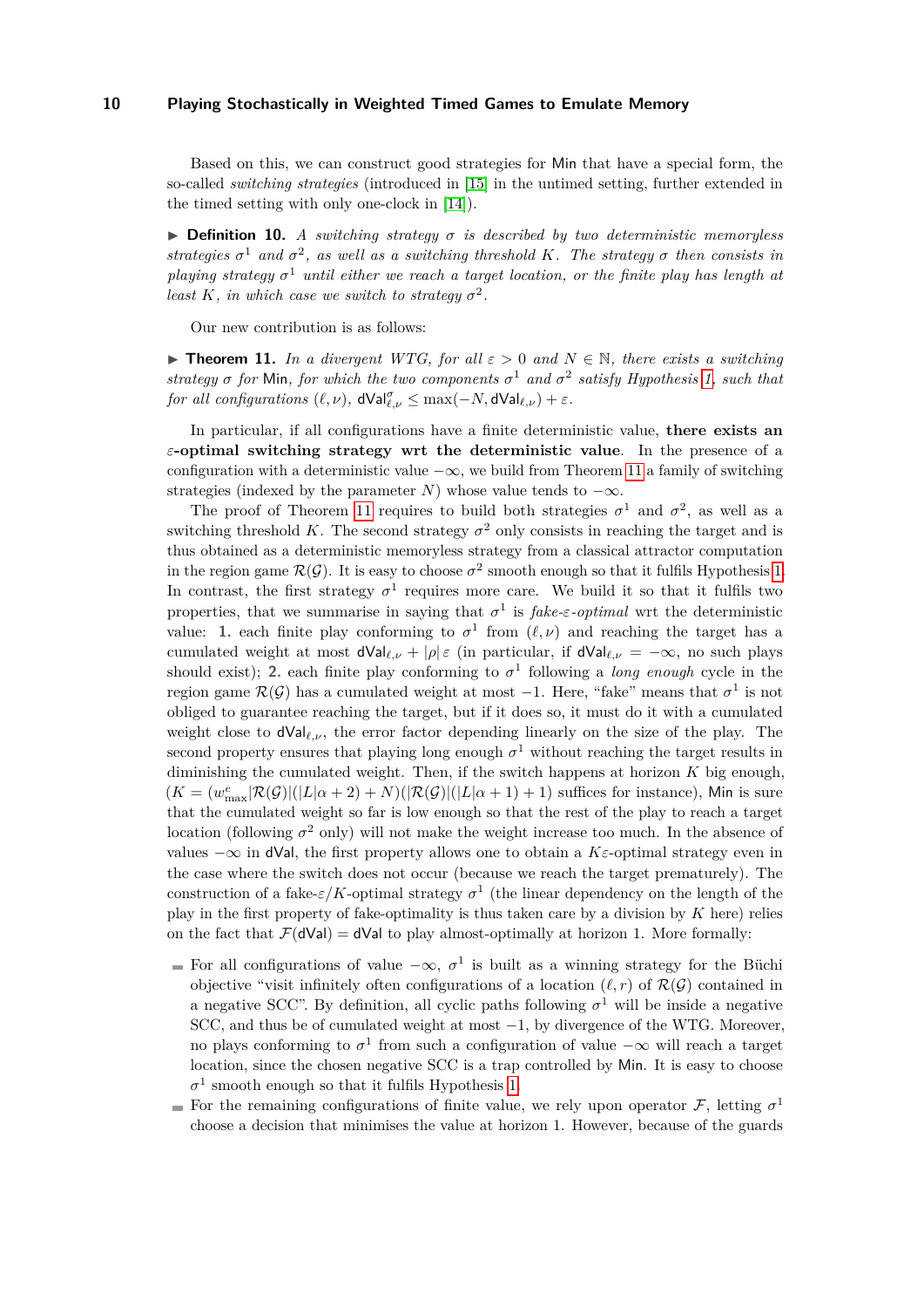Based on this, we can construct good strategies for Min that have a special form, the so-called *switching strategies* (introduced in [15] in the untimed setting, further extended in the timed setting with only one-clock in [14]).

▶ **Definition 10.** *A switching strategy $\sigma$ is described by two deterministic memoryless strategies $\sigma^1$ and $\sigma^2$, as well as a switching threshold $K$. The strategy $\sigma$ then consists in playing strategy $\sigma^1$ until either we reach a target location, or the finite play has length at least $K$, in which case we switch to strategy $\sigma^2$.*

Our new contribution is as follows:

▶ **Theorem 11.** *In a divergent WTG, for all $\varepsilon > 0$ and $N \in \mathbb{N}$, there exists a switching strategy $\sigma$ for* Min*, for which the two components $\sigma^1$ and $\sigma^2$ satisfy Hypothesis 1, such that for all configurations $(\ell, \nu)$, $\mathsf{dVal}^{\sigma}_{\ell,\nu} \leq \max(-N, \mathsf{dVal}_{\ell,\nu}) + \varepsilon$.*

In particular, if all configurations have a finite deterministic value, **there exists an $\varepsilon$-optimal switching strategy wrt the deterministic value**. In the presence of a configuration with a deterministic value $-\infty$, we build from Theorem 11 a family of switching strategies (indexed by the parameter $N$) whose value tends to $-\infty$.

The proof of Theorem 11 requires to build both strategies $\sigma^1$ and $\sigma^2$, as well as a switching threshold $K$. The second strategy $\sigma^2$ only consists in reaching the target and is thus obtained as a deterministic memoryless strategy from a classical attractor computation in the region game $\mathcal{R}(\mathcal{G})$. It is easy to choose $\sigma^2$ smooth enough so that it fulfils Hypothesis 1. In contrast, the first strategy $\sigma^1$ requires more care. We build it so that it fulfils two properties, that we summarise in saying that $\sigma^1$ is *fake-$\varepsilon$-optimal* wrt the deterministic value: **1.** each finite play conforming to $\sigma^1$ from $(\ell, \nu)$ and reaching the target has a cumulated weight at most $\mathsf{dVal}_{\ell,\nu} + |\rho|\,\varepsilon$ (in particular, if $\mathsf{dVal}_{\ell,\nu} = -\infty$, no such plays should exist); **2.** each finite play conforming to $\sigma^1$ following a *long enough* cycle in the region game $\mathcal{R}(\mathcal{G})$ has a cumulated weight at most $-1$. Here, "fake" means that $\sigma^1$ is not obliged to guarantee reaching the target, but if it does so, it must do it with a cumulated weight close to $\mathsf{dVal}_{\ell,\nu}$, the error factor depending linearly on the size of the play. The second property ensures that playing long enough $\sigma^1$ without reaching the target results in diminishing the cumulated weight. Then, if the switch happens at horizon $K$ big enough, $(K = (w^e_{\max}|\mathcal{R}(\mathcal{G})|(|L|\alpha + 2) + N)(|\mathcal{R}(\mathcal{G})|(|L|\alpha + 1) + 1)$ suffices for instance), Min is sure that the cumulated weight so far is low enough so that the rest of the play to reach a target location (following $\sigma^2$ only) will not make the weight increase too much. In the absence of values $-\infty$ in $\mathsf{dVal}$, the first property allows one to obtain a $K\varepsilon$-optimal strategy even in the case where the switch does not occur (because we reach the target prematurely). The construction of a fake-$\varepsilon/K$-optimal strategy $\sigma^1$ (the linear dependency on the length of the play in the first property of fake-optimality is thus taken care by a division by $K$ here) relies on the fact that $\mathcal{F}(\mathsf{dVal}) = \mathsf{dVal}$ to play almost-optimally at horizon 1. More formally:

- For all configurations of value $-\infty$, $\sigma^1$ is built as a winning strategy for the Büchi objective "visit infinitely often configurations of a location $(\ell, r)$ of $\mathcal{R}(\mathcal{G})$ contained in a negative SCC". By definition, all cyclic paths following $\sigma^1$ will be inside a negative SCC, and thus be of cumulated weight at most $-1$, by divergence of the WTG. Moreover, no plays conforming to $\sigma^1$ from such a configuration of value $-\infty$ will reach a target location, since the chosen negative SCC is a trap controlled by Min. It is easy to choose $\sigma^1$ smooth enough so that it fulfils Hypothesis 1.
- For the remaining configurations of finite value, we rely upon operator $\mathcal{F}$, letting $\sigma^1$ choose a decision that minimises the value at horizon 1. However, because of the guards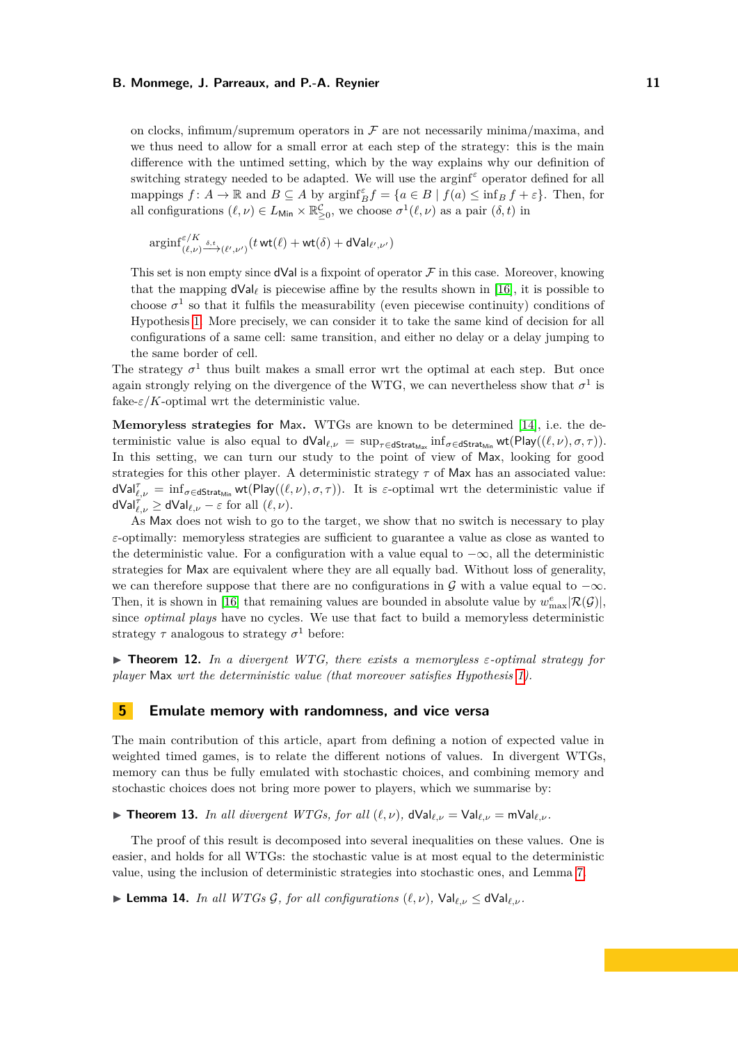on clocks, infimum/supremum operators in $\mathcal{F}$ are not necessarily minima/maxima, and we thus need to allow for a small error at each step of the strategy: this is the main difference with the untimed setting, which by the way explains why our definition of switching strategy needed to be adapted. We will use the $\mathrm{arginf}^{\varepsilon}$ operator defined for all mappings $f\colon A \to \mathbb{R}$ and $B \subseteq A$ by $\mathrm{arginf}^{\varepsilon}_B f = \{a \in B \mid f(a) \leq \inf_B f + \varepsilon\}$. Then, for all configurations $(\ell, \nu) \in L_{\mathsf{Min}} \times \mathbb{R}^{\mathcal{C}}_{\geq 0}$, we choose $\sigma^1(\ell,\nu)$ as a pair $(\delta, t)$ in

$$\mathrm{arginf}^{\varepsilon/K}_{(\ell,\nu)\xrightarrow{\delta,t}(\ell',\nu')} (t\,\mathsf{wt}(\ell) + \mathsf{wt}(\delta) + \mathsf{dVal}_{\ell',\nu'})$$

This set is non empty since $\mathsf{dVal}$ is a fixpoint of operator $\mathcal{F}$ in this case. Moreover, knowing that the mapping $\mathsf{dVal}_\ell$ is piecewise affine by the results shown in [16], it is possible to choose $\sigma^1$ so that it fulfils the measurability (even piecewise continuity) conditions of Hypothesis 1. More precisely, we can consider it to take the same kind of decision for all configurations of a same cell: same transition, and either no delay or a delay jumping to the same border of cell.

The strategy $\sigma^1$ thus built makes a small error wrt the optimal at each step. But once again strongly relying on the divergence of the WTG, we can nevertheless show that $\sigma^1$ is fake-$\varepsilon/K$-optimal wrt the deterministic value.

**Memoryless strategies for Max.** WTGs are known to be determined [14], i.e. the deterministic value is also equal to $\mathsf{dVal}_{\ell,\nu} = \sup_{\tau\in\mathsf{dStrat}_{\mathsf{Max}}} \inf_{\sigma\in\mathsf{dStrat}_{\mathsf{Min}}} \mathsf{wt}(\mathsf{Play}((\ell,\nu),\sigma,\tau))$. In this setting, we can turn our study to the point of view of Max, looking for good strategies for this other player. A deterministic strategy $\tau$ of Max has an associated value: $\mathsf{dVal}^{\tau}_{\ell,\nu} = \inf_{\sigma\in\mathsf{dStrat}_{\mathsf{Min}}} \mathsf{wt}(\mathsf{Play}((\ell,\nu),\sigma,\tau))$. It is $\varepsilon$-optimal wrt the deterministic value if $\mathsf{dVal}^{\tau}_{\ell,\nu} \geq \mathsf{dVal}_{\ell,\nu} - \varepsilon$ for all $(\ell,\nu)$.

As Max does not wish to go to the target, we show that no switch is necessary to play $\varepsilon$-optimally: memoryless strategies are sufficient to guarantee a value as close as wanted to the deterministic value. For a configuration with a value equal to $-\infty$, all the deterministic strategies for Max are equivalent where they are all equally bad. Without loss of generality, we can therefore suppose that there are no configurations in $\mathcal{G}$ with a value equal to $-\infty$. Then, it is shown in [16] that remaining values are bounded in absolute value by $w^e_{\max}|\mathcal{R}(\mathcal{G})|$, since *optimal plays* have no cycles. We use that fact to build a memoryless deterministic strategy $\tau$ analogous to strategy $\sigma^1$ before:

▶ **Theorem 12.** *In a divergent WTG, there exists a memoryless $\varepsilon$-optimal strategy for player* Max *wrt the deterministic value (that moreover satisfies Hypothesis 1).*

## 5 Emulate memory with randomness, and vice versa

The main contribution of this article, apart from defining a notion of expected value in weighted timed games, is to relate the different notions of values. In divergent WTGs, memory can thus be fully emulated with stochastic choices, and combining memory and stochastic choices does not bring more power to players, which we summarise by:

▶ **Theorem 13.** *In all divergent WTGs, for all $(\ell,\nu)$, $\mathsf{dVal}_{\ell,\nu} = \mathsf{Val}_{\ell,\nu} = \mathsf{mVal}_{\ell,\nu}$.*

The proof of this result is decomposed into several inequalities on these values. One is easier, and holds for all WTGs: the stochastic value is at most equal to the deterministic value, using the inclusion of deterministic strategies into stochastic ones, and Lemma 7.

▶ **Lemma 14.** *In all WTGs $\mathcal{G}$, for all configurations $(\ell,\nu)$, $\mathsf{Val}_{\ell,\nu} \leq \mathsf{dVal}_{\ell,\nu}$.*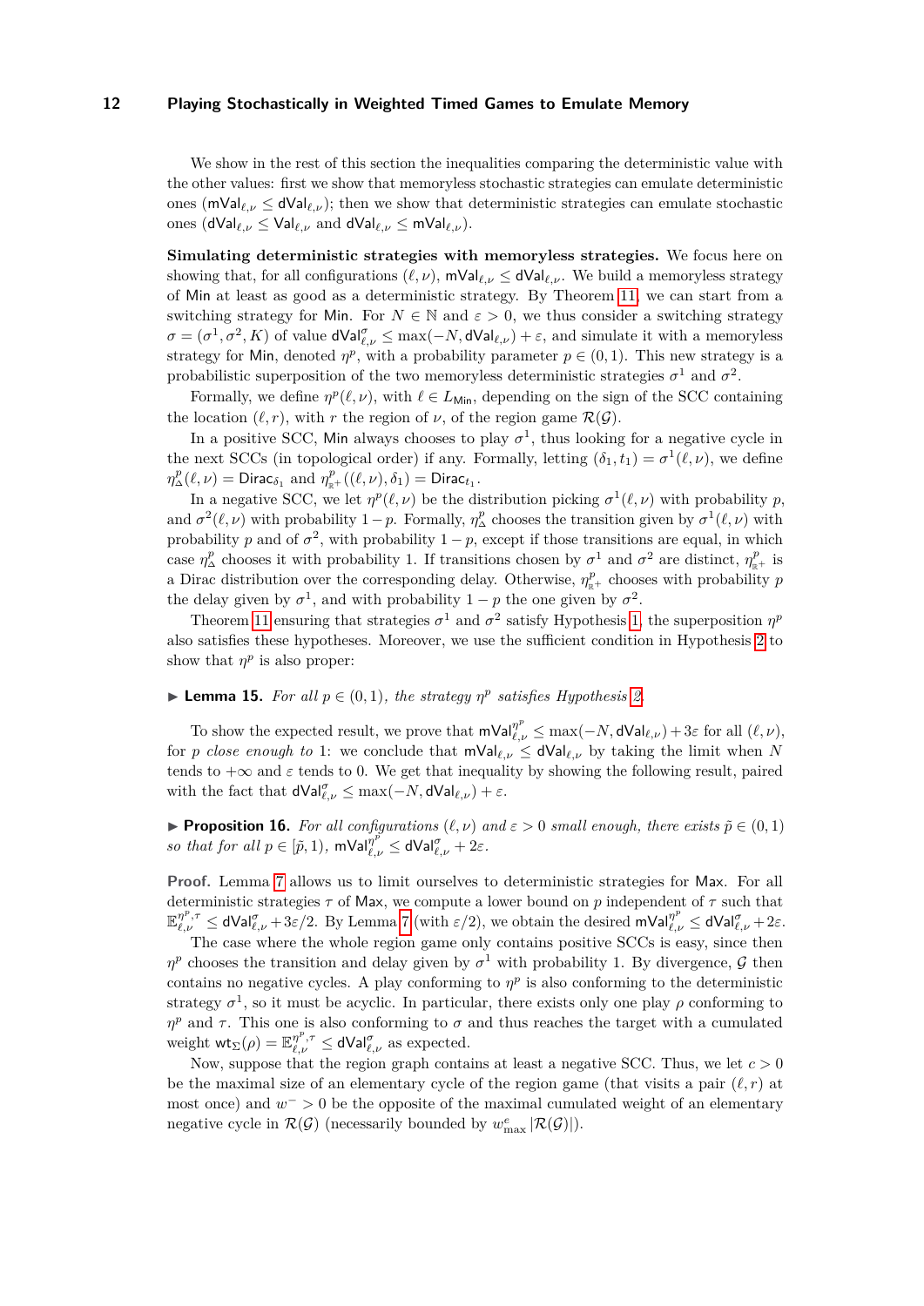We show in the rest of this section the inequalities comparing the deterministic value with the other values: first we show that memoryless stochastic strategies can emulate deterministic ones ($\mathsf{mVal}_{\ell,\nu} \leq \mathsf{dVal}_{\ell,\nu}$); then we show that deterministic strategies can emulate stochastic ones ($\mathsf{dVal}_{\ell,\nu} \leq \mathsf{Val}_{\ell,\nu}$ and $\mathsf{dVal}_{\ell,\nu} \leq \mathsf{mVal}_{\ell,\nu}$).

**Simulating deterministic strategies with memoryless strategies.** We focus here on showing that, for all configurations $(\ell,\nu)$, $\mathsf{mVal}_{\ell,\nu} \leq \mathsf{dVal}_{\ell,\nu}$. We build a memoryless strategy of Min at least as good as a deterministic strategy. By Theorem 11, we can start from a switching strategy for Min. For $N \in \mathbb{N}$ and $\varepsilon > 0$, we thus consider a switching strategy $\sigma = (\sigma^1, \sigma^2, K)$ of value $\mathsf{dVal}^{\sigma}_{\ell,\nu} \leq \max(-N, \mathsf{dVal}_{\ell,\nu}) + \varepsilon$, and simulate it with a memoryless strategy for Min, denoted $\eta^p$, with a probability parameter $p \in (0,1)$. This new strategy is a probabilistic superposition of the two memoryless deterministic strategies $\sigma^1$ and $\sigma^2$.

Formally, we define $\eta^p(\ell,\nu)$, with $\ell \in L_{\mathsf{Min}}$, depending on the sign of the SCC containing the location $(\ell, r)$, with $r$ the region of $\nu$, of the region game $\mathcal{R}(\mathcal{G})$.

In a positive SCC, Min always chooses to play $\sigma^1$, thus looking for a negative cycle in the next SCCs (in topological order) if any. Formally, letting $(\delta_1, t_1) = \sigma^1(\ell,\nu)$, we define $\eta^p_\Delta(\ell,\nu) = \mathsf{Dirac}_{\delta_1}$ and $\eta^p_{\mathbb{R}^+}((\ell,\nu),\delta_1) = \mathsf{Dirac}_{t_1}$.

In a negative SCC, we let $\eta^p(\ell,\nu)$ be the distribution picking $\sigma^1(\ell,\nu)$ with probability $p$, and $\sigma^2(\ell,\nu)$ with probability $1-p$. Formally, $\eta^p_\Delta$ chooses the transition given by $\sigma^1(\ell,\nu)$ with probability $p$ and of $\sigma^2$, with probability $1-p$, except if those transitions are equal, in which case $\eta^p_\Delta$ chooses it with probability 1. If transitions chosen by $\sigma^1$ and $\sigma^2$ are distinct, $\eta^p_{\mathbb{R}^+}$ is a Dirac distribution over the corresponding delay. Otherwise, $\eta^p_{\mathbb{R}^+}$ chooses with probability $p$ the delay given by $\sigma^1$, and with probability $1-p$ the one given by $\sigma^2$.

Theorem 11 ensuring that strategies $\sigma^1$ and $\sigma^2$ satisfy Hypothesis 1, the superposition $\eta^p$ also satisfies these hypotheses. Moreover, we use the sufficient condition in Hypothesis 2 to show that $\eta^p$ is also proper:

▶ **Lemma 15.** *For all $p \in (0,1)$, the strategy $\eta^p$ satisfies Hypothesis 2.*

To show the expected result, we prove that $\mathsf{mVal}^{\eta^p}_{\ell,\nu} \leq \max(-N, \mathsf{dVal}_{\ell,\nu}) + 3\varepsilon$ for all $(\ell,\nu)$, for $p$ *close enough to* 1: we conclude that $\mathsf{mVal}_{\ell,\nu} \leq \mathsf{dVal}_{\ell,\nu}$ by taking the limit when $N$ tends to $+\infty$ and $\varepsilon$ tends to 0. We get that inequality by showing the following result, paired with the fact that $\mathsf{dVal}^{\sigma}_{\ell,\nu} \leq \max(-N, \mathsf{dVal}_{\ell,\nu}) + \varepsilon$.

▶ **Proposition 16.** *For all configurations $(\ell,\nu)$ and $\varepsilon > 0$ small enough, there exists $\tilde{p} \in (0,1)$ so that for all $p \in [\tilde{p}, 1)$, $\mathsf{mVal}^{\eta^p}_{\ell,\nu} \leq \mathsf{dVal}^{\sigma}_{\ell,\nu} + 2\varepsilon$.*

**Proof.** Lemma 7 allows us to limit ourselves to deterministic strategies for Max. For all deterministic strategies $\tau$ of Max, we compute a lower bound on $p$ independent of $\tau$ such that $\mathbb{E}^{\eta^p,\tau}_{\ell,\nu} \leq \mathsf{dVal}^{\sigma}_{\ell,\nu} + 3\varepsilon/2$. By Lemma 7 (with $\varepsilon/2$), we obtain the desired $\mathsf{mVal}^{\eta^p}_{\ell,\nu} \leq \mathsf{dVal}^{\sigma}_{\ell,\nu} + 2\varepsilon$.

The case where the whole region game only contains positive SCCs is easy, since then $\eta^p$ chooses the transition and delay given by $\sigma^1$ with probability 1. By divergence, $\mathcal{G}$ then contains no negative cycles. A play conforming to $\eta^p$ is also conforming to the deterministic strategy $\sigma^1$, so it must be acyclic. In particular, there exists only one play $\rho$ conforming to $\eta^p$ and $\tau$. This one is also conforming to $\sigma$ and thus reaches the target with a cumulated weight $\mathsf{wt}_\Sigma(\rho) = \mathbb{E}^{\eta^p,\tau}_{\ell,\nu} \leq \mathsf{dVal}^{\sigma}_{\ell,\nu}$ as expected.

Now, suppose that the region graph contains at least a negative SCC. Thus, we let $c > 0$ be the maximal size of an elementary cycle of the region game (that visits a pair $(\ell, r)$ at most once) and $w^- > 0$ be the opposite of the maximal cumulated weight of an elementary negative cycle in $\mathcal{R}(\mathcal{G})$ (necessarily bounded by $w^e_{\max}\,|\mathcal{R}(\mathcal{G})|$).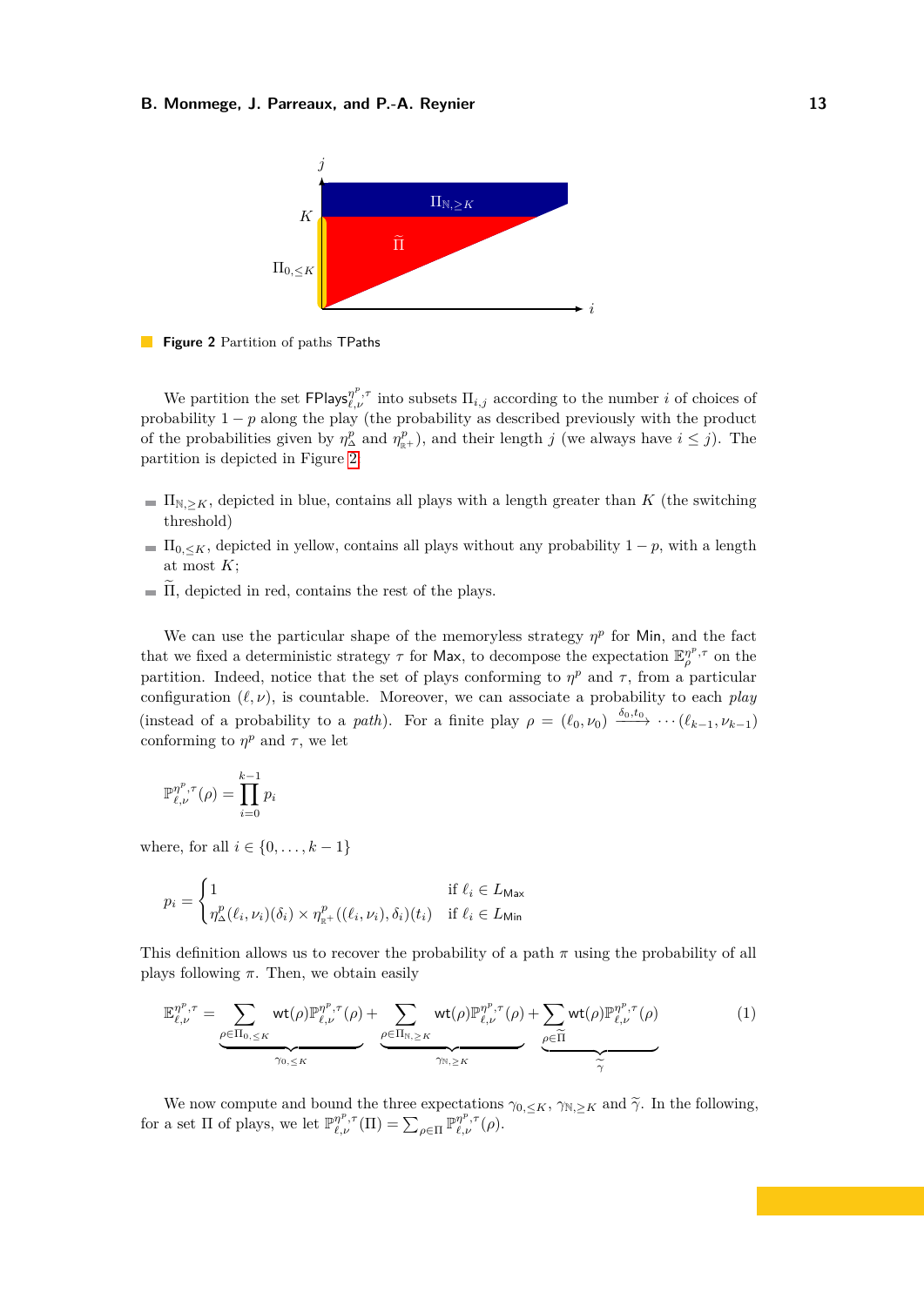**Figure 2** Partition of paths $\mathsf{TPaths}$

We partition the set $\mathsf{FPlays}^{\eta^p,\tau}_{\ell,\nu}$ into subsets $\Pi_{i,j}$ according to the number $i$ of choices of probability $1-p$ along the play (the probability as described previously with the product of the probabilities given by $\eta^p_\Delta$ and $\eta^p_{\mathbb{R}^+}$), and their length $j$ (we always have $i \leq j$). The partition is depicted in Figure 2.

- $\Pi_{\mathbb{N},\geq K}$, depicted in blue, contains all plays with a length greater than $K$ (the switching threshold)
- $\Pi_{0,\leq K}$, depicted in yellow, contains all plays without any probability $1-p$, with a length at most $K$;
- $\widetilde{\Pi}$, depicted in red, contains the rest of the plays.

We can use the particular shape of the memoryless strategy $\eta^p$ for $\mathsf{Min}$, and the fact that we fixed a deterministic strategy $\tau$ for $\mathsf{Max}$, to decompose the expectation $\mathbb{E}^{\eta^p,\tau}_{\rho}$ on the partition. Indeed, notice that the set of plays conforming to $\eta^p$ and $\tau$, from a particular configuration $(\ell,\nu)$, is countable. Moreover, we can associate a probability to each *play* (instead of a probability to a *path*). For a finite play $\rho = (\ell_0,\nu_0) \xrightarrow{\delta_0,t_0} \cdots (\ell_{k-1},\nu_{k-1})$ conforming to $\eta^p$ and $\tau$, we let

$$\mathbb{P}^{\eta^p,\tau}_{\ell,\nu}(\rho) = \prod_{i=0}^{k-1} p_i$$

where, for all $i \in \{0,\ldots,k-1\}$

$$p_i = \begin{cases} 1 & \text{if } \ell_i \in L_{\mathsf{Max}} \\ \eta^p_\Delta(\ell_i,\nu_i)(\delta_i) \times \eta^p_{\mathbb{R}^+}((\ell_i,\nu_i),\delta_i)(t_i) & \text{if } \ell_i \in L_{\mathsf{Min}} \end{cases}$$

This definition allows us to recover the probability of a path $\pi$ using the probability of all plays following $\pi$. Then, we obtain easily

$$\mathbb{E}^{\eta^p,\tau}_{\ell,\nu} = \underbrace{\sum_{\rho\in\Pi_{0,\leq K}} \mathsf{wt}(\rho)\mathbb{P}^{\eta^p,\tau}_{\ell,\nu}(\rho)}_{\gamma_{0,\leq K}} + \underbrace{\sum_{\rho\in\Pi_{\mathbb{N},\geq K}} \mathsf{wt}(\rho)\mathbb{P}^{\eta^p,\tau}_{\ell,\nu}(\rho)}_{\gamma_{\mathbb{N},\geq K}} + \underbrace{\sum_{\rho\in\widetilde{\Pi}} \mathsf{wt}(\rho)\mathbb{P}^{\eta^p,\tau}_{\ell,\nu}(\rho)}_{\widetilde{\gamma}} \tag{1}$$

We now compute and bound the three expectations $\gamma_{0,\leq K}$, $\gamma_{\mathbb{N},\geq K}$ and $\widetilde{\gamma}$. In the following, for a set $\Pi$ of plays, we let $\mathbb{P}^{\eta^p,\tau}_{\ell,\nu}(\Pi) = \sum_{\rho\in\Pi}\mathbb{P}^{\eta^p,\tau}_{\ell,\nu}(\rho)$.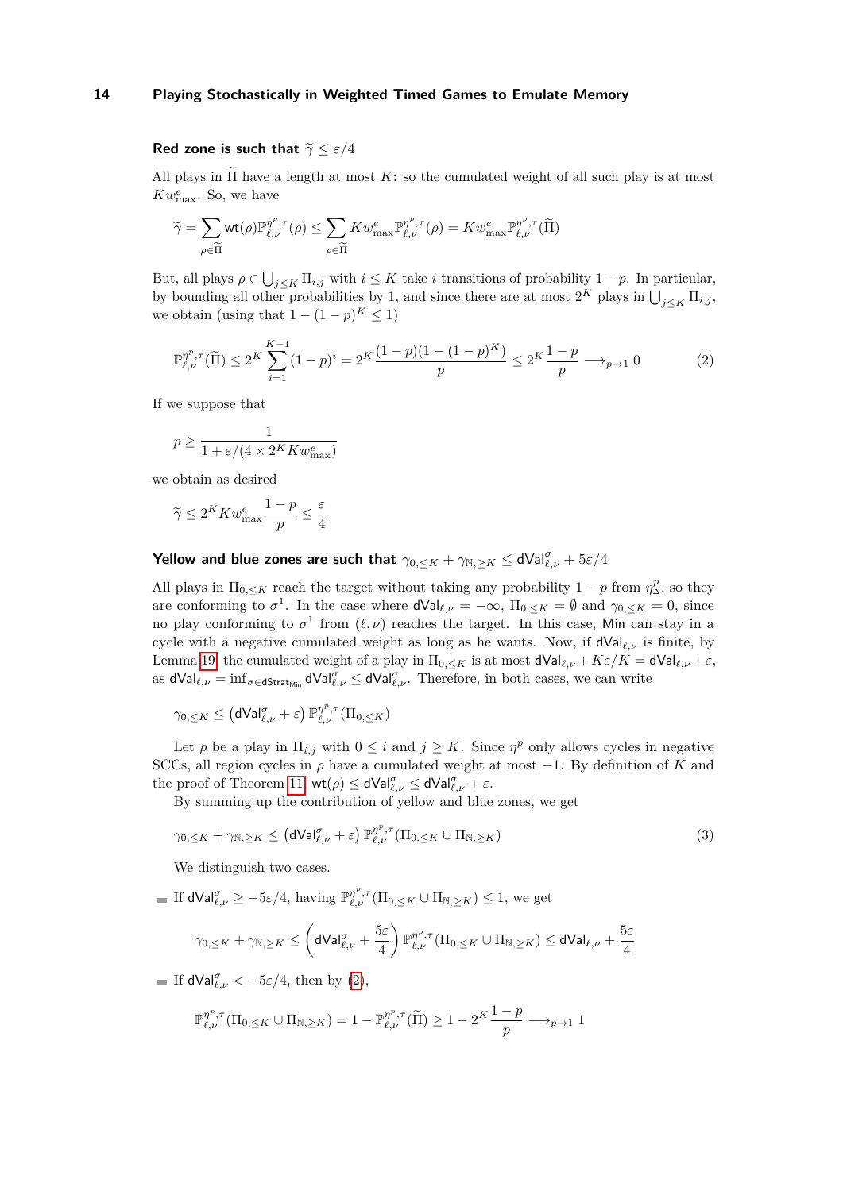#### Red zone is such that $\widetilde{\gamma} \leq \varepsilon/4$

All plays in $\widetilde{\Pi}$ have a length at most $K$: so the cumulated weight of all such play is at most $Kw^e_{\max}$. So, we have

$$\widetilde{\gamma} = \sum_{\rho \in \widetilde{\Pi}} \mathsf{wt}(\rho) \mathbb{P}^{\eta^p,\tau}_{\ell,\nu}(\rho) \leq \sum_{\rho \in \widetilde{\Pi}} Kw^e_{\max} \mathbb{P}^{\eta^p,\tau}_{\ell,\nu}(\rho) = Kw^e_{\max} \mathbb{P}^{\eta^p,\tau}_{\ell,\nu}(\widetilde{\Pi})$$

But, all plays $\rho \in \bigcup_{j \leq K} \Pi_{i,j}$ with $i \leq K$ take $i$ transitions of probability $1-p$. In particular, by bounding all other probabilities by 1, and since there are at most $2^K$ plays in $\bigcup_{j \leq K} \Pi_{i,j}$, we obtain (using that $1-(1-p)^K \leq 1$)

$$\mathbb{P}^{\eta^p,\tau}_{\ell,\nu}(\widetilde{\Pi}) \leq 2^K \sum_{i=1}^{K-1} (1-p)^i = 2^K \frac{(1-p)(1-(1-p)^K)}{p} \leq 2^K \frac{1-p}{p} \longrightarrow_{p \to 1} 0 \tag{2}$$

If we suppose that

$$p \geq \frac{1}{1+\varepsilon/(4 \times 2^K K w^e_{\max})}$$

we obtain as desired

$$\widetilde{\gamma} \leq 2^K K w^e_{\max} \frac{1-p}{p} \leq \frac{\varepsilon}{4}$$

#### Yellow and blue zones are such that $\gamma_{0,\leq K} + \gamma_{\mathbb{N},\geq K} \leq \mathsf{dVal}^\sigma_{\ell,\nu} + 5\varepsilon/4$

All plays in $\Pi_{0,\leq K}$ reach the target without taking any probability $1-p$ from $\eta^p_\Delta$, so they are conforming to $\sigma^1$. In the case where $\mathsf{dVal}_{\ell,\nu} = -\infty$, $\Pi_{0,\leq K} = \emptyset$ and $\gamma_{0,\leq K} = 0$, since no play conforming to $\sigma^1$ from $(\ell,\nu)$ reaches the target. In this case, $\mathsf{Min}$ can stay in a cycle with a negative cumulated weight as long as he wants. Now, if $\mathsf{dVal}_{\ell,\nu}$ is finite, by Lemma 19 the cumulated weight of a play in $\Pi_{0,\leq K}$ is at most $\mathsf{dVal}_{\ell,\nu} + K\varepsilon/K = \mathsf{dVal}_{\ell,\nu} + \varepsilon$, as $\mathsf{dVal}_{\ell,\nu} = \inf_{\sigma \in \mathsf{dStrat}_{\mathsf{Min}}} \mathsf{dVal}^\sigma_{\ell,\nu} \leq \mathsf{dVal}^\sigma_{\ell,\nu}$. Therefore, in both cases, we can write

$$\gamma_{0,\leq K} \leq \left(\mathsf{dVal}^\sigma_{\ell,\nu} + \varepsilon\right) \mathbb{P}^{\eta^p,\tau}_{\ell,\nu}(\Pi_{0,\leq K})$$

Let $\rho$ be a play in $\Pi_{i,j}$ with $0 \leq i$ and $j \geq K$. Since $\eta^p$ only allows cycles in negative SCCs, all region cycles in $\rho$ have a cumulated weight at most $-1$. By definition of $K$ and the proof of Theorem 11, $\mathsf{wt}(\rho) \leq \mathsf{dVal}^\sigma_{\ell,\nu} \leq \mathsf{dVal}^\sigma_{\ell,\nu} + \varepsilon$.

By summing up the contribution of yellow and blue zones, we get

$$\gamma_{0,\leq K} + \gamma_{\mathbb{N},\geq K} \leq \left(\mathsf{dVal}^\sigma_{\ell,\nu} + \varepsilon\right) \mathbb{P}^{\eta^p,\tau}_{\ell,\nu}(\Pi_{0,\leq K} \cup \Pi_{\mathbb{N},\geq K}) \tag{3}$$

We distinguish two cases.

- If $\mathsf{dVal}^\sigma_{\ell,\nu} \geq -5\varepsilon/4$, having $\mathbb{P}^{\eta^p,\tau}_{\ell,\nu}(\Pi_{0,\leq K} \cup \Pi_{\mathbb{N},\geq K}) \leq 1$, we get

$$\gamma_{0,\leq K} + \gamma_{\mathbb{N},\geq K} \leq \left(\mathsf{dVal}^\sigma_{\ell,\nu} + \frac{5\varepsilon}{4}\right) \mathbb{P}^{\eta^p,\tau}_{\ell,\nu}(\Pi_{0,\leq K} \cup \Pi_{\mathbb{N},\geq K}) \leq \mathsf{dVal}_{\ell,\nu} + \frac{5\varepsilon}{4}$$

- If $\mathsf{dVal}^\sigma_{\ell,\nu} < -5\varepsilon/4$, then by (2),

$$\mathbb{P}^{\eta^p,\tau}_{\ell,\nu}(\Pi_{0,\leq K} \cup \Pi_{\mathbb{N},\geq K}) = 1 - \mathbb{P}^{\eta^p,\tau}_{\ell,\nu}(\widetilde{\Pi}) \geq 1 - 2^K \frac{1-p}{p} \longrightarrow_{p \to 1} 1$$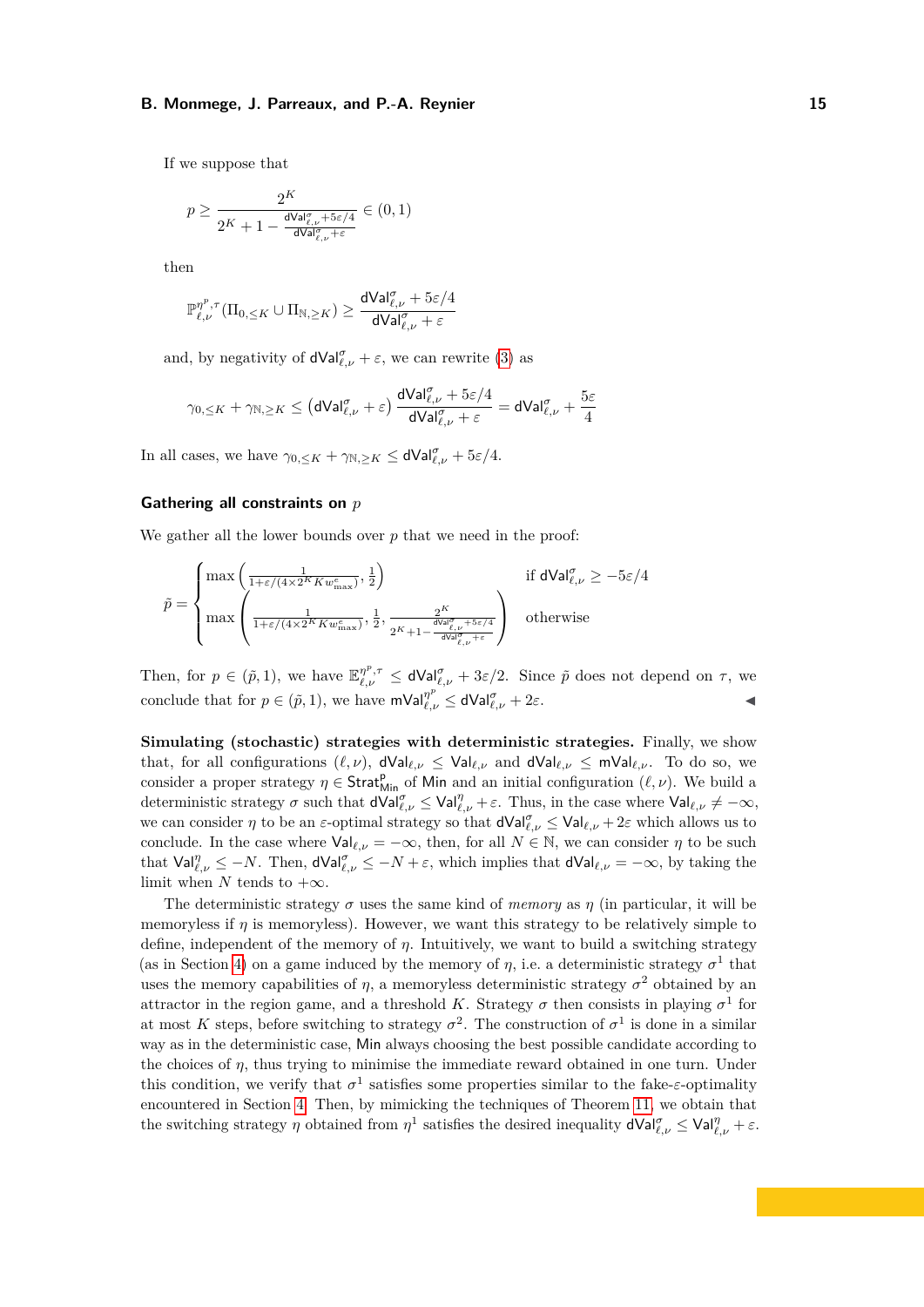If we suppose that

$$p \geq \frac{2^K}{2^K + 1 - \frac{\mathsf{dVal}^\sigma_{\ell,\nu} + 5\varepsilon/4}{\mathsf{dVal}^\sigma_{\ell,\nu} + \varepsilon}} \in (0,1)$$

then

$$\mathbb{P}^{\eta^p,\tau}_{\ell,\nu}(\Pi_{0,\leq K} \cup \Pi_{\mathbb{N},\geq K}) \geq \frac{\mathsf{dVal}^\sigma_{\ell,\nu} + 5\varepsilon/4}{\mathsf{dVal}^\sigma_{\ell,\nu} + \varepsilon}$$

and, by negativity of $\mathsf{dVal}^\sigma_{\ell,\nu} + \varepsilon$, we can rewrite (3) as

$$\gamma_{0,\leq K} + \gamma_{\mathbb{N},\geq K} \leq \left(\mathsf{dVal}^\sigma_{\ell,\nu} + \varepsilon\right) \frac{\mathsf{dVal}^\sigma_{\ell,\nu} + 5\varepsilon/4}{\mathsf{dVal}^\sigma_{\ell,\nu} + \varepsilon} = \mathsf{dVal}^\sigma_{\ell,\nu} + \frac{5\varepsilon}{4}$$

In all cases, we have $\gamma_{0,\leq K} + \gamma_{\mathbb{N},\geq K} \leq \mathsf{dVal}^\sigma_{\ell,\nu} + 5\varepsilon/4$.

### Gathering all constraints on $p$

We gather all the lower bounds over $p$ that we need in the proof:

$$\tilde{p} = \begin{cases} \max\left(\frac{1}{1+\varepsilon/(4\times 2^K K w^e_{\max})}, \frac{1}{2}\right) & \text{if } \mathsf{dVal}^\sigma_{\ell,\nu} \geq -5\varepsilon/4 \\ \max\left(\frac{1}{1+\varepsilon/(4\times 2^K K w^e_{\max})}, \frac{1}{2}, \frac{2^K}{2^K + 1 - \frac{\mathsf{dVal}^\sigma_{\ell,\nu} + 5\varepsilon/4}{\mathsf{dVal}^\sigma_{\ell,\nu} + \varepsilon}}\right) & \text{otherwise} \end{cases}$$

Then, for $p \in (\tilde{p}, 1)$, we have $\mathbb{E}^{\eta^p,\tau}_{\ell,\nu} \leq \mathsf{dVal}^\sigma_{\ell,\nu} + 3\varepsilon/2$. Since $\tilde{p}$ does not depend on $\tau$, we conclude that for $p \in (\tilde{p}, 1)$, we have $\mathsf{mVal}^{\eta^p}_{\ell,\nu} \leq \mathsf{dVal}^\sigma_{\ell,\nu} + 2\varepsilon$. ◀

**Simulating (stochastic) strategies with deterministic strategies.** Finally, we show that, for all configurations $(\ell, \nu)$, $\mathsf{dVal}_{\ell,\nu} \leq \mathsf{Val}_{\ell,\nu}$ and $\mathsf{dVal}_{\ell,\nu} \leq \mathsf{mVal}_{\ell,\nu}$. To do so, we consider a proper strategy $\eta \in \mathsf{Strat}^{\mathsf{p}}_{\mathsf{Min}}$ of Min and an initial configuration $(\ell, \nu)$. We build a deterministic strategy $\sigma$ such that $\mathsf{dVal}^\sigma_{\ell,\nu} \leq \mathsf{Val}^\eta_{\ell,\nu} + \varepsilon$. Thus, in the case where $\mathsf{Val}_{\ell,\nu} \neq -\infty$, we can consider $\eta$ to be an $\varepsilon$-optimal strategy so that $\mathsf{dVal}^\sigma_{\ell,\nu} \leq \mathsf{Val}_{\ell,\nu} + 2\varepsilon$ which allows us to conclude. In the case where $\mathsf{Val}_{\ell,\nu} = -\infty$, then, for all $N \in \mathbb{N}$, we can consider $\eta$ to be such that $\mathsf{Val}^\eta_{\ell,\nu} \leq -N$. Then, $\mathsf{dVal}^\sigma_{\ell,\nu} \leq -N + \varepsilon$, which implies that $\mathsf{dVal}_{\ell,\nu} = -\infty$, by taking the limit when $N$ tends to $+\infty$.

The deterministic strategy $\sigma$ uses the same kind of *memory* as $\eta$ (in particular, it will be memoryless if $\eta$ is memoryless). However, we want this strategy to be relatively simple to define, independent of the memory of $\eta$. Intuitively, we want to build a switching strategy (as in Section 4) on a game induced by the memory of $\eta$, i.e. a deterministic strategy $\sigma^1$ that uses the memory capabilities of $\eta$, a memoryless deterministic strategy $\sigma^2$ obtained by an attractor in the region game, and a threshold $K$. Strategy $\sigma$ then consists in playing $\sigma^1$ for at most $K$ steps, before switching to strategy $\sigma^2$. The construction of $\sigma^1$ is done in a similar way as in the deterministic case, Min always choosing the best possible candidate according to the choices of $\eta$, thus trying to minimise the immediate reward obtained in one turn. Under this condition, we verify that $\sigma^1$ satisfies some properties similar to the fake-$\varepsilon$-optimality encountered in Section 4. Then, by mimicking the techniques of Theorem 11, we obtain that the switching strategy $\eta$ obtained from $\eta^1$ satisfies the desired inequality $\mathsf{dVal}^\sigma_{\ell,\nu} \leq \mathsf{Val}^\eta_{\ell,\nu} + \varepsilon$.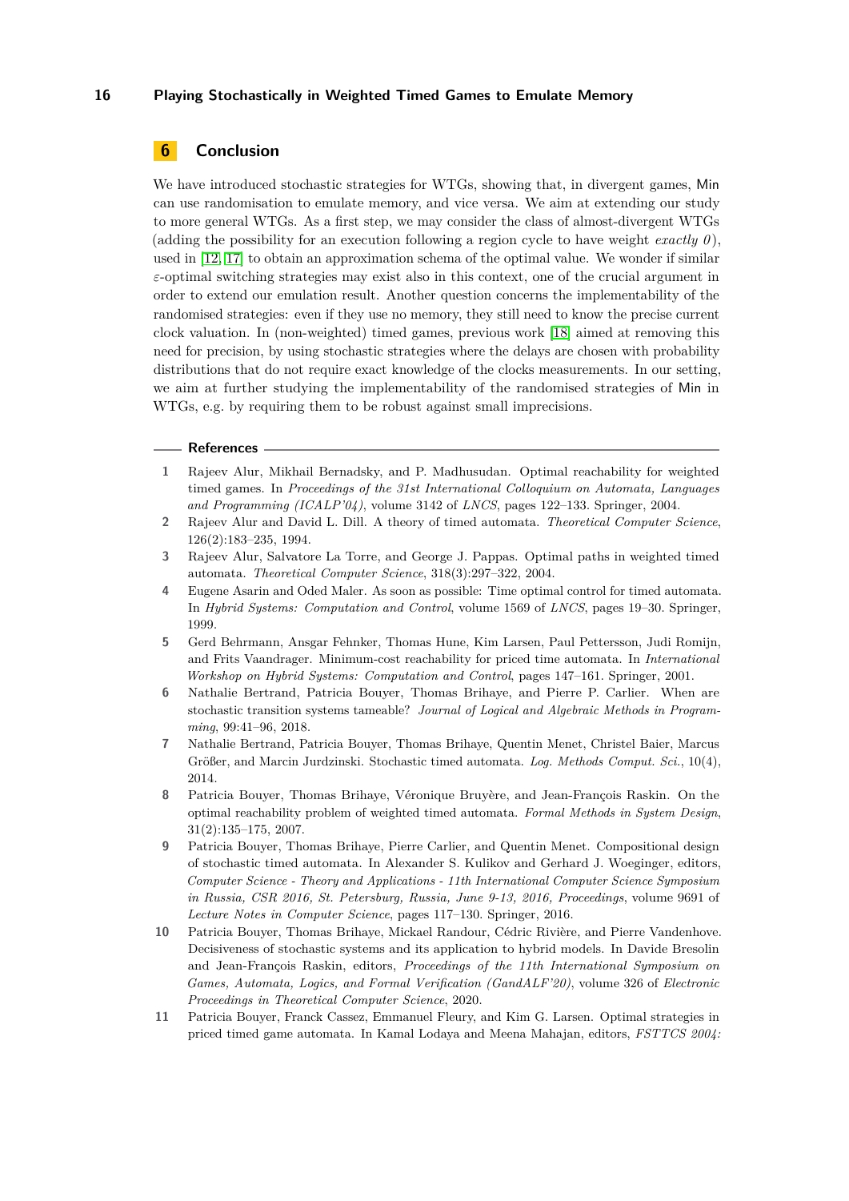## 6 Conclusion

We have introduced stochastic strategies for WTGs, showing that, in divergent games, Min can use randomisation to emulate memory, and vice versa. We aim at extending our study to more general WTGs. As a first step, we may consider the class of almost-divergent WTGs (adding the possibility for an execution following a region cycle to have weight *exactly 0*), used in [12, 17] to obtain an approximation schema of the optimal value. We wonder if similar $\varepsilon$-optimal switching strategies may exist also in this context, one of the crucial argument in order to extend our emulation result. Another question concerns the implementability of the randomised strategies: even if they use no memory, they still need to know the precise current clock valuation. In (non-weighted) timed games, previous work [18] aimed at removing this need for precision, by using stochastic strategies where the delays are chosen with probability distributions that do not require exact knowledge of the clocks measurements. In our setting, we aim at further studying the implementability of the randomised strategies of Min in WTGs, e.g. by requiring them to be robust against small imprecisions.

### References

1. Rajeev Alur, Mikhail Bernadsky, and P. Madhusudan. Optimal reachability for weighted timed games. In *Proceedings of the 31st International Colloquium on Automata, Languages and Programming (ICALP'04)*, volume 3142 of *LNCS*, pages 122–133. Springer, 2004.
2. Rajeev Alur and David L. Dill. A theory of timed automata. *Theoretical Computer Science*, 126(2):183–235, 1994.
3. Rajeev Alur, Salvatore La Torre, and George J. Pappas. Optimal paths in weighted timed automata. *Theoretical Computer Science*, 318(3):297–322, 2004.
4. Eugene Asarin and Oded Maler. As soon as possible: Time optimal control for timed automata. In *Hybrid Systems: Computation and Control*, volume 1569 of *LNCS*, pages 19–30. Springer, 1999.
5. Gerd Behrmann, Ansgar Fehnker, Thomas Hune, Kim Larsen, Paul Pettersson, Judi Romijn, and Frits Vaandrager. Minimum-cost reachability for priced time automata. In *International Workshop on Hybrid Systems: Computation and Control*, pages 147–161. Springer, 2001.
6. Nathalie Bertrand, Patricia Bouyer, Thomas Brihaye, and Pierre P. Carlier. When are stochastic transition systems tameable? *Journal of Logical and Algebraic Methods in Programming*, 99:41–96, 2018.
7. Nathalie Bertrand, Patricia Bouyer, Thomas Brihaye, Quentin Menet, Christel Baier, Marcus Größer, and Marcin Jurdzinski. Stochastic timed automata. *Log. Methods Comput. Sci.*, 10(4), 2014.
8. Patricia Bouyer, Thomas Brihaye, Véronique Bruyère, and Jean-François Raskin. On the optimal reachability problem of weighted timed automata. *Formal Methods in System Design*, 31(2):135–175, 2007.
9. Patricia Bouyer, Thomas Brihaye, Pierre Carlier, and Quentin Menet. Compositional design of stochastic timed automata. In Alexander S. Kulikov and Gerhard J. Woeginger, editors, *Computer Science - Theory and Applications - 11th International Computer Science Symposium in Russia, CSR 2016, St. Petersburg, Russia, June 9-13, 2016, Proceedings*, volume 9691 of *Lecture Notes in Computer Science*, pages 117–130. Springer, 2016.
10. Patricia Bouyer, Thomas Brihaye, Mickael Randour, Cédric Rivière, and Pierre Vandenhove. Decisiveness of stochastic systems and its application to hybrid models. In Davide Bresolin and Jean-François Raskin, editors, *Proceedings of the 11th International Symposium on Games, Automata, Logics, and Formal Verification (GandALF'20)*, volume 326 of *Electronic Proceedings in Theoretical Computer Science*, 2020.
11. Patricia Bouyer, Franck Cassez, Emmanuel Fleury, and Kim G. Larsen. Optimal strategies in priced timed game automata. In Kamal Lodaya and Meena Mahajan, editors, *FSTTCS 2004:*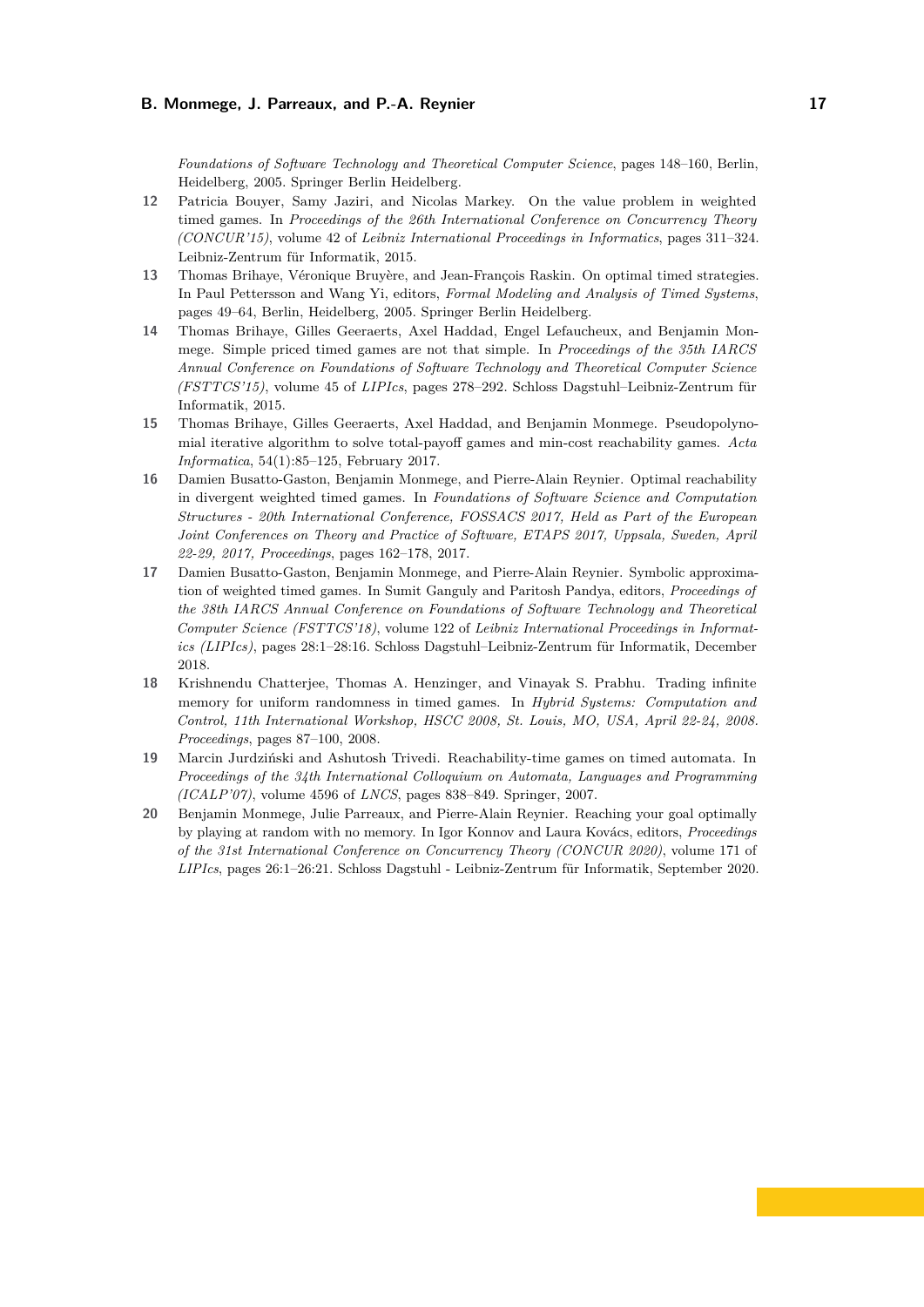*Foundations of Software Technology and Theoretical Computer Science*, pages 148–160, Berlin, Heidelberg, 2005. Springer Berlin Heidelberg.

12. Patricia Bouyer, Samy Jaziri, and Nicolas Markey. On the value problem in weighted timed games. In *Proceedings of the 26th International Conference on Concurrency Theory (CONCUR'15)*, volume 42 of *Leibniz International Proceedings in Informatics*, pages 311–324. Leibniz-Zentrum für Informatik, 2015.
13. Thomas Brihaye, Véronique Bruyère, and Jean-François Raskin. On optimal timed strategies. In Paul Pettersson and Wang Yi, editors, *Formal Modeling and Analysis of Timed Systems*, pages 49–64, Berlin, Heidelberg, 2005. Springer Berlin Heidelberg.
14. Thomas Brihaye, Gilles Geeraerts, Axel Haddad, Engel Lefaucheux, and Benjamin Monmege. Simple priced timed games are not that simple. In *Proceedings of the 35th IARCS Annual Conference on Foundations of Software Technology and Theoretical Computer Science (FSTTCS'15)*, volume 45 of *LIPIcs*, pages 278–292. Schloss Dagstuhl–Leibniz-Zentrum für Informatik, 2015.
15. Thomas Brihaye, Gilles Geeraerts, Axel Haddad, and Benjamin Monmege. Pseudopolynomial iterative algorithm to solve total-payoff games and min-cost reachability games. *Acta Informatica*, 54(1):85–125, February 2017.
16. Damien Busatto-Gaston, Benjamin Monmege, and Pierre-Alain Reynier. Optimal reachability in divergent weighted timed games. In *Foundations of Software Science and Computation Structures - 20th International Conference, FOSSACS 2017, Held as Part of the European Joint Conferences on Theory and Practice of Software, ETAPS 2017, Uppsala, Sweden, April 22-29, 2017, Proceedings*, pages 162–178, 2017.
17. Damien Busatto-Gaston, Benjamin Monmege, and Pierre-Alain Reynier. Symbolic approximation of weighted timed games. In Sumit Ganguly and Paritosh Pandya, editors, *Proceedings of the 38th IARCS Annual Conference on Foundations of Software Technology and Theoretical Computer Science (FSTTCS'18)*, volume 122 of *Leibniz International Proceedings in Informatics (LIPIcs)*, pages 28:1–28:16. Schloss Dagstuhl–Leibniz-Zentrum für Informatik, December 2018.
18. Krishnendu Chatterjee, Thomas A. Henzinger, and Vinayak S. Prabhu. Trading infinite memory for uniform randomness in timed games. In *Hybrid Systems: Computation and Control, 11th International Workshop, HSCC 2008, St. Louis, MO, USA, April 22-24, 2008. Proceedings*, pages 87–100, 2008.
19. Marcin Jurdziński and Ashutosh Trivedi. Reachability-time games on timed automata. In *Proceedings of the 34th International Colloquium on Automata, Languages and Programming (ICALP'07)*, volume 4596 of *LNCS*, pages 838–849. Springer, 2007.
20. Benjamin Monmege, Julie Parreaux, and Pierre-Alain Reynier. Reaching your goal optimally by playing at random with no memory. In Igor Konnov and Laura Kovács, editors, *Proceedings of the 31st International Conference on Concurrency Theory (CONCUR 2020)*, volume 171 of *LIPIcs*, pages 26:1–26:21. Schloss Dagstuhl - Leibniz-Zentrum für Informatik, September 2020.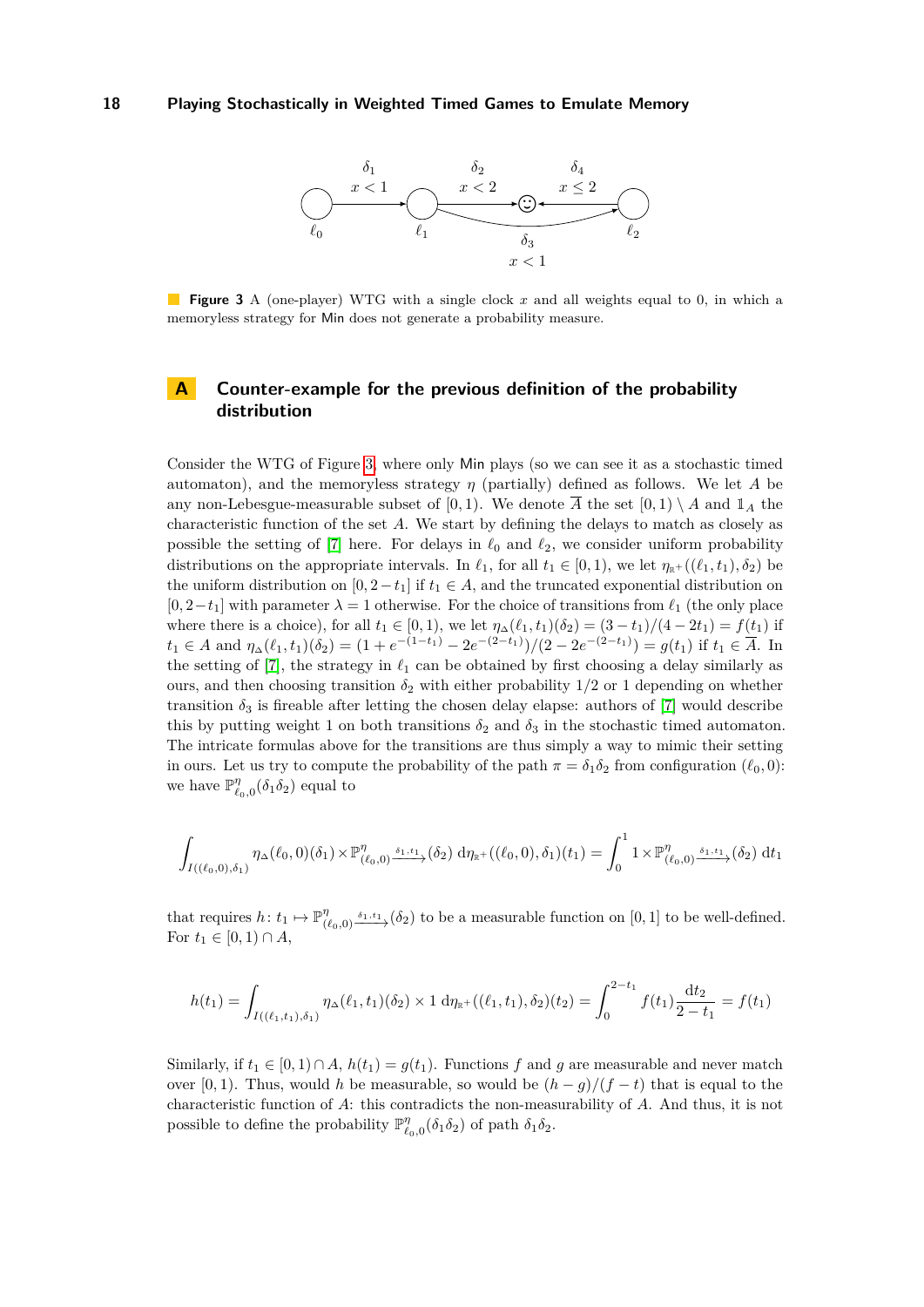**Figure 3** A (one-player) WTG with a single clock $x$ and all weights equal to 0, in which a memoryless strategy for Min does not generate a probability measure.

# A Counter-example for the previous definition of the probability distribution

Consider the WTG of Figure 3, where only Min plays (so we can see it as a stochastic timed automaton), and the memoryless strategy $\eta$ (partially) defined as follows. We let $A$ be any non-Lebesgue-measurable subset of $[0,1)$. We denote $\overline{A}$ the set $[0,1) \setminus A$ and $\mathbb{1}_A$ the characteristic function of the set $A$. We start by defining the delays to match as closely as possible the setting of [7] here. For delays in $\ell_0$ and $\ell_2$, we consider uniform probability distributions on the appropriate intervals. In $\ell_1$, for all $t_1 \in [0,1)$, we let $\eta_{\mathbb{R}^+}((\ell_1, t_1), \delta_2)$ be the uniform distribution on $[0, 2-t_1]$ if $t_1 \in A$, and the truncated exponential distribution on $[0, 2-t_1]$ with parameter $\lambda = 1$ otherwise. For the choice of transitions from $\ell_1$ (the only place where there is a choice), for all $t_1 \in [0,1)$, we let $\eta_\Delta(\ell_1, t_1)(\delta_2) = (3-t_1)/(4-2t_1) = f(t_1)$ if $t_1 \in A$ and $\eta_\Delta(\ell_1, t_1)(\delta_2) = (1 + e^{-(1-t_1)} - 2e^{-(2-t_1)})/(2 - 2e^{-(2-t_1)}) = g(t_1)$ if $t_1 \in \overline{A}$. In the setting of [7], the strategy in $\ell_1$ can be obtained by first choosing a delay similarly as ours, and then choosing transition $\delta_2$ with either probability 1/2 or 1 depending on whether transition $\delta_3$ is fireable after letting the chosen delay elapse: authors of [7] would describe this by putting weight 1 on both transitions $\delta_2$ and $\delta_3$ in the stochastic timed automaton. The intricate formulas above for the transitions are thus simply a way to mimic their setting in ours. Let us try to compute the probability of the path $\pi = \delta_1\delta_2$ from configuration $(\ell_0, 0)$: we have $\mathbb{P}^\eta_{\ell_0,0}(\delta_1\delta_2)$ equal to

$$\int_{I((\ell_0,0),\delta_1)} \eta_\Delta(\ell_0,0)(\delta_1) \times \mathbb{P}^\eta_{(\ell_0,0)\xrightarrow{\delta_1,t_1}}(\delta_2)\, \mathrm{d}\eta_{\mathbb{R}^+}((\ell_0,0),\delta_1)(t_1) = \int_0^1 1 \times \mathbb{P}^\eta_{(\ell_0,0)\xrightarrow{\delta_1,t_1}}(\delta_2)\, \mathrm{d}t_1$$

that requires $h\colon t_1 \mapsto \mathbb{P}^\eta_{(\ell_0,0)\xrightarrow{\delta_1,t_1}}(\delta_2)$ to be a measurable function on $[0,1]$ to be well-defined. For $t_1 \in [0,1) \cap A$,

$$h(t_1) = \int_{I((\ell_1,t_1),\delta_1)} \eta_\Delta(\ell_1,t_1)(\delta_2) \times 1\, \mathrm{d}\eta_{\mathbb{R}^+}((\ell_1,t_1),\delta_2)(t_2) = \int_0^{2-t_1} f(t_1)\frac{\mathrm{d}t_2}{2-t_1} = f(t_1)$$

Similarly, if $t_1 \in [0,1) \cap A$, $h(t_1) = g(t_1)$. Functions $f$ and $g$ are measurable and never match over $[0,1)$. Thus, would $h$ be measurable, so would be $(h-g)/(f-t)$ that is equal to the characteristic function of $A$: this contradicts the non-measurability of $A$. And thus, it is not possible to define the probability $\mathbb{P}^\eta_{\ell_0,0}(\delta_1\delta_2)$ of path $\delta_1\delta_2$.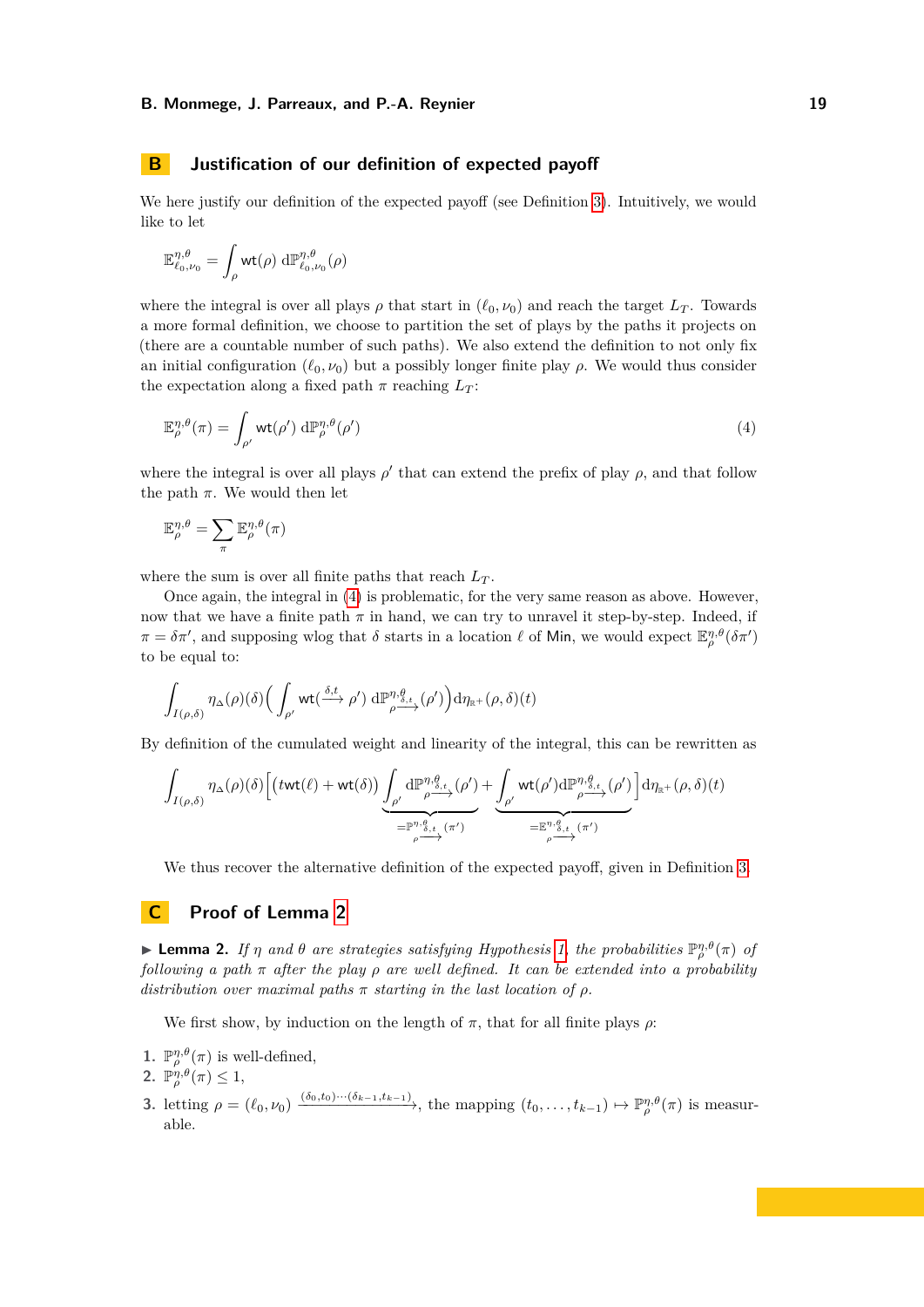## B Justification of our definition of expected payoff

We here justify our definition of the expected payoff (see Definition 3). Intuitively, we would like to let

$$\mathbb{E}^{\eta,\theta}_{\ell_0,\nu_0} = \int_\rho \mathsf{wt}(\rho)\,\mathrm{d}\mathbb{P}^{\eta,\theta}_{\ell_0,\nu_0}(\rho)$$

where the integral is over all plays $\rho$ that start in $(\ell_0,\nu_0)$ and reach the target $L_T$. Towards a more formal definition, we choose to partition the set of plays by the paths it projects on (there are a countable number of such paths). We also extend the definition to not only fix an initial configuration $(\ell_0,\nu_0)$ but a possibly longer finite play $\rho$. We would thus consider the expectation along a fixed path $\pi$ reaching $L_T$:

$$\mathbb{E}^{\eta,\theta}_{\rho}(\pi) = \int_{\rho'} \mathsf{wt}(\rho')\,\mathrm{d}\mathbb{P}^{\eta,\theta}_{\rho}(\rho') \tag{4}$$

where the integral is over all plays $\rho'$ that can extend the prefix of play $\rho$, and that follow the path $\pi$. We would then let

$$\mathbb{E}^{\eta,\theta}_{\rho} = \sum_{\pi} \mathbb{E}^{\eta,\theta}_{\rho}(\pi)$$

where the sum is over all finite paths that reach $L_T$.

Once again, the integral in (4) is problematic, for the very same reason as above. However, now that we have a finite path $\pi$ in hand, we can try to unravel it step-by-step. Indeed, if $\pi = \delta\pi'$, and supposing wlog that $\delta$ starts in a location $\ell$ of Min, we would expect $\mathbb{E}^{\eta,\theta}_{\rho}(\delta\pi')$ to be equal to:

$$\int_{I(\rho,\delta)} \eta_\Delta(\rho)(\delta)\Big(\int_{\rho'} \mathsf{wt}(\xrightarrow{\delta,t}\rho')\,\mathrm{d}\mathbb{P}^{\eta,\theta}_{\rho\xrightarrow{\delta,t}}(\rho')\Big)\mathrm{d}\eta_{\mathbb{R}^+}(\rho,\delta)(t)$$

By definition of the cumulated weight and linearity of the integral, this can be rewritten as

$$\int_{I(\rho,\delta)} \eta_\Delta(\rho)(\delta)\Big[\big(t\mathsf{wt}(\ell)+\mathsf{wt}(\delta)\big)\underbrace{\int_{\rho'}\mathrm{d}\mathbb{P}^{\eta,\theta}_{\rho\xrightarrow{\delta,t}}(\rho')}_{=\mathbb{P}^{\eta,\theta}_{\rho\xrightarrow{\delta,t}}(\pi')} + \underbrace{\int_{\rho'}\mathsf{wt}(\rho')\mathrm{d}\mathbb{P}^{\eta,\theta}_{\rho\xrightarrow{\delta,t}}(\rho')}_{=\mathbb{E}^{\eta,\theta}_{\rho\xrightarrow{\delta,t}}(\pi')}\Big]\mathrm{d}\eta_{\mathbb{R}^+}(\rho,\delta)(t)$$

We thus recover the alternative definition of the expected payoff, given in Definition 3.

## C Proof of Lemma 2

▶ **Lemma 2.** *If $\eta$ and $\theta$ are strategies satisfying Hypothesis 1, the probabilities $\mathbb{P}^{\eta,\theta}_{\rho}(\pi)$ of following a path $\pi$ after the play $\rho$ are well defined. It can be extended into a probability distribution over maximal paths $\pi$ starting in the last location of $\rho$.*

We first show, by induction on the length of $\pi$, that for all finite plays $\rho$:

1. $\mathbb{P}^{\eta,\theta}_{\rho}(\pi)$ is well-defined,
2. $\mathbb{P}^{\eta,\theta}_{\rho}(\pi) \leq 1$,
3. letting $\rho = (\ell_0,\nu_0)\xrightarrow{(\delta_0,t_0)\cdots(\delta_{k-1},t_{k-1})}$, the mapping $(t_0,\ldots,t_{k-1}) \mapsto \mathbb{P}^{\eta,\theta}_{\rho}(\pi)$ is measurable.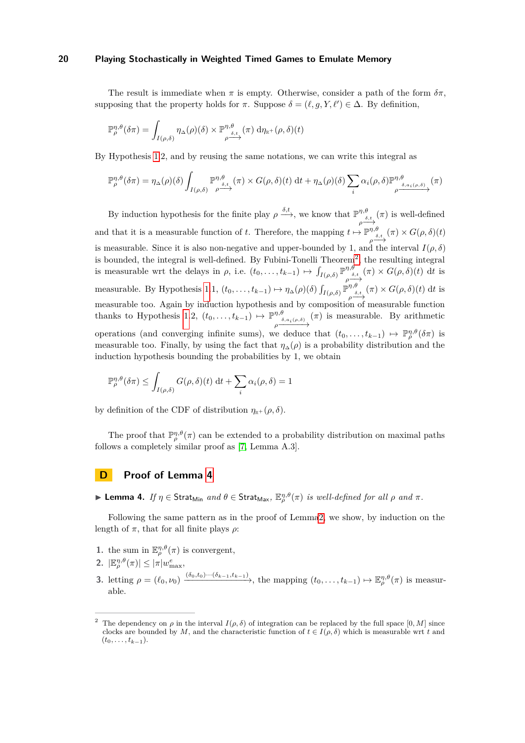The result is immediate when $\pi$ is empty. Otherwise, consider a path of the form $\delta\pi$, supposing that the property holds for $\pi$. Suppose $\delta = (\ell, g, Y, \ell') \in \Delta$. By definition,

$$\mathbb{P}^{\eta,\theta}_{\rho}(\delta\pi) = \int_{I(\rho,\delta)} \eta_{\Delta}(\rho)(\delta) \times \mathbb{P}^{\eta,\theta}_{\rho \xrightarrow{\delta,t}}(\pi) \, \mathrm{d}\eta_{\mathbb{R}^+}(\rho,\delta)(t)$$

By Hypothesis 1.2, and by reusing the same notations, we can write this integral as

$$\mathbb{P}^{\eta,\theta}_{\rho}(\delta\pi) = \eta_{\Delta}(\rho)(\delta) \int_{I(\rho,\delta)} \mathbb{P}^{\eta,\theta}_{\rho \xrightarrow{\delta,t}}(\pi) \times G(\rho,\delta)(t) \, \mathrm{d}t + \eta_{\Delta}(\rho)(\delta) \sum_i \alpha_i(\rho,\delta) \mathbb{P}^{\eta,\theta}_{\rho \xrightarrow{\delta,\alpha_i(\rho,\delta)}}(\pi)$$

By induction hypothesis for the finite play $\rho \xrightarrow{\delta,t}$, we know that $\mathbb{P}^{\eta,\theta}_{\rho \xrightarrow{\delta,t}}(\pi)$ is well-defined and that it is a measurable function of $t$. Therefore, the mapping $t \mapsto \mathbb{P}^{\eta,\theta}_{\rho \xrightarrow{\delta,t}}(\pi) \times G(\rho,\delta)(t)$ is measurable. Since it is also non-negative and upper-bounded by 1, and the interval $I(\rho,\delta)$ is bounded, the integral is well-defined. By Fubini-Tonelli Theorem[2], the resulting integral is measurable wrt the delays in $\rho$, i.e. $(t_0, \dots, t_{k-1}) \mapsto \int_{I(\rho,\delta)} \mathbb{P}^{\eta,\theta}_{\rho \xrightarrow{\delta,t}}(\pi) \times G(\rho,\delta)(t) \, \mathrm{d}t$ is measurable. By Hypothesis 1.1, $(t_0, \dots, t_{k-1}) \mapsto \eta_{\Delta}(\rho)(\delta) \int_{I(\rho,\delta)} \mathbb{P}^{\eta,\theta}_{\rho \xrightarrow{\delta,t}}(\pi) \times G(\rho,\delta)(t) \, \mathrm{d}t$ is measurable too. Again by induction hypothesis and by composition of measurable function thanks to Hypothesis 1.2, $(t_0, \dots, t_{k-1}) \mapsto \mathbb{P}^{\eta,\theta}_{\rho \xrightarrow{\delta,\alpha_i(\rho,\delta)}}(\pi)$ is measurable. By arithmetic operations (and converging infinite sums), we deduce that $(t_0, \dots, t_{k-1}) \mapsto \mathbb{P}^{\eta,\theta}_{\rho}(\delta\pi)$ is measurable too. Finally, by using the fact that $\eta_{\Delta}(\rho)$ is a probability distribution and the induction hypothesis bounding the probabilities by 1, we obtain

$$\mathbb{P}^{\eta,\theta}_{\rho}(\delta\pi) \leq \int_{I(\rho,\delta)} G(\rho,\delta)(t) \, \mathrm{d}t + \sum_i \alpha_i(\rho,\delta) = 1$$

by definition of the CDF of distribution $\eta_{\mathbb{R}^+}(\rho,\delta)$.

The proof that $\mathbb{P}^{\eta,\theta}_{\rho}(\pi)$ can be extended to a probability distribution on maximal paths follows a completely similar proof as [7, Lemma A.3].

## D Proof of Lemma 4

▶ **Lemma 4.** *If $\eta \in \mathsf{Strat}_{\mathsf{Min}}$ and $\theta \in \mathsf{Strat}_{\mathsf{Max}}$, $\mathbb{E}^{\eta,\theta}_{\rho}(\pi)$ is well-defined for all $\rho$ and $\pi$.*

Following the same pattern as in the proof of Lemma 2, we show, by induction on the length of $\pi$, that for all finite plays $\rho$:

1. the sum in $\mathbb{E}^{\eta,\theta}_{\rho}(\pi)$ is convergent,
2. $|\mathbb{E}^{\eta,\theta}_{\rho}(\pi)| \leq |\pi| w^e_{\max}$,
3. letting $\rho = (\ell_0, \nu_0) \xrightarrow{(\delta_0,t_0)\cdots(\delta_{k-1},t_{k-1})}$, the mapping $(t_0, \dots, t_{k-1}) \mapsto \mathbb{E}^{\eta,\theta}_{\rho}(\pi)$ is measurable.

---

[2] The dependency on $\rho$ in the interval $I(\rho,\delta)$ of integration can be replaced by the full space $[0, M]$ since clocks are bounded by $M$, and the characteristic function of $t \in I(\rho,\delta)$ which is measurable wrt $t$ and $(t_0, \dots, t_{k-1})$.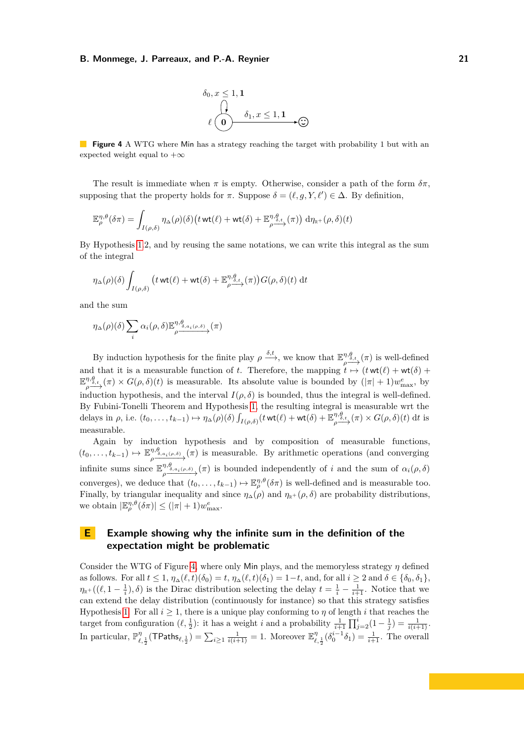**Figure 4** A WTG where Min has a strategy reaching the target with probability 1 but with an expected weight equal to $+\infty$

The result is immediate when $\pi$ is empty. Otherwise, consider a path of the form $\delta\pi$, supposing that the property holds for $\pi$. Suppose $\delta = (\ell, g, Y, \ell') \in \Delta$. By definition,

$$\mathbb{E}^{\eta,\theta}_{\rho}(\delta\pi) = \int_{I(\rho,\delta)} \eta_\Delta(\rho)(\delta)\big(t\,\mathsf{wt}(\ell) + \mathsf{wt}(\delta) + \mathbb{E}^{\eta,\theta}_{\rho\xrightarrow{\delta,t}}(\pi)\big)\,\mathrm{d}\eta_{\mathbb{R}^+}(\rho,\delta)(t)$$

By Hypothesis 1.2, and by reusing the same notations, we can write this integral as the sum of the integral

$$\eta_\Delta(\rho)(\delta)\int_{I(\rho,\delta)} \big(t\,\mathsf{wt}(\ell) + \mathsf{wt}(\delta) + \mathbb{E}^{\eta,\theta}_{\rho\xrightarrow{\delta,t}}(\pi)\big)G(\rho,\delta)(t)\,\mathrm{d}t$$

and the sum

$$\eta_\Delta(\rho)(\delta)\sum_i \alpha_i(\rho,\delta)\mathbb{E}^{\eta,\theta}_{\rho\xrightarrow{\delta,a_i(\rho,\delta)}}(\pi)$$

By induction hypothesis for the finite play $\rho \xrightarrow{\delta,t}$, we know that $\mathbb{E}^{\eta,\theta}_{\rho\xrightarrow{\delta,t}}(\pi)$ is well-defined and that it is a measurable function of $t$. Therefore, the mapping $t \mapsto (t\,\mathsf{wt}(\ell) + \mathsf{wt}(\delta) + \mathbb{E}^{\eta,\theta}_{\rho\xrightarrow{\delta,t}}(\pi) \times G(\rho,\delta)(t)$ is measurable. Its absolute value is bounded by $(|\pi|+1)w^e_{\max}$, by induction hypothesis, and the interval $I(\rho,\delta)$ is bounded, thus the integral is well-defined. By Fubini-Tonelli Theorem and Hypothesis 1, the resulting integral is measurable wrt the delays in $\rho$, i.e. $(t_0,\dots,t_{k-1}) \mapsto \eta_\Delta(\rho)(\delta)\int_{I(\rho,\delta)}(t\,\mathsf{wt}(\ell) + \mathsf{wt}(\delta) + \mathbb{E}^{\eta,\theta}_{\rho\xrightarrow{\delta,t}}(\pi) \times G(\rho,\delta)(t)\,\mathrm{d}t$ is measurable.

Again by induction hypothesis and by composition of measurable functions, $(t_0,\dots,t_{k-1}) \mapsto \mathbb{E}^{\eta,\theta}_{\rho\xrightarrow{\delta,a_i(\rho,\delta)}}(\pi)$ is measurable. By arithmetic operations (and converging infinite sums since $\mathbb{E}^{\eta,\theta}_{\rho\xrightarrow{\delta,a_i(\rho,\delta)}}(\pi)$ is bounded independently of $i$ and the sum of $\alpha_i(\rho,\delta)$ converges), we deduce that $(t_0,\dots,t_{k-1}) \mapsto \mathbb{E}^{\eta,\theta}_{\rho}(\delta\pi)$ is well-defined and is measurable too. Finally, by triangular inequality and since $\eta_\Delta(\rho)$ and $\eta_{\mathbb{R}^+}(\rho,\delta)$ are probability distributions, we obtain $|\mathbb{E}^{\eta,\theta}_{\rho}(\delta\pi)| \leq (|\pi|+1)w^e_{\max}$.

## E Example showing why the infinite sum in the definition of the expectation might be problematic

Consider the WTG of Figure 4, where only Min plays, and the memoryless strategy $\eta$ defined as follows. For all $t \leq 1$, $\eta_\Delta(\ell,t)(\delta_0) = t$, $\eta_\Delta(\ell,t)(\delta_1) = 1-t$, and, for all $i \geq 2$ and $\delta \in \{\delta_0,\delta_1\}$, $\eta_{\mathbb{R}^+}((\ell, 1-\frac{1}{i}),\delta)$ is the Dirac distribution selecting the delay $t = \frac{1}{i} - \frac{1}{i+1}$. Notice that we can extend the delay distribution (continuously for instance) so that this strategy satisfies Hypothesis 1. For all $i \geq 1$, there is a unique play conforming to $\eta$ of length $i$ that reaches the target from configuration $(\ell,\frac{1}{2})$: it has a weight $i$ and a probability $\frac{1}{i+1}\prod_{j=2}^{i}(1-\frac{1}{j}) = \frac{1}{i(i+1)}$. In particular, $\mathbb{P}^\eta_{\ell,\frac{1}{2}}(\mathsf{TPaths}_{\ell,\frac{1}{2}}) = \sum_{i\geq 1}\frac{1}{i(i+1)} = 1$. Moreover $\mathbb{E}^\eta_{\ell,\frac{1}{2}}(\delta_0^{i-1}\delta_1) = \frac{1}{i+1}$. The overall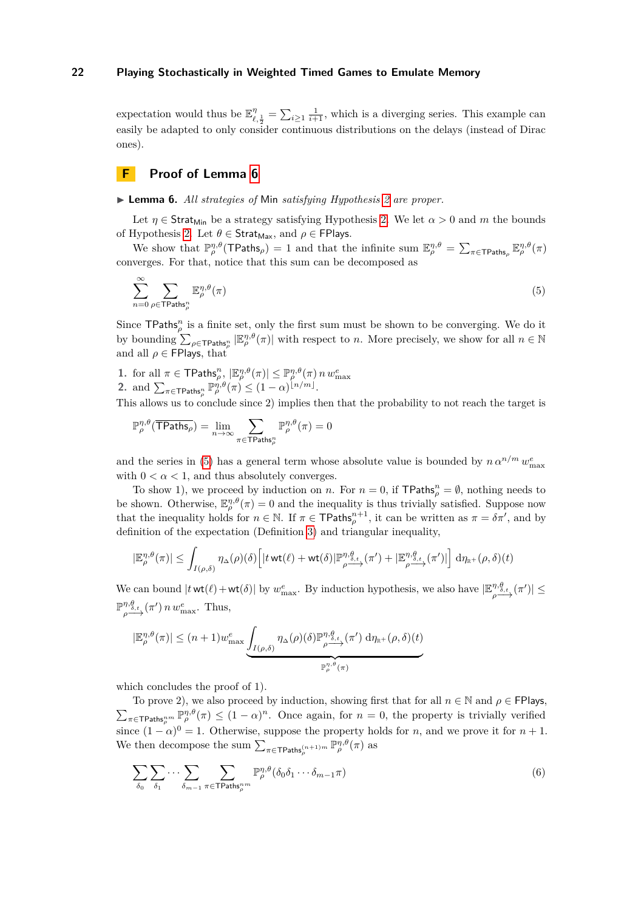expectation would thus be $\mathbb{E}^{\eta}_{\ell,\frac{1}{2}} = \sum_{i\geq 1} \frac{1}{i+1}$, which is a diverging series. This example can easily be adapted to only consider continuous distributions on the delays (instead of Dirac ones).

## F Proof of Lemma 6

▶ **Lemma 6.** *All strategies of* Min *satisfying Hypothesis 2 are proper.*

Let $\eta \in \mathsf{Strat}_{\mathsf{Min}}$ be a strategy satisfying Hypothesis 2. We let $\alpha > 0$ and $m$ the bounds of Hypothesis 2. Let $\theta \in \mathsf{Strat}_{\mathsf{Max}}$, and $\rho \in \mathsf{FPlays}$.

We show that $\mathbb{P}^{\eta,\theta}_{\rho}(\mathsf{TPaths}_\rho) = 1$ and that the infinite sum $\mathbb{E}^{\eta,\theta}_{\rho} = \sum_{\pi\in\mathsf{TPaths}_\rho} \mathbb{E}^{\eta,\theta}_{\rho}(\pi)$ converges. For that, notice that this sum can be decomposed as

$$\sum_{n=0}^{\infty} \sum_{\rho\in\mathsf{TPaths}^n_\rho} \mathbb{E}^{\eta,\theta}_{\rho}(\pi) \tag{5}$$

Since $\mathsf{TPaths}^n_\rho$ is a finite set, only the first sum must be shown to be converging. We do it by bounding $\sum_{\rho\in\mathsf{TPaths}^n_\rho} |\mathbb{E}^{\eta,\theta}_{\rho}(\pi)|$ with respect to $n$. More precisely, we show for all $n \in \mathbb{N}$ and all $\rho \in \mathsf{FPlays}$, that

1. for all $\pi \in \mathsf{TPaths}^n_\rho$, $|\mathbb{E}^{\eta,\theta}_{\rho}(\pi)| \leq \mathbb{P}^{\eta,\theta}_{\rho}(\pi)\, n\, w^e_{\max}$
2. and $\sum_{\pi\in\mathsf{TPaths}^n_\rho} \mathbb{P}^{\eta,\theta}_{\rho}(\pi) \leq (1-\alpha)^{\lfloor n/m \rfloor}$.

This allows us to conclude since 2) implies then that the probability to not reach the target is

$$\mathbb{P}^{\eta,\theta}_{\rho}(\overline{\mathsf{TPaths}_\rho}) = \lim_{n\to\infty} \sum_{\pi\in\mathsf{TPaths}^n_\rho} \mathbb{P}^{\eta,\theta}_{\rho}(\pi) = 0$$

and the series in (5) has a general term whose absolute value is bounded by $n\,\alpha^{n/m}\,w^e_{\max}$ with $0 < \alpha < 1$, and thus absolutely converges.

To show 1), we proceed by induction on $n$. For $n = 0$, if $\mathsf{TPaths}^n_\rho = \emptyset$, nothing needs to be shown. Otherwise, $\mathbb{E}^{\eta,\theta}_{\rho}(\pi) = 0$ and the inequality is thus trivially satisfied. Suppose now that the inequality holds for $n \in \mathbb{N}$. If $\pi \in \mathsf{TPaths}^{n+1}_\rho$, it can be written as $\pi = \delta\pi'$, and by definition of the expectation (Definition 3) and triangular inequality,

$$|\mathbb{E}^{\eta,\theta}_{\rho}(\pi)| \leq \int_{I(\rho,\delta)} \eta_\Delta(\rho)(\delta)\Big[|t\,\mathsf{wt}(\ell) + \mathsf{wt}(\delta)|\mathbb{P}^{\eta,\theta}_{\rho\xrightarrow{\delta,t}}(\pi') + |\mathbb{E}^{\eta,\theta}_{\rho\xrightarrow{\delta,t}}(\pi')|\Big]\, \mathrm{d}\eta_{\mathbb{R}^+}(\rho,\delta)(t)$$

We can bound $|t\,\mathsf{wt}(\ell) + \mathsf{wt}(\delta)|$ by $w^e_{\max}$. By induction hypothesis, we also have $|\mathbb{E}^{\eta,\theta}_{\rho\xrightarrow{\delta,t}}(\pi')| \leq \mathbb{P}^{\eta,\theta}_{\rho\xrightarrow{\delta,t}}(\pi')\, n\, w^e_{\max}$. Thus,

$$|\mathbb{E}^{\eta,\theta}_{\rho}(\pi)| \leq (n+1)w^e_{\max} \underbrace{\int_{I(\rho,\delta)} \eta_\Delta(\rho)(\delta)\mathbb{P}^{\eta,\theta}_{\rho\xrightarrow{\delta,t}}(\pi')\, \mathrm{d}\eta_{\mathbb{R}^+}(\rho,\delta)(t)}_{\mathbb{P}^{\eta,\theta}_{\rho}(\pi)}$$

which concludes the proof of 1).

To prove 2), we also proceed by induction, showing first that for all $n \in \mathbb{N}$ and $\rho \in \mathsf{FPlays}$, $\sum_{\pi\in\mathsf{TPaths}^{nm}_\rho} \mathbb{P}^{\eta,\theta}_{\rho}(\pi) \leq (1-\alpha)^n$. Once again, for $n = 0$, the property is trivially verified since $(1-\alpha)^0 = 1$. Otherwise, suppose the property holds for $n$, and we prove it for $n+1$. We then decompose the sum $\sum_{\pi\in\mathsf{TPaths}^{(n+1)m}_\rho} \mathbb{P}^{\eta,\theta}_{\rho}(\pi)$ as

$$\sum_{\delta_0}\sum_{\delta_1}\cdots\sum_{\delta_{m-1}}\sum_{\pi\in\mathsf{TPaths}^{nm}_\rho} \mathbb{P}^{\eta,\theta}_{\rho}(\delta_0\delta_1\cdots\delta_{m-1}\pi) \tag{6}$$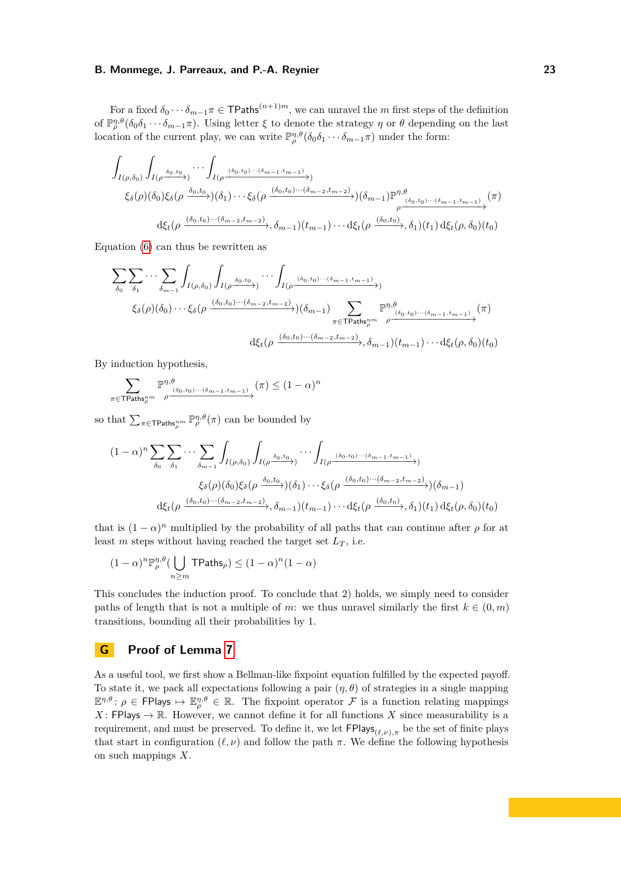For a fixed $\delta_0 \cdots \delta_{m-1}\pi \in \mathsf{TPaths}^{(n+1)m}$, we can unravel the $m$ first steps of the definition of $\mathbb{P}^{\eta,\theta}_\rho(\delta_0\delta_1\cdots\delta_{m-1}\pi)$. Using letter $\xi$ to denote the strategy $\eta$ or $\theta$ depending on the last location of the current play, we can write $\mathbb{P}^{\eta,\theta}_\rho(\delta_0\delta_1\cdots\delta_{m-1}\pi)$ under the form:

$$
\int_{I(\rho,\delta_0)}\int_{I(\rho\xrightarrow{\delta_0,t_0})}\cdots\int_{I(\rho\xrightarrow{(\delta_0,t_0)\cdots(\delta_{m-1},t_{m-1})})}
\xi_\delta(\rho)(\delta_0)\xi_\delta(\rho\xrightarrow{\delta_0,t_0})(\delta_1)\cdots\xi_\delta(\rho\xrightarrow{(\delta_0,t_0)\cdots(\delta_{m-2},t_{m-2})})(\delta_{m-1})\mathbb{P}^{\eta,\theta}_{\rho\xrightarrow{(\delta_0,t_0)\cdots(\delta_{m-1},t_{m-1})}}(\pi)
$$
$$
\mathrm{d}\xi_t(\rho\xrightarrow{(\delta_0,t_0)\cdots(\delta_{m-2},t_{m-2})},\delta_{m-1})(t_{m-1})\cdots\mathrm{d}\xi_t(\rho\xrightarrow{(\delta_0,t_0)},\delta_1)(t_1)\,\mathrm{d}\xi_t(\rho,\delta_0)(t_0)
$$

Equation (6) can thus be rewritten as

$$
\sum_{\delta_0}\sum_{\delta_1}\cdots\sum_{\delta_{m-1}}\int_{I(\rho,\delta_0)}\int_{I(\rho\xrightarrow{\delta_0,t_0})}\cdots\int_{I(\rho\xrightarrow{(\delta_0,t_0)\cdots(\delta_{m-1},t_{m-1})})}
\xi_\delta(\rho)(\delta_0)\cdots\xi_\delta(\rho\xrightarrow{(\delta_0,t_0)\cdots(\delta_{m-2},t_{m-2})})(\delta_{m-1})\sum_{\pi\in\mathsf{TPaths}^{nm}_\rho}\mathbb{P}^{\eta,\theta}_{\rho\xrightarrow{(\delta_0,t_0)\cdots(\delta_{m-1},t_{m-1})}}(\pi)
$$
$$
\mathrm{d}\xi_t(\rho\xrightarrow{(\delta_0,t_0)\cdots(\delta_{m-2},t_{m-2})},\delta_{m-1})(t_{m-1})\cdots\mathrm{d}\xi_t(\rho,\delta_0)(t_0)
$$

By induction hypothesis,

$$
\sum_{\pi\in\mathsf{TPaths}^{nm}_\rho}\mathbb{P}^{\eta,\theta}_{\rho\xrightarrow{(\delta_0,t_0)\cdots(\delta_{m-1},t_{m-1})}}(\pi)\leq(1-\alpha)^n
$$

so that $\sum_{\pi\in\mathsf{TPaths}^{nm}_\rho}\mathbb{P}^{\eta,\theta}_\rho(\pi)$ can be bounded by

$$
(1-\alpha)^n\sum_{\delta_0}\sum_{\delta_1}\cdots\sum_{\delta_{m-1}}\int_{I(\rho,\delta_0)}\int_{I(\rho\xrightarrow{\delta_0,t_0})}\cdots\int_{I(\rho\xrightarrow{(\delta_0,t_0)\cdots(\delta_{m-1},t_{m-1})})}
\xi_\delta(\rho)(\delta_0)\xi_\delta(\rho\xrightarrow{\delta_0,t_0})(\delta_1)\cdots\xi_\delta(\rho\xrightarrow{(\delta_0,t_0)\cdots(\delta_{m-2},t_{m-2})})(\delta_{m-1})
$$
$$
\mathrm{d}\xi_t(\rho\xrightarrow{(\delta_0,t_0)\cdots(\delta_{m-2},t_{m-2})},\delta_{m-1})(t_{m-1})\cdots\mathrm{d}\xi_t(\rho\xrightarrow{(\delta_0,t_0)},\delta_1)(t_1)\,\mathrm{d}\xi_t(\rho,\delta_0)(t_0)
$$

that is $(1-\alpha)^n$ multiplied by the probability of all paths that can continue after $\rho$ for at least $m$ steps without having reached the target set $L_T$, i.e.

$$
(1-\alpha)^n\mathbb{P}^{\eta,\theta}_\rho\Big(\bigcup_{n\geq m}\mathsf{TPaths}_\rho\Big)\leq(1-\alpha)^n(1-\alpha)
$$

This concludes the induction proof. To conclude that 2) holds, we simply need to consider paths of length that is not a multiple of $m$: we thus unravel similarly the first $k\in(0,m)$ transitions, bounding all their probabilities by 1.

## G Proof of Lemma 7

As a useful tool, we first show a Bellman-like fixpoint equation fulfilled by the expected payoff. To state it, we pack all expectations following a pair $(\eta,\theta)$ of strategies in a single mapping $\mathbb{E}^{\eta,\theta}\colon\rho\in\mathsf{FPlays}\mapsto\mathbb{E}^{\eta,\theta}_\rho\in\mathbb{R}$. The fixpoint operator $\mathcal{F}$ is a function relating mappings $X\colon\mathsf{FPlays}\to\mathbb{R}$. However, we cannot define it for all functions $X$ since measurability is a requirement, and must be preserved. To define it, we let $\mathsf{FPlays}_{(\ell,\nu),\pi}$ be the set of finite plays that start in configuration $(\ell,\nu)$ and follow the path $\pi$. We define the following hypothesis on such mappings $X$.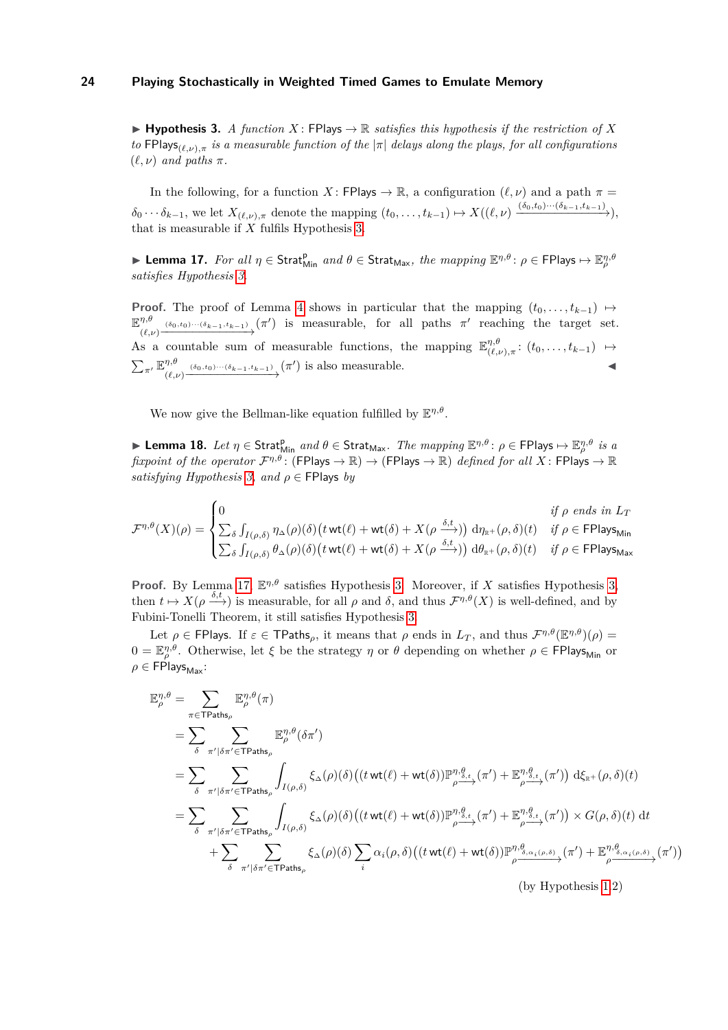▶ **Hypothesis 3.** *A function $X\colon \mathsf{FPlays} \to \mathbb{R}$ satisfies this hypothesis if the restriction of $X$ to $\mathsf{FPlays}_{(\ell,\nu),\pi}$ is a measurable function of the $|\pi|$ delays along the plays, for all configurations $(\ell,\nu)$ and paths $\pi$.*

In the following, for a function $X\colon \mathsf{FPlays} \to \mathbb{R}$, a configuration $(\ell,\nu)$ and a path $\pi = \delta_0 \cdots \delta_{k-1}$, we let $X_{(\ell,\nu),\pi}$ denote the mapping $(t_0,\dots,t_{k-1}) \mapsto X((\ell,\nu) \xrightarrow{(\delta_0,t_0)\cdots(\delta_{k-1},t_{k-1})})$, that is measurable if $X$ fulfils Hypothesis 3.

▶ **Lemma 17.** *For all $\eta \in \mathsf{Strat}^{\mathsf{p}}_{\mathsf{Min}}$ and $\theta \in \mathsf{Strat}_{\mathsf{Max}}$, the mapping $\mathbb{E}^{\eta,\theta}\colon \rho \in \mathsf{FPlays} \mapsto \mathbb{E}^{\eta,\theta}_{\rho}$ satisfies Hypothesis 3.*

**Proof.** The proof of Lemma 4 shows in particular that the mapping $(t_0,\dots,t_{k-1}) \mapsto \mathbb{E}^{\eta,\theta}_{(\ell,\nu)\xrightarrow{(\delta_0,t_0)\cdots(\delta_{k-1},t_{k-1})}}(\pi')$ is measurable, for all paths $\pi'$ reaching the target set. As a countable sum of measurable functions, the mapping $\mathbb{E}^{\eta,\theta}_{(\ell,\nu),\pi}\colon (t_0,\dots,t_{k-1}) \mapsto \sum_{\pi'} \mathbb{E}^{\eta,\theta}_{(\ell,\nu)\xrightarrow{(\delta_0,t_0)\cdots(\delta_{k-1},t_{k-1})}}(\pi')$ is also measurable. ◀

We now give the Bellman-like equation fulfilled by $\mathbb{E}^{\eta,\theta}$.

▶ **Lemma 18.** *Let $\eta \in \mathsf{Strat}^{\mathsf{p}}_{\mathsf{Min}}$ and $\theta \in \mathsf{Strat}_{\mathsf{Max}}$. The mapping $\mathbb{E}^{\eta,\theta}\colon \rho \in \mathsf{FPlays} \mapsto \mathbb{E}^{\eta,\theta}_{\rho}$ is a fixpoint of the operator $\mathcal{F}^{\eta,\theta}\colon (\mathsf{FPlays} \to \mathbb{R}) \to (\mathsf{FPlays} \to \mathbb{R})$ defined for all $X\colon \mathsf{FPlays} \to \mathbb{R}$ satisfying Hypothesis 3, and $\rho \in \mathsf{FPlays}$ by*

$$
\mathcal{F}^{\eta,\theta}(X)(\rho) = \begin{cases} 0 & \text{if } \rho \text{ ends in } L_T \\ \sum_{\delta} \int_{I(\rho,\delta)} \eta_{\vartriangle}(\rho)(\delta)\big(t\,\mathsf{wt}(\ell) + \mathsf{wt}(\delta) + X(\rho \xrightarrow{\delta,t})\big)\, \mathrm{d}\eta_{\mathbb{R}^+}(\rho,\delta)(t) & \text{if } \rho \in \mathsf{FPlays}_{\mathsf{Min}} \\ \sum_{\delta} \int_{I(\rho,\delta)} \theta_{\vartriangle}(\rho)(\delta)\big(t\,\mathsf{wt}(\ell) + \mathsf{wt}(\delta) + X(\rho \xrightarrow{\delta,t})\big)\, \mathrm{d}\theta_{\mathbb{R}^+}(\rho,\delta)(t) & \text{if } \rho \in \mathsf{FPlays}_{\mathsf{Max}} \end{cases}
$$

**Proof.** By Lemma 17, $\mathbb{E}^{\eta,\theta}$ satisfies Hypothesis 3. Moreover, if $X$ satisfies Hypothesis 3, then $t \mapsto X(\rho \xrightarrow{\delta,t})$ is measurable, for all $\rho$ and $\delta$, and thus $\mathcal{F}^{\eta,\theta}(X)$ is well-defined, and by Fubini-Tonelli Theorem, it still satisfies Hypothesis 3.

Let $\rho \in \mathsf{FPlays}$. If $\varepsilon \in \mathsf{TPaths}_{\rho}$, it means that $\rho$ ends in $L_T$, and thus $\mathcal{F}^{\eta,\theta}(\mathbb{E}^{\eta,\theta})(\rho) = 0 = \mathbb{E}^{\eta,\theta}_{\rho}$. Otherwise, let $\xi$ be the strategy $\eta$ or $\theta$ depending on whether $\rho \in \mathsf{FPlays}_{\mathsf{Min}}$ or $\rho \in \mathsf{FPlays}_{\mathsf{Max}}$:

$$
\begin{aligned}
\mathbb{E}^{\eta,\theta}_{\rho} &= \sum_{\pi \in \mathsf{TPaths}_{\rho}} \mathbb{E}^{\eta,\theta}_{\rho}(\pi) \\
&= \sum_{\delta} \sum_{\pi' \mid \delta\pi' \in \mathsf{TPaths}_{\rho}} \mathbb{E}^{\eta,\theta}_{\rho}(\delta\pi') \\
&= \sum_{\delta} \sum_{\pi' \mid \delta\pi' \in \mathsf{TPaths}_{\rho}} \int_{I(\rho,\delta)} \xi_{\vartriangle}(\rho)(\delta)\big((t\,\mathsf{wt}(\ell) + \mathsf{wt}(\delta))\mathbb{P}^{\eta,\theta}_{\rho\xrightarrow{\delta,t}}(\pi') + \mathbb{E}^{\eta,\theta}_{\rho\xrightarrow{\delta,t}}(\pi')\big)\, \mathrm{d}\xi_{\mathbb{R}^+}(\rho,\delta)(t) \\
&= \sum_{\delta} \sum_{\pi' \mid \delta\pi' \in \mathsf{TPaths}_{\rho}} \int_{I(\rho,\delta)} \xi_{\vartriangle}(\rho)(\delta)\big((t\,\mathsf{wt}(\ell) + \mathsf{wt}(\delta))\mathbb{P}^{\eta,\theta}_{\rho\xrightarrow{\delta,t}}(\pi') + \mathbb{E}^{\eta,\theta}_{\rho\xrightarrow{\delta,t}}(\pi')\big) \times G(\rho,\delta)(t)\, \mathrm{d}t \\
&\quad + \sum_{\delta} \sum_{\pi' \mid \delta\pi' \in \mathsf{TPaths}_{\rho}} \xi_{\vartriangle}(\rho)(\delta) \sum_{i} \alpha_i(\rho,\delta)\big((t\,\mathsf{wt}(\ell) + \mathsf{wt}(\delta))\mathbb{P}^{\eta,\theta}_{\rho\xrightarrow{\delta,\alpha_i(\rho,\delta)}}(\pi') + \mathbb{E}^{\eta,\theta}_{\rho\xrightarrow{\delta,\alpha_i(\rho,\delta)}}(\pi')\big)
\end{aligned}
$$

(by Hypothesis 1.2)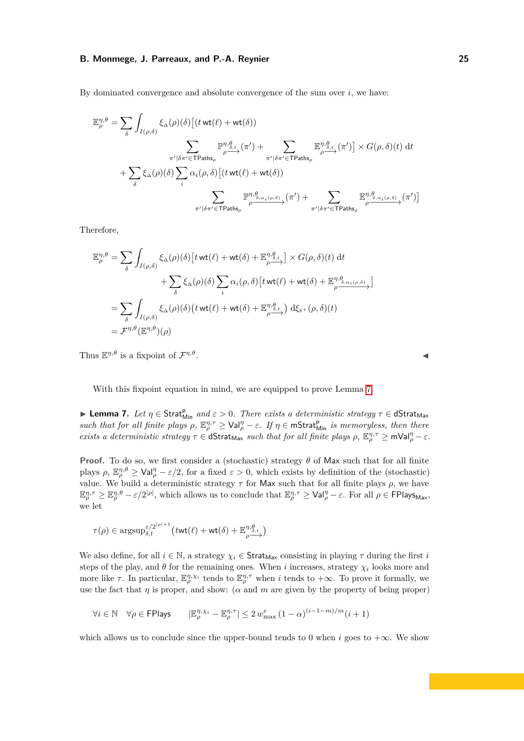By dominated convergence and absolute convergence of the sum over $i$, we have:

$$\mathbb{E}^{\eta,\theta}_\rho = \sum_\delta \int_{I(\rho,\delta)} \xi_\Delta(\rho)(\delta)\Big[\big(t\,\mathsf{wt}(\ell) + \mathsf{wt}(\delta)\big) \sum_{\pi' \mid \delta\pi' \in \mathsf{TPaths}_\rho} \mathbb{P}^{\eta,\theta_{\delta,t}}_{\rho\xrightarrow{}}(\pi') + \sum_{\pi' \mid \delta\pi' \in \mathsf{TPaths}_\rho} \mathbb{E}^{\eta,\theta_{\delta,t}}_{\rho\xrightarrow{}}(\pi')\Big] \times G(\rho,\delta)(t)\,\mathrm{d}t$$
$$+ \sum_\delta \xi_\Delta(\rho)(\delta) \sum_i \alpha_i(\rho,\delta)\Big[\big(t\,\mathsf{wt}(\ell) + \mathsf{wt}(\delta)\big) \sum_{\pi' \mid \delta\pi' \in \mathsf{TPaths}_\rho} \mathbb{P}^{\eta,\theta_{\delta,\alpha_i(\rho,\delta)}}_{\rho\xrightarrow{}}(\pi') + \sum_{\pi' \mid \delta\pi' \in \mathsf{TPaths}_\rho} \mathbb{E}^{\eta,\theta_{\delta,\alpha_i(\rho,\delta)}}_{\rho\xrightarrow{}}(\pi')\Big]$$

Therefore,

$$\begin{aligned}
\mathbb{E}^{\eta,\theta}_\rho &= \sum_\delta \int_{I(\rho,\delta)} \xi_\Delta(\rho)(\delta)\big[t\,\mathsf{wt}(\ell) + \mathsf{wt}(\delta) + \mathbb{E}^{\eta,\theta_{\delta,t}}_{\rho\xrightarrow{}}\big] \times G(\rho,\delta)(t)\,\mathrm{d}t \\
&\qquad + \sum_\delta \xi_\Delta(\rho)(\delta) \sum_i \alpha_i(\rho,\delta)\big[t\,\mathsf{wt}(\ell) + \mathsf{wt}(\delta) + \mathbb{E}^{\eta,\theta_{\delta,\alpha_i(\rho,\delta)}}_{\rho\xrightarrow{}}\big] \\
&= \sum_\delta \int_{I(\rho,\delta)} \xi_\Delta(\rho)(\delta)\big(t\,\mathsf{wt}(\ell) + \mathsf{wt}(\delta) + \mathbb{E}^{\eta,\theta_{\delta,t}}_{\rho\xrightarrow{}}\big)\,\mathrm{d}\xi_{\mathbb{R}^+}(\rho,\delta)(t) \\
&= \mathcal{F}^{\eta,\theta}(\mathbb{E}^{\eta,\theta})(\rho)
\end{aligned}$$

Thus $\mathbb{E}^{\eta,\theta}$ is a fixpoint of $\mathcal{F}^{\eta,\theta}$. ◀

With this fixpoint equation in mind, we are equipped to prove Lemma 7.

▶ **Lemma 7.** *Let $\eta \in \mathsf{Strat}^{\mathsf{p}}_{\mathsf{Min}}$ and $\varepsilon > 0$. There exists a deterministic strategy $\tau \in \mathsf{dStrat}_{\mathsf{Max}}$ such that for all finite plays $\rho$, $\mathbb{E}^{\eta,\tau}_\rho \geq \mathsf{Val}^\eta_\rho - \varepsilon$. If $\eta \in \mathsf{mStrat}^{\mathsf{p}}_{\mathsf{Min}}$ is memoryless, then there exists a deterministic strategy $\tau \in \mathsf{dStrat}_{\mathsf{Max}}$ such that for all finite plays $\rho$, $\mathbb{E}^{\eta,\tau}_\rho \geq \mathsf{mVal}^\eta_\rho - \varepsilon$.*

**Proof.** To do so, we first consider a (stochastic) strategy $\theta$ of Max such that for all finite plays $\rho$, $\mathbb{E}^{\eta,\theta}_\rho \geq \mathsf{Val}^\eta_\rho - \varepsilon/2$, for a fixed $\varepsilon > 0$, which exists by definition of the (stochastic) value. We build a deterministic strategy $\tau$ for Max such that for all finite plays $\rho$, we have $\mathbb{E}^{\eta,\tau}_\rho \geq \mathbb{E}^{\eta,\theta}_\rho - \varepsilon/2^{|\rho|}$, which allows us to conclude that $\mathbb{E}^{\eta,\tau}_\rho \geq \mathsf{Val}^\eta_\rho - \varepsilon$. For all $\rho \in \mathsf{FPlays}_{\mathsf{Max}}$, we let

$$\tau(\rho) \in \operatorname{argsup}^{\varepsilon/2^{|\rho|+1}}_{\delta,t}\big(t\mathsf{wt}(\ell) + \mathsf{wt}(\delta) + \mathbb{E}^{\eta,\theta_{\delta,t}}_{\rho\xrightarrow{}}\big)$$

We also define, for all $i \in \mathbb{N}$, a strategy $\chi_i \in \mathsf{Strat}_{\mathsf{Max}}$ consisting in playing $\tau$ during the first $i$ steps of the play, and $\theta$ for the remaining ones. When $i$ increases, strategy $\chi_i$ looks more and more like $\tau$. In particular, $\mathbb{E}^{\eta,\chi_i}_\rho$ tends to $\mathbb{E}^{\eta,\tau}_\rho$ when $i$ tends to $+\infty$. To prove it formally, we use the fact that $\eta$ is proper, and show: ($\alpha$ and $m$ are given by the property of being proper)

$$\forall i \in \mathbb{N} \quad \forall \rho \in \mathsf{FPlays} \qquad |\mathbb{E}^{\eta,\chi_i}_\rho - \mathbb{E}^{\eta,\tau}_\rho| \leq 2\,w^e_{\max}\,(1-\alpha)^{(i-1-m)/m}(i+1)$$

which allows us to conclude since the upper-bound tends to 0 when $i$ goes to $+\infty$. We show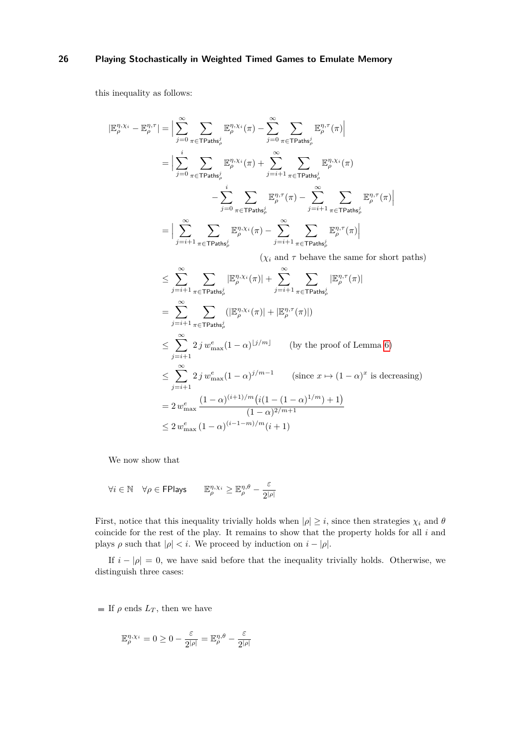this inequality as follows:

$$
\begin{aligned}
|\mathbb{E}^{\eta,\chi_i}_\rho - \mathbb{E}^{\eta,\tau}_\rho| &= \Big|\sum_{j=0}^{\infty}\sum_{\pi\in\mathsf{TPaths}^j_\rho}\mathbb{E}^{\eta,\chi_i}_\rho(\pi) - \sum_{j=0}^{\infty}\sum_{\pi\in\mathsf{TPaths}^j_\rho}\mathbb{E}^{\eta,\tau}_\rho(\pi)\Big| \\
&= \Big|\sum_{j=0}^{i}\sum_{\pi\in\mathsf{TPaths}^j_\rho}\mathbb{E}^{\eta,\chi_i}_\rho(\pi) + \sum_{j=i+1}^{\infty}\sum_{\pi\in\mathsf{TPaths}^j_\rho}\mathbb{E}^{\eta,\chi_i}_\rho(\pi) \\
&\qquad - \sum_{j=0}^{i}\sum_{\pi\in\mathsf{TPaths}^j_\rho}\mathbb{E}^{\eta,\tau}_\rho(\pi) - \sum_{j=i+1}^{\infty}\sum_{\pi\in\mathsf{TPaths}^j_\rho}\mathbb{E}^{\eta,\tau}_\rho(\pi)\Big| \\
&= \Big|\sum_{j=i+1}^{\infty}\sum_{\pi\in\mathsf{TPaths}^j_\rho}\mathbb{E}^{\eta,\chi_i}_\rho(\pi) - \sum_{j=i+1}^{\infty}\sum_{\pi\in\mathsf{TPaths}^j_\rho}\mathbb{E}^{\eta,\tau}_\rho(\pi)\Big| \\
&\qquad\qquad (\chi_i \text{ and } \tau \text{ behave the same for short paths}) \\
&\le \sum_{j=i+1}^{\infty}\sum_{\pi\in\mathsf{TPaths}^j_\rho}|\mathbb{E}^{\eta,\chi_i}_\rho(\pi)| + \sum_{j=i+1}^{\infty}\sum_{\pi\in\mathsf{TPaths}^j_\rho}|\mathbb{E}^{\eta,\tau}_\rho(\pi)| \\
&= \sum_{j=i+1}^{\infty}\sum_{\pi\in\mathsf{TPaths}^j_\rho}\big(|\mathbb{E}^{\eta,\chi_i}_\rho(\pi)| + |\mathbb{E}^{\eta,\tau}_\rho(\pi)|\big) \\
&\le \sum_{j=i+1}^{\infty} 2\,j\,w^e_{\max}(1-\alpha)^{\lfloor j/m\rfloor} \qquad (\text{by the proof of Lemma 6}) \\
&\le \sum_{j=i+1}^{\infty} 2\,j\,w^e_{\max}(1-\alpha)^{j/m-1} \qquad (\text{since } x\mapsto(1-\alpha)^x \text{ is decreasing}) \\
&= 2\,w^e_{\max}\,\frac{(1-\alpha)^{(i+1)/m}\big(i(1-(1-\alpha)^{1/m})+1\big)}{(1-\alpha)^{2/m+1}} \\
&\le 2\,w^e_{\max}\,(1-\alpha)^{(i-1-m)/m}(i+1)
\end{aligned}
$$

We now show that

$$
\forall i\in\mathbb{N}\quad \forall\rho\in\mathsf{FPlays}\qquad \mathbb{E}^{\eta,\chi_i}_\rho \ge \mathbb{E}^{\eta,\theta}_\rho - \frac{\varepsilon}{2^{|\rho|}}
$$

First, notice that this inequality trivially holds when $|\rho|\ge i$, since then strategies $\chi_i$ and $\theta$ coincide for the rest of the play. It remains to show that the property holds for all $i$ and plays $\rho$ such that $|\rho|<i$. We proceed by induction on $i-|\rho|$.

If $i-|\rho|=0$, we have said before that the inequality trivially holds. Otherwise, we distinguish three cases:

- If $\rho$ ends $L_T$, then we have

$$
\mathbb{E}^{\eta,\chi_i}_\rho = 0 \ge 0 - \frac{\varepsilon}{2^{|\rho|}} = \mathbb{E}^{\eta,\theta}_\rho - \frac{\varepsilon}{2^{|\rho|}}
$$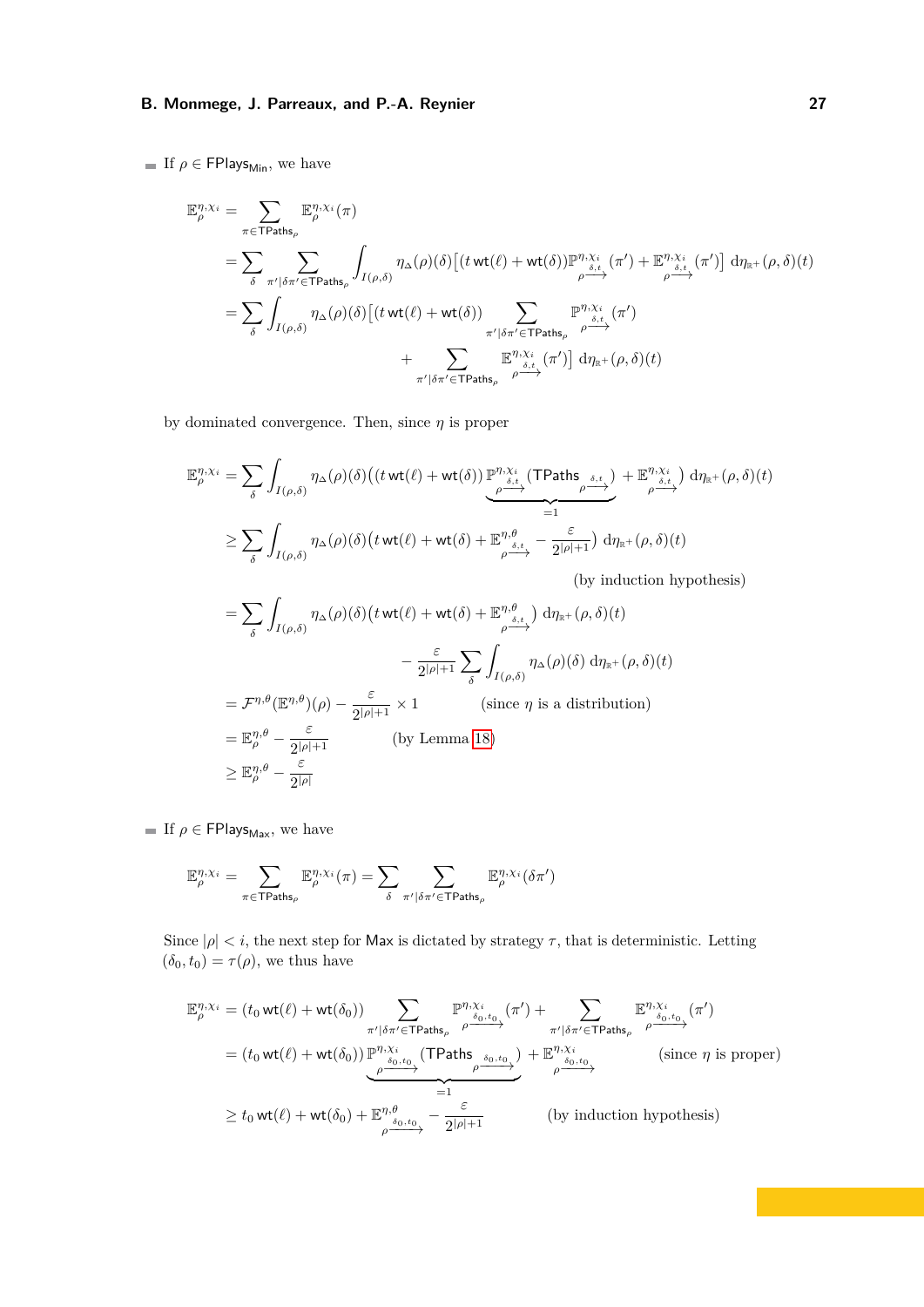- If $\rho \in \mathsf{FPlays}_{\mathsf{Min}}$, we have

$$
\begin{aligned}
\mathbb{E}^{\eta,\chi_i}_{\rho} &= \sum_{\pi \in \mathsf{TPaths}_\rho} \mathbb{E}^{\eta,\chi_i}_{\rho}(\pi) \\
&= \sum_{\delta} \sum_{\pi' | \delta\pi' \in \mathsf{TPaths}_\rho} \int_{I(\rho,\delta)} \eta_\Delta(\rho)(\delta)\big[(t\,\mathsf{wt}(\ell) + \mathsf{wt}(\delta))\mathbb{P}^{\eta,\chi_i}_{\rho \xrightarrow{\delta,t}}(\pi') + \mathbb{E}^{\eta,\chi_i}_{\rho \xrightarrow{\delta,t}}(\pi')\big]\, \mathrm{d}\eta_{\mathbb{R}^+}(\rho,\delta)(t) \\
&= \sum_{\delta} \int_{I(\rho,\delta)} \eta_\Delta(\rho)(\delta)\Big[(t\,\mathsf{wt}(\ell) + \mathsf{wt}(\delta)) \sum_{\pi' | \delta\pi' \in \mathsf{TPaths}_\rho} \mathbb{P}^{\eta,\chi_i}_{\rho \xrightarrow{\delta,t}}(\pi') \\
&\qquad\qquad + \sum_{\pi' | \delta\pi' \in \mathsf{TPaths}_\rho} \mathbb{E}^{\eta,\chi_i}_{\rho \xrightarrow{\delta,t}}(\pi')\Big]\, \mathrm{d}\eta_{\mathbb{R}^+}(\rho,\delta)(t)
\end{aligned}
$$

by dominated convergence. Then, since $\eta$ is proper

$$
\begin{aligned}
\mathbb{E}^{\eta,\chi_i}_{\rho} &= \sum_{\delta} \int_{I(\rho,\delta)} \eta_\Delta(\rho)(\delta)\Big((t\,\mathsf{wt}(\ell) + \mathsf{wt}(\delta))\,\underbrace{\mathbb{P}^{\eta,\chi_i}_{\rho \xrightarrow{\delta,t}}(\mathsf{TPaths}_{\rho \xrightarrow{\delta,t}})}_{=1} + \mathbb{E}^{\eta,\chi_i}_{\rho \xrightarrow{\delta,t}}\Big)\, \mathrm{d}\eta_{\mathbb{R}^+}(\rho,\delta)(t) \\
&\geq \sum_{\delta} \int_{I(\rho,\delta)} \eta_\Delta(\rho)(\delta)\Big(t\,\mathsf{wt}(\ell) + \mathsf{wt}(\delta) + \mathbb{E}^{\eta,\theta}_{\rho \xrightarrow{\delta,t}} - \frac{\varepsilon}{2^{|\rho|+1}}\Big)\, \mathrm{d}\eta_{\mathbb{R}^+}(\rho,\delta)(t) \\
&\hspace{20em} \text{(by induction hypothesis)} \\
&= \sum_{\delta} \int_{I(\rho,\delta)} \eta_\Delta(\rho)(\delta)\Big(t\,\mathsf{wt}(\ell) + \mathsf{wt}(\delta) + \mathbb{E}^{\eta,\theta}_{\rho \xrightarrow{\delta,t}}\Big)\, \mathrm{d}\eta_{\mathbb{R}^+}(\rho,\delta)(t) \\
&\qquad\qquad - \frac{\varepsilon}{2^{|\rho|+1}} \sum_{\delta} \int_{I(\rho,\delta)} \eta_\Delta(\rho)(\delta)\, \mathrm{d}\eta_{\mathbb{R}^+}(\rho,\delta)(t) \\
&= \mathcal{F}^{\eta,\theta}(\mathbb{E}^{\eta,\theta})(\rho) - \frac{\varepsilon}{2^{|\rho|+1}} \times 1 \qquad \text{(since } \eta \text{ is a distribution)} \\
&= \mathbb{E}^{\eta,\theta}_{\rho} - \frac{\varepsilon}{2^{|\rho|+1}} \qquad \text{(by Lemma 18)} \\
&\geq \mathbb{E}^{\eta,\theta}_{\rho} - \frac{\varepsilon}{2^{|\rho|}}
\end{aligned}
$$

- If $\rho \in \mathsf{FPlays}_{\mathsf{Max}}$, we have

$$
\mathbb{E}^{\eta,\chi_i}_{\rho} = \sum_{\pi \in \mathsf{TPaths}_\rho} \mathbb{E}^{\eta,\chi_i}_{\rho}(\pi) = \sum_{\delta} \sum_{\pi' | \delta\pi' \in \mathsf{TPaths}_\rho} \mathbb{E}^{\eta,\chi_i}_{\rho}(\delta\pi')
$$

Since $|\rho| < i$, the next step for Max is dictated by strategy $\tau$, that is deterministic. Letting $(\delta_0, t_0) = \tau(\rho)$, we thus have

$$
\begin{aligned}
\mathbb{E}^{\eta,\chi_i}_{\rho} &= (t_0\,\mathsf{wt}(\ell) + \mathsf{wt}(\delta_0)) \sum_{\pi' | \delta\pi' \in \mathsf{TPaths}_\rho} \mathbb{P}^{\eta,\chi_i}_{\rho \xrightarrow{\delta_0,t_0}}(\pi') + \sum_{\pi' | \delta\pi' \in \mathsf{TPaths}_\rho} \mathbb{E}^{\eta,\chi_i}_{\rho \xrightarrow{\delta_0,t_0}}(\pi') \\
&= (t_0\,\mathsf{wt}(\ell) + \mathsf{wt}(\delta_0))\,\underbrace{\mathbb{P}^{\eta,\chi_i}_{\rho \xrightarrow{\delta_0,t_0}}(\mathsf{TPaths}_{\rho \xrightarrow{\delta_0,t_0}})}_{=1} + \mathbb{E}^{\eta,\chi_i}_{\rho \xrightarrow{\delta_0,t_0}} \qquad \text{(since } \eta \text{ is proper)} \\
&\geq t_0\,\mathsf{wt}(\ell) + \mathsf{wt}(\delta_0) + \mathbb{E}^{\eta,\theta}_{\rho \xrightarrow{\delta_0,t_0}} - \frac{\varepsilon}{2^{|\rho|+1}} \qquad \text{(by induction hypothesis)}
\end{aligned}
$$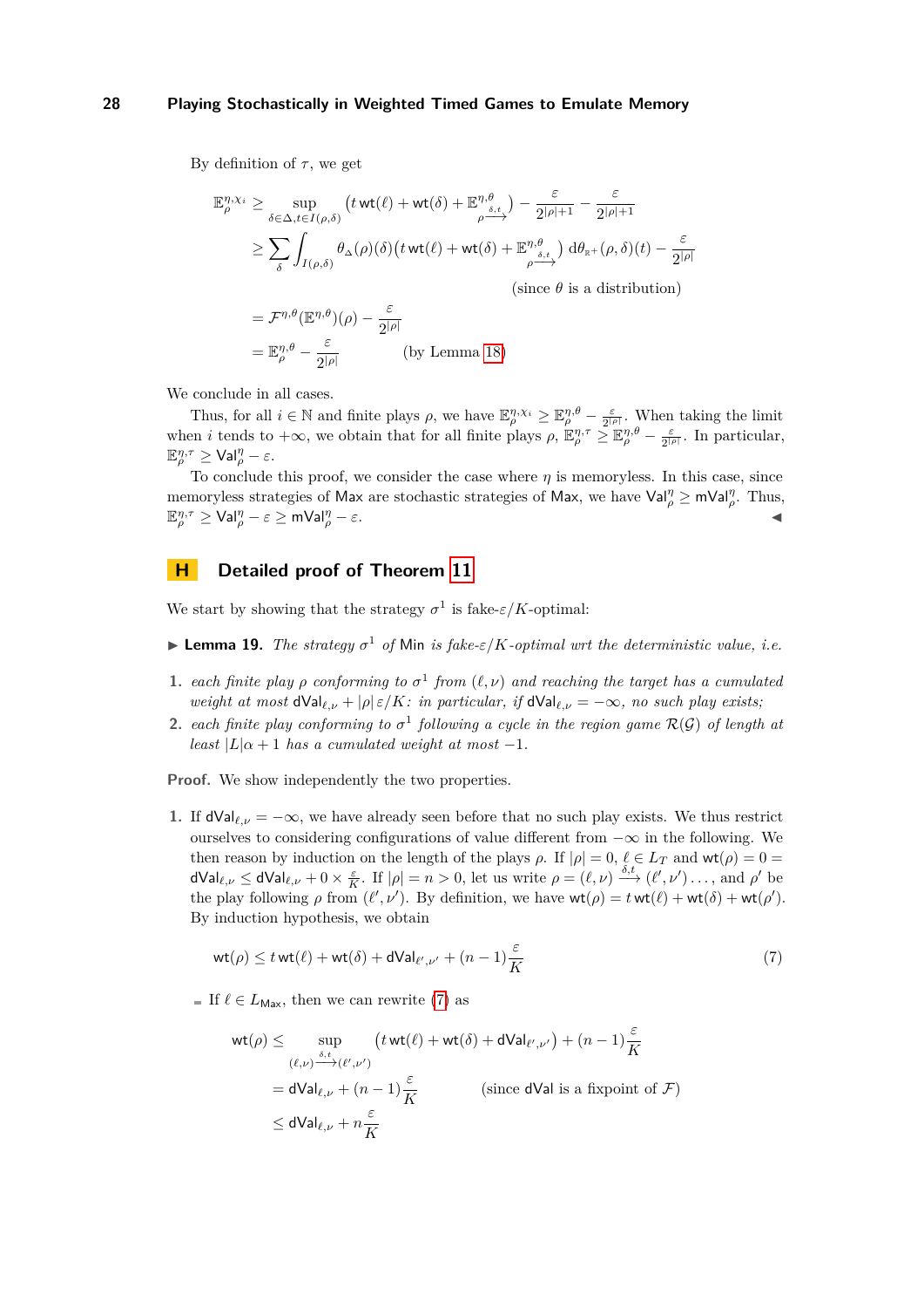By definition of $\tau$, we get

$$\begin{aligned}
\mathbb{E}^{\eta,\chi_i}_\rho &\geq \sup_{\delta\in\Delta, t\in I(\rho,\delta)} \left(t\,\mathsf{wt}(\ell) + \mathsf{wt}(\delta) + \mathbb{E}^{\eta,\theta}_{\rho\xrightarrow{\delta,t}}\right) - \frac{\varepsilon}{2^{|\rho|+1}} - \frac{\varepsilon}{2^{|\rho|+1}} \\
&\geq \sum_{\delta} \int_{I(\rho,\delta)} \theta_\Delta(\rho)(\delta)\left(t\,\mathsf{wt}(\ell) + \mathsf{wt}(\delta) + \mathbb{E}^{\eta,\theta}_{\rho\xrightarrow{\delta,t}}\right)\, \mathrm{d}\theta_{\mathbb{R}^+}(\rho,\delta)(t) - \frac{\varepsilon}{2^{|\rho|}} \\
&\qquad\qquad\qquad\qquad\qquad\qquad\qquad\qquad \text{(since } \theta \text{ is a distribution)} \\
&= \mathcal{F}^{\eta,\theta}(\mathbb{E}^{\eta,\theta})(\rho) - \frac{\varepsilon}{2^{|\rho|}} \\
&= \mathbb{E}^{\eta,\theta}_\rho - \frac{\varepsilon}{2^{|\rho|}} \qquad\qquad \text{(by Lemma 18)}
\end{aligned}$$

We conclude in all cases.

Thus, for all $i \in \mathbb{N}$ and finite plays $\rho$, we have $\mathbb{E}^{\eta,\chi_i}_\rho \geq \mathbb{E}^{\eta,\theta}_\rho - \frac{\varepsilon}{2^{|\rho|}}$. When taking the limit when $i$ tends to $+\infty$, we obtain that for all finite plays $\rho$, $\mathbb{E}^{\eta,\tau}_\rho \geq \mathbb{E}^{\eta,\theta}_\rho - \frac{\varepsilon}{2^{|\rho|}}$. In particular, $\mathbb{E}^{\eta,\tau}_\rho \geq \mathsf{Val}^\eta_\rho - \varepsilon$.

To conclude this proof, we consider the case where $\eta$ is memoryless. In this case, since memoryless strategies of Max are stochastic strategies of Max, we have $\mathsf{Val}^\eta_\rho \geq \mathsf{mVal}^\eta_\rho$. Thus, $\mathbb{E}^{\eta,\tau}_\rho \geq \mathsf{Val}^\eta_\rho - \varepsilon \geq \mathsf{mVal}^\eta_\rho - \varepsilon$. ◀

## H Detailed proof of Theorem 11

We start by showing that the strategy $\sigma^1$ is fake-$\varepsilon/K$-optimal:

▶ **Lemma 19.** *The strategy $\sigma^1$ of Min is fake-$\varepsilon/K$-optimal wrt the deterministic value, i.e.*

1. *each finite play $\rho$ conforming to $\sigma^1$ from $(\ell,\nu)$ and reaching the target has a cumulated weight at most $\mathsf{dVal}_{\ell,\nu} + |\rho|\,\varepsilon/K$: in particular, if $\mathsf{dVal}_{\ell,\nu} = -\infty$, no such play exists;*
2. *each finite play conforming to $\sigma^1$ following a cycle in the region game $\mathcal{R}(\mathcal{G})$ of length at least $|L|\alpha + 1$ has a cumulated weight at most $-1$.*

**Proof.** We show independently the two properties.

1. If $\mathsf{dVal}_{\ell,\nu} = -\infty$, we have already seen before that no such play exists. We thus restrict ourselves to considering configurations of value different from $-\infty$ in the following. We then reason by induction on the length of the plays $\rho$. If $|\rho| = 0$, $\ell \in L_T$ and $\mathsf{wt}(\rho) = 0 = \mathsf{dVal}_{\ell,\nu} \leq \mathsf{dVal}_{\ell,\nu} + 0 \times \frac{\varepsilon}{K}$. If $|\rho| = n > 0$, let us write $\rho = (\ell,\nu) \xrightarrow{\delta,t} (\ell',\nu')\dots$, and $\rho'$ be the play following $\rho$ from $(\ell',\nu')$. By definition, we have $\mathsf{wt}(\rho) = t\,\mathsf{wt}(\ell) + \mathsf{wt}(\delta) + \mathsf{wt}(\rho')$. By induction hypothesis, we obtain

$$\mathsf{wt}(\rho) \leq t\,\mathsf{wt}(\ell) + \mathsf{wt}(\delta) + \mathsf{dVal}_{\ell',\nu'} + (n-1)\frac{\varepsilon}{K} \tag{7}$$

- If $\ell \in L_{\mathsf{Max}}$, then we can rewrite (7) as

$$\begin{aligned}
\mathsf{wt}(\rho) &\leq \sup_{(\ell,\nu)\xrightarrow{\delta,t}(\ell',\nu')} \left(t\,\mathsf{wt}(\ell) + \mathsf{wt}(\delta) + \mathsf{dVal}_{\ell',\nu'}\right) + (n-1)\frac{\varepsilon}{K} \\
&= \mathsf{dVal}_{\ell,\nu} + (n-1)\frac{\varepsilon}{K} \qquad\qquad \text{(since } \mathsf{dVal} \text{ is a fixpoint of } \mathcal{F}\text{)} \\
&\leq \mathsf{dVal}_{\ell,\nu} + n\frac{\varepsilon}{K}
\end{aligned}$$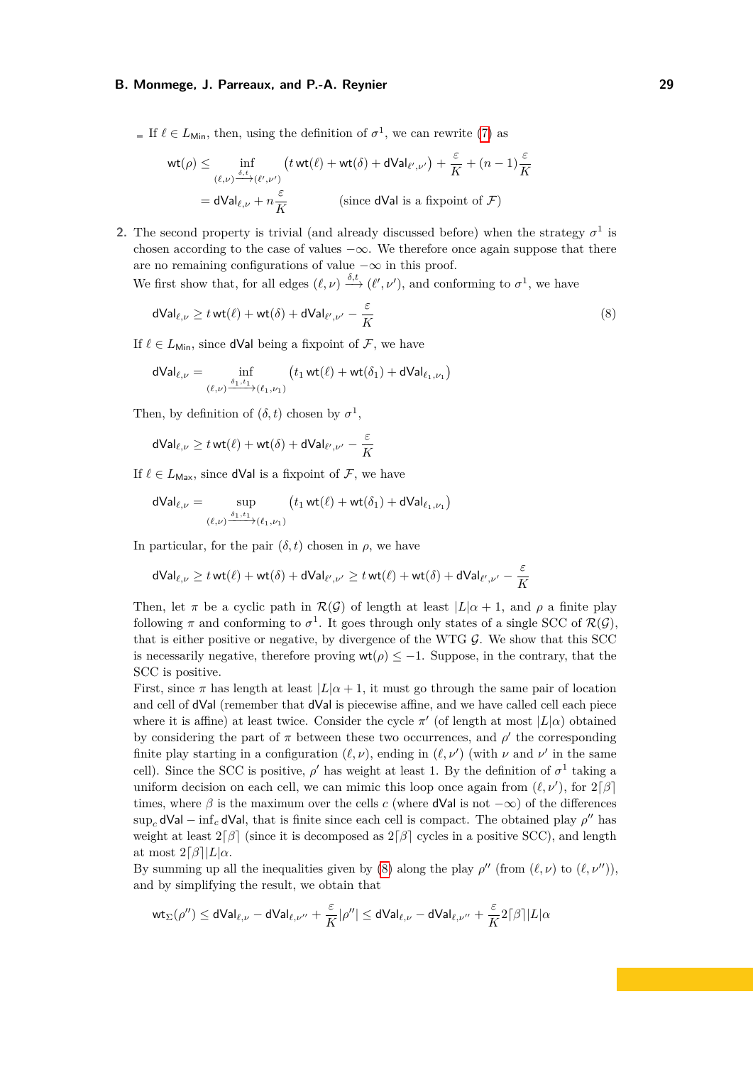- If $\ell \in L_{\mathsf{Min}}$, then, using the definition of $\sigma^1$, we can rewrite (7) as

$$\begin{aligned}
\mathsf{wt}(\rho) &\leq \inf_{(\ell,\nu)\xrightarrow{\delta,t}(\ell',\nu')} \big(t\,\mathsf{wt}(\ell) + \mathsf{wt}(\delta) + \mathsf{dVal}_{\ell',\nu'}\big) + \frac{\varepsilon}{K} + (n-1)\frac{\varepsilon}{K} \\
&= \mathsf{dVal}_{\ell,\nu} + n\frac{\varepsilon}{K} \qquad \text{(since } \mathsf{dVal} \text{ is a fixpoint of } \mathcal{F}\text{)}
\end{aligned}$$

2. The second property is trivial (and already discussed before) when the strategy $\sigma^1$ is chosen according to the case of values $-\infty$. We therefore once again suppose that there are no remaining configurations of value $-\infty$ in this proof.
We first show that, for all edges $(\ell,\nu) \xrightarrow{\delta,t} (\ell',\nu')$, and conforming to $\sigma^1$, we have

$$\mathsf{dVal}_{\ell,\nu} \geq t\,\mathsf{wt}(\ell) + \mathsf{wt}(\delta) + \mathsf{dVal}_{\ell',\nu'} - \frac{\varepsilon}{K} \tag{8}$$

If $\ell \in L_{\mathsf{Min}}$, since $\mathsf{dVal}$ being a fixpoint of $\mathcal{F}$, we have

$$\mathsf{dVal}_{\ell,\nu} = \inf_{(\ell,\nu)\xrightarrow{\delta_1,t_1}(\ell_1,\nu_1)} \big(t_1\,\mathsf{wt}(\ell) + \mathsf{wt}(\delta_1) + \mathsf{dVal}_{\ell_1,\nu_1}\big)$$

Then, by definition of $(\delta,t)$ chosen by $\sigma^1$,

$$\mathsf{dVal}_{\ell,\nu} \geq t\,\mathsf{wt}(\ell) + \mathsf{wt}(\delta) + \mathsf{dVal}_{\ell',\nu'} - \frac{\varepsilon}{K}$$

If $\ell \in L_{\mathsf{Max}}$, since $\mathsf{dVal}$ is a fixpoint of $\mathcal{F}$, we have

$$\mathsf{dVal}_{\ell,\nu} = \sup_{(\ell,\nu)\xrightarrow{\delta_1,t_1}(\ell_1,\nu_1)} \big(t_1\,\mathsf{wt}(\ell) + \mathsf{wt}(\delta_1) + \mathsf{dVal}_{\ell_1,\nu_1}\big)$$

In particular, for the pair $(\delta,t)$ chosen in $\rho$, we have

$$\mathsf{dVal}_{\ell,\nu} \geq t\,\mathsf{wt}(\ell) + \mathsf{wt}(\delta) + \mathsf{dVal}_{\ell',\nu'} \geq t\,\mathsf{wt}(\ell) + \mathsf{wt}(\delta) + \mathsf{dVal}_{\ell',\nu'} - \frac{\varepsilon}{K}$$

Then, let $\pi$ be a cyclic path in $\mathcal{R}(\mathcal{G})$ of length at least $|L|\alpha + 1$, and $\rho$ a finite play following $\pi$ and conforming to $\sigma^1$. It goes through only states of a single SCC of $\mathcal{R}(\mathcal{G})$, that is either positive or negative, by divergence of the WTG $\mathcal{G}$. We show that this SCC is necessarily negative, therefore proving $\mathsf{wt}(\rho) \leq -1$. Suppose, in the contrary, that the SCC is positive.
First, since $\pi$ has length at least $|L|\alpha + 1$, it must go through the same pair of location and cell of $\mathsf{dVal}$ (remember that $\mathsf{dVal}$ is piecewise affine, and we have called cell each piece where it is affine) at least twice. Consider the cycle $\pi'$ (of length at most $|L|\alpha$) obtained by considering the part of $\pi$ between these two occurrences, and $\rho'$ the corresponding finite play starting in a configuration $(\ell,\nu)$, ending in $(\ell,\nu')$ (with $\nu$ and $\nu'$ in the same cell). Since the SCC is positive, $\rho'$ has weight at least 1. By the definition of $\sigma^1$ taking a uniform decision on each cell, we can mimic this loop once again from $(\ell,\nu')$, for $2\lceil\beta\rceil$ times, where $\beta$ is the maximum over the cells $c$ (where $\mathsf{dVal}$ is not $-\infty$) of the differences $\sup_c \mathsf{dVal} - \inf_c \mathsf{dVal}$, that is finite since each cell is compact. The obtained play $\rho''$ has weight at least $2\lceil\beta\rceil$ (since it is decomposed as $2\lceil\beta\rceil$ cycles in a positive SCC), and length at most $2\lceil\beta\rceil|L|\alpha$.
By summing up all the inequalities given by (8) along the play $\rho''$ (from $(\ell,\nu)$ to $(\ell,\nu'')$), and by simplifying the result, we obtain that

$$\mathsf{wt}_\Sigma(\rho'') \leq \mathsf{dVal}_{\ell,\nu} - \mathsf{dVal}_{\ell,\nu''} + \frac{\varepsilon}{K}|\rho''| \leq \mathsf{dVal}_{\ell,\nu} - \mathsf{dVal}_{\ell,\nu''} + \frac{\varepsilon}{K}2\lceil\beta\rceil|L|\alpha$$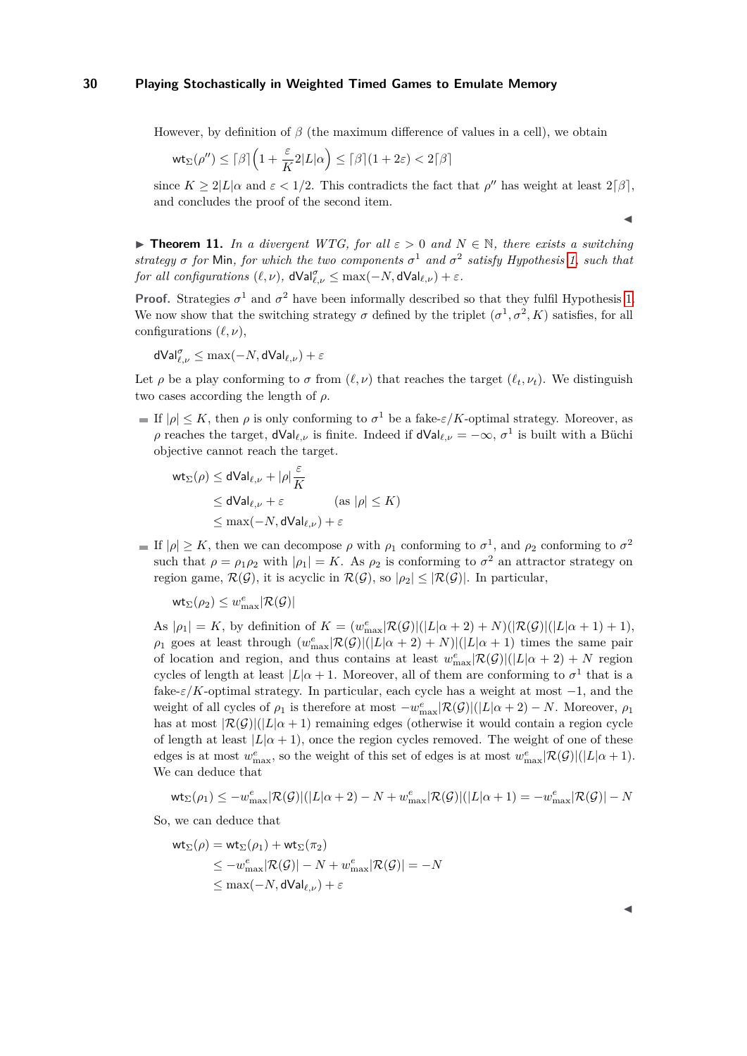However, by definition of $\beta$ (the maximum difference of values in a cell), we obtain

$$\mathsf{wt}_\Sigma(\rho'') \leq \lceil\beta\rceil\Big(1 + \frac{\varepsilon}{K}2|L|\alpha\Big) \leq \lceil\beta\rceil(1+2\varepsilon) < 2\lceil\beta\rceil$$

since $K \geq 2|L|\alpha$ and $\varepsilon < 1/2$. This contradicts the fact that $\rho''$ has weight at least $2\lceil\beta\rceil$, and concludes the proof of the second item. ◀

▶ **Theorem 11.** *In a divergent WTG, for all $\varepsilon > 0$ and $N \in \mathbb{N}$, there exists a switching strategy $\sigma$ for* Min*, for which the two components $\sigma^1$ and $\sigma^2$ satisfy Hypothesis 1, such that for all configurations $(\ell,\nu)$, $\mathsf{dVal}^\sigma_{\ell,\nu} \leq \max(-N, \mathsf{dVal}_{\ell,\nu}) + \varepsilon$.*

**Proof.** Strategies $\sigma^1$ and $\sigma^2$ have been informally described so that they fulfil Hypothesis 1. We now show that the switching strategy $\sigma$ defined by the triplet $(\sigma^1, \sigma^2, K)$ satisfies, for all configurations $(\ell,\nu)$,

$$\mathsf{dVal}^\sigma_{\ell,\nu} \leq \max(-N, \mathsf{dVal}_{\ell,\nu}) + \varepsilon$$

Let $\rho$ be a play conforming to $\sigma$ from $(\ell,\nu)$ that reaches the target $(\ell_t,\nu_t)$. We distinguish two cases according the length of $\rho$.

- If $|\rho| \leq K$, then $\rho$ is only conforming to $\sigma^1$ be a fake-$\varepsilon/K$-optimal strategy. Moreover, as $\rho$ reaches the target, $\mathsf{dVal}_{\ell,\nu}$ is finite. Indeed if $\mathsf{dVal}_{\ell,\nu} = -\infty$, $\sigma^1$ is built with a Büchi objective cannot reach the target.

$$\begin{aligned}
\mathsf{wt}_\Sigma(\rho) &\leq \mathsf{dVal}_{\ell,\nu} + |\rho|\frac{\varepsilon}{K} \\
&\leq \mathsf{dVal}_{\ell,\nu} + \varepsilon \qquad\qquad (\text{as } |\rho| \leq K) \\
&\leq \max(-N, \mathsf{dVal}_{\ell,\nu}) + \varepsilon
\end{aligned}$$

- If $|\rho| \geq K$, then we can decompose $\rho$ with $\rho_1$ conforming to $\sigma^1$, and $\rho_2$ conforming to $\sigma^2$ such that $\rho = \rho_1\rho_2$ with $|\rho_1| = K$. As $\rho_2$ is conforming to $\sigma^2$ an attractor strategy on region game, $\mathcal{R}(\mathcal{G})$, it is acyclic in $\mathcal{R}(\mathcal{G})$, so $|\rho_2| \leq |\mathcal{R}(\mathcal{G})|$. In particular,

$$\mathsf{wt}_\Sigma(\rho_2) \leq w^e_{\max}|\mathcal{R}(\mathcal{G})|$$

As $|\rho_1| = K$, by definition of $K = (w^e_{\max}|\mathcal{R}(\mathcal{G})|(|L|\alpha+2) + N)(|\mathcal{R}(\mathcal{G})|(|L|\alpha+1)+1)$, $\rho_1$ goes at least through $(w^e_{\max}|\mathcal{R}(\mathcal{G})|(|L|\alpha+2)+N)(|L|\alpha+1)$ times the same pair of location and region, and thus contains at least $w^e_{\max}|\mathcal{R}(\mathcal{G})|(|L|\alpha+2)+N$ region cycles of length at least $|L|\alpha+1$. Moreover, all of them are conforming to $\sigma^1$ that is a fake-$\varepsilon/K$-optimal strategy. In particular, each cycle has a weight at most $-1$, and the weight of all cycles of $\rho_1$ is therefore at most $-w^e_{\max}|\mathcal{R}(\mathcal{G})|(|L|\alpha+2) - N$. Moreover, $\rho_1$ has at most $|\mathcal{R}(\mathcal{G})|(|L|\alpha+1)$ remaining edges (otherwise it would contain a region cycle of length at least $|L|\alpha+1$), once the region cycles removed. The weight of one of these edges is at most $w^e_{\max}$, so the weight of this set of edges is at most $w^e_{\max}|\mathcal{R}(\mathcal{G})|(|L|\alpha+1)$. We can deduce that

$$\mathsf{wt}_\Sigma(\rho_1) \leq -w^e_{\max}|\mathcal{R}(\mathcal{G})|(|L|\alpha+2) - N + w^e_{\max}|\mathcal{R}(\mathcal{G})|(|L|\alpha+1) = -w^e_{\max}|\mathcal{R}(\mathcal{G})| - N$$

So, we can deduce that

$$\begin{aligned}
\mathsf{wt}_\Sigma(\rho) &= \mathsf{wt}_\Sigma(\rho_1) + \mathsf{wt}_\Sigma(\pi_2) \\
&\leq -w^e_{\max}|\mathcal{R}(\mathcal{G})| - N + w^e_{\max}|\mathcal{R}(\mathcal{G})| = -N \\
&\leq \max(-N, \mathsf{dVal}_{\ell,\nu}) + \varepsilon
\end{aligned}$$

◀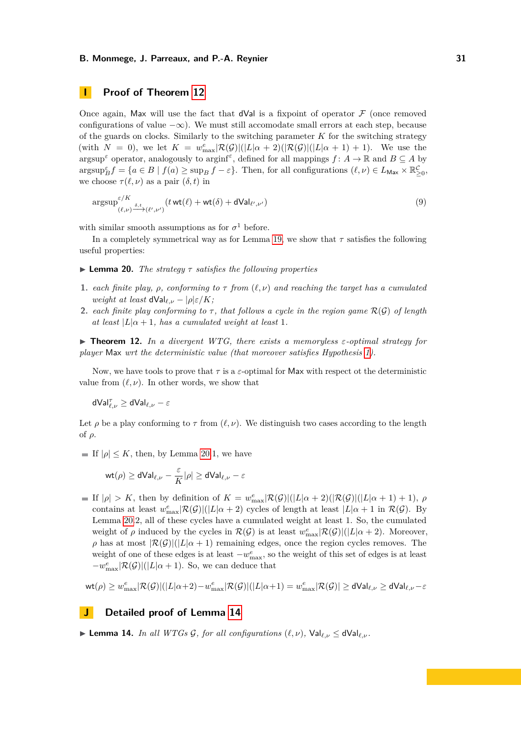## I Proof of Theorem 12

Once again, Max will use the fact that dVal is a fixpoint of operator $\mathcal{F}$ (once removed configurations of value $-\infty$). We must still accomodate small errors at each step, because of the guards on clocks. Similarly to the switching parameter $K$ for the switching strategy (with $N = 0$), we let $K = w^e_{\max}|\mathcal{R}(\mathcal{G})|(|L|\alpha + 2)(|\mathcal{R}(\mathcal{G})|(|L|\alpha + 1) + 1)$. We use the $\text{argsup}^\varepsilon$ operator, analogously to $\text{arginf}^\varepsilon$, defined for all mappings $f\colon A \to \mathbb{R}$ and $B \subseteq A$ by $\text{argsup}^\varepsilon_B f = \{a \in B \mid f(a) \geq \sup_B f - \varepsilon\}$. Then, for all configurations $(\ell, \nu) \in L_{\mathsf{Max}} \times \mathbb{R}^{\mathcal{C}}_{\geq 0}$, we choose $\tau(\ell, \nu)$ as a pair $(\delta, t)$ in

$$\text{argsup}^{\varepsilon/K}_{(\ell,\nu)\xrightarrow{\delta,t}(\ell',\nu')} \left(t\,\mathsf{wt}(\ell) + \mathsf{wt}(\delta) + \mathsf{dVal}_{\ell',\nu'}\right) \tag{9}$$

with similar smooth assumptions as for $\sigma^1$ before.

In a completely symmetrical way as for Lemma 19, we show that $\tau$ satisfies the following useful properties:

▶ **Lemma 20.** *The strategy $\tau$ satisfies the following properties*

1. *each finite play, $\rho$, conforming to $\tau$ from $(\ell, \nu)$ and reaching the target has a cumulated weight at least $\mathsf{dVal}_{\ell,\nu} - |\rho|\varepsilon/K$;*
2. *each finite play conforming to $\tau$, that follows a cycle in the region game $\mathcal{R}(\mathcal{G})$ of length at least $|L|\alpha + 1$, has a cumulated weight at least 1.*

▶ **Theorem 12.** *In a divergent WTG, there exists a memoryless $\varepsilon$-optimal strategy for player Max wrt the deterministic value (that moreover satisfies Hypothesis 1).*

Now, we have tools to prove that $\tau$ is a $\varepsilon$-optimal for Max with respect ot the deterministic value from $(\ell, \nu)$. In other words, we show that

$$\mathsf{dVal}^\tau_{\ell,\nu} \geq \mathsf{dVal}_{\ell,\nu} - \varepsilon$$

Let $\rho$ be a play conforming to $\tau$ from $(\ell, \nu)$. We distinguish two cases according to the length of $\rho$.

- If $|\rho| \leq K$, then, by Lemma 20.1, we have

$$\mathsf{wt}(\rho) \geq \mathsf{dVal}_{\ell,\nu} - \frac{\varepsilon}{K}|\rho| \geq \mathsf{dVal}_{\ell,\nu} - \varepsilon$$

- If $|\rho| > K$, then by definition of $K = w^e_{\max}|\mathcal{R}(\mathcal{G})|(|L|\alpha + 2)(|\mathcal{R}(\mathcal{G})|(|L|\alpha + 1) + 1)$, $\rho$ contains at least $w^e_{\max}|\mathcal{R}(\mathcal{G})|(|L|\alpha + 2)$ cycles of length at least $|L|\alpha + 1$ in $\mathcal{R}(\mathcal{G})$. By Lemma 20.2, all of these cycles have a cumulated weight at least 1. So, the cumulated weight of $\rho$ induced by the cycles in $\mathcal{R}(\mathcal{G})$ is at least $w^e_{\max}|\mathcal{R}(\mathcal{G})|(|L|\alpha + 2)$. Moreover, $\rho$ has at most $|\mathcal{R}(\mathcal{G})|(|L|\alpha + 1)$ remaining edges, once the region cycles removes. The weight of one of these edges is at least $-w^e_{\max}$, so the weight of this set of edges is at least $-w^e_{\max}|\mathcal{R}(\mathcal{G})|(|L|\alpha + 1)$. So, we can deduce that

$$\mathsf{wt}(\rho) \geq w^e_{\max}|\mathcal{R}(\mathcal{G})|(|L|\alpha+2) - w^e_{\max}|\mathcal{R}(\mathcal{G})|(|L|\alpha+1) = w^e_{\max}|\mathcal{R}(\mathcal{G})| \geq \mathsf{dVal}_{\ell,\nu} \geq \mathsf{dVal}_{\ell,\nu} - \varepsilon$$

## J Detailed proof of Lemma 14

▶ **Lemma 14.** *In all WTGs $\mathcal{G}$, for all configurations $(\ell, \nu)$, $\mathsf{Val}_{\ell,\nu} \leq \mathsf{dVal}_{\ell,\nu}$.*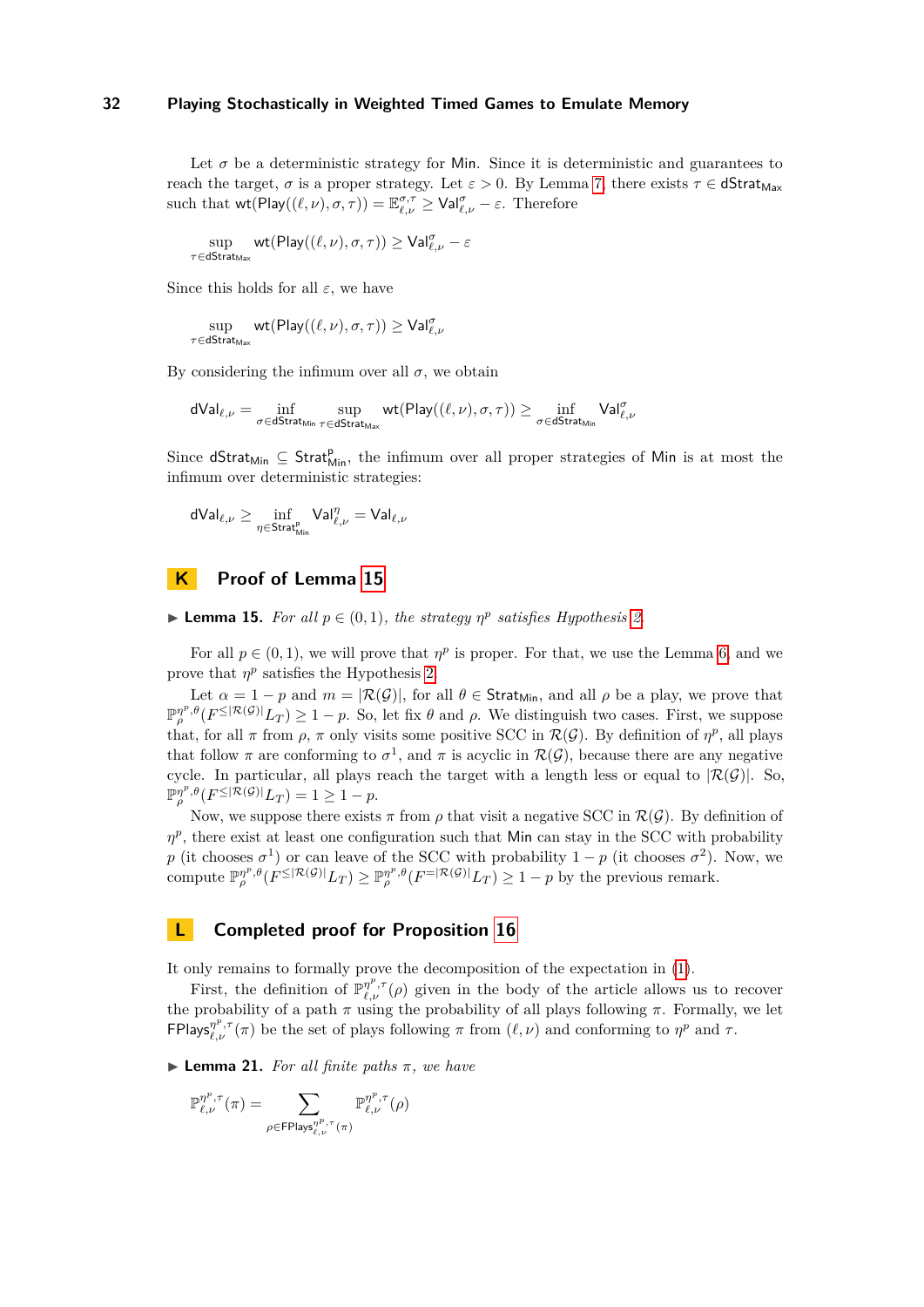Let $\sigma$ be a deterministic strategy for $\mathsf{Min}$. Since it is deterministic and guarantees to reach the target, $\sigma$ is a proper strategy. Let $\varepsilon > 0$. By Lemma 7, there exists $\tau \in \mathsf{dStrat}_{\mathsf{Max}}$ such that $\mathsf{wt}(\mathsf{Play}((\ell,\nu),\sigma,\tau)) = \mathbb{E}^{\sigma,\tau}_{\ell,\nu} \geq \mathsf{Val}^{\sigma}_{\ell,\nu} - \varepsilon$. Therefore

$$\sup_{\tau \in \mathsf{dStrat}_{\mathsf{Max}}} \mathsf{wt}(\mathsf{Play}((\ell,\nu),\sigma,\tau)) \geq \mathsf{Val}^{\sigma}_{\ell,\nu} - \varepsilon$$

Since this holds for all $\varepsilon$, we have

$$\sup_{\tau \in \mathsf{dStrat}_{\mathsf{Max}}} \mathsf{wt}(\mathsf{Play}((\ell,\nu),\sigma,\tau)) \geq \mathsf{Val}^{\sigma}_{\ell,\nu}$$

By considering the infimum over all $\sigma$, we obtain

$$\mathsf{dVal}_{\ell,\nu} = \inf_{\sigma \in \mathsf{dStrat}_{\mathsf{Min}}} \sup_{\tau \in \mathsf{dStrat}_{\mathsf{Max}}} \mathsf{wt}(\mathsf{Play}((\ell,\nu),\sigma,\tau)) \geq \inf_{\sigma \in \mathsf{dStrat}_{\mathsf{Min}}} \mathsf{Val}^{\sigma}_{\ell,\nu}$$

Since $\mathsf{dStrat}_{\mathsf{Min}} \subseteq \mathsf{Strat}^{\mathsf{p}}_{\mathsf{Min}}$, the infimum over all proper strategies of $\mathsf{Min}$ is at most the infimum over deterministic strategies:

$$\mathsf{dVal}_{\ell,\nu} \geq \inf_{\eta \in \mathsf{Strat}^{\mathsf{p}}_{\mathsf{Min}}} \mathsf{Val}^{\eta}_{\ell,\nu} = \mathsf{Val}_{\ell,\nu}$$

## K Proof of Lemma 15

▶ **Lemma 15.** *For all $p \in (0,1)$, the strategy $\eta^p$ satisfies Hypothesis 2.*

For all $p \in (0,1)$, we will prove that $\eta^p$ is proper. For that, we use the Lemma 6, and we prove that $\eta^p$ satisfies the Hypothesis 2.

Let $\alpha = 1-p$ and $m = |\mathcal{R}(\mathcal{G})|$, for all $\theta \in \mathsf{Strat}_{\mathsf{Min}}$, and all $\rho$ be a play, we prove that $\mathbb{P}^{\eta^p,\theta}_{\rho}(F^{\leq |\mathcal{R}(\mathcal{G})|} L_T) \geq 1-p$. So, let fix $\theta$ and $\rho$. We distinguish two cases. First, we suppose that, for all $\pi$ from $\rho$, $\pi$ only visits some positive SCC in $\mathcal{R}(\mathcal{G})$. By definition of $\eta^p$, all plays that follow $\pi$ are conforming to $\sigma^1$, and $\pi$ is acyclic in $\mathcal{R}(\mathcal{G})$, because there are any negative cycle. In particular, all plays reach the target with a length less or equal to $|\mathcal{R}(\mathcal{G})|$. So, $\mathbb{P}^{\eta^p,\theta}_{\rho}(F^{\leq |\mathcal{R}(\mathcal{G})|} L_T) = 1 \geq 1-p$.

Now, we suppose there exists $\pi$ from $\rho$ that visit a negative SCC in $\mathcal{R}(\mathcal{G})$. By definition of $\eta^p$, there exist at least one configuration such that $\mathsf{Min}$ can stay in the SCC with probability $p$ (it chooses $\sigma^1$) or can leave of the SCC with probability $1-p$ (it chooses $\sigma^2$). Now, we compute $\mathbb{P}^{\eta^p,\theta}_{\rho}(F^{\leq |\mathcal{R}(\mathcal{G})|} L_T) \geq \mathbb{P}^{\eta^p,\theta}_{\rho}(F^{= |\mathcal{R}(\mathcal{G})|} L_T) \geq 1-p$ by the previous remark.

## L Completed proof for Proposition 16

It only remains to formally prove the decomposition of the expectation in (1).

First, the definition of $\mathbb{P}^{\eta^p,\tau}_{\ell,\nu}(\rho)$ given in the body of the article allows us to recover the probability of a path $\pi$ using the probability of all plays following $\pi$. Formally, we let $\mathsf{FPlays}^{\eta^p,\tau}_{\ell,\nu}(\pi)$ be the set of plays following $\pi$ from $(\ell,\nu)$ and conforming to $\eta^p$ and $\tau$.

▶ **Lemma 21.** *For all finite paths $\pi$, we have*

$$\mathbb{P}^{\eta^p,\tau}_{\ell,\nu}(\pi) = \sum_{\rho \in \mathsf{FPlays}^{\eta^p,\tau}_{\ell,\nu}(\pi)} \mathbb{P}^{\eta^p,\tau}_{\ell,\nu}(\rho)$$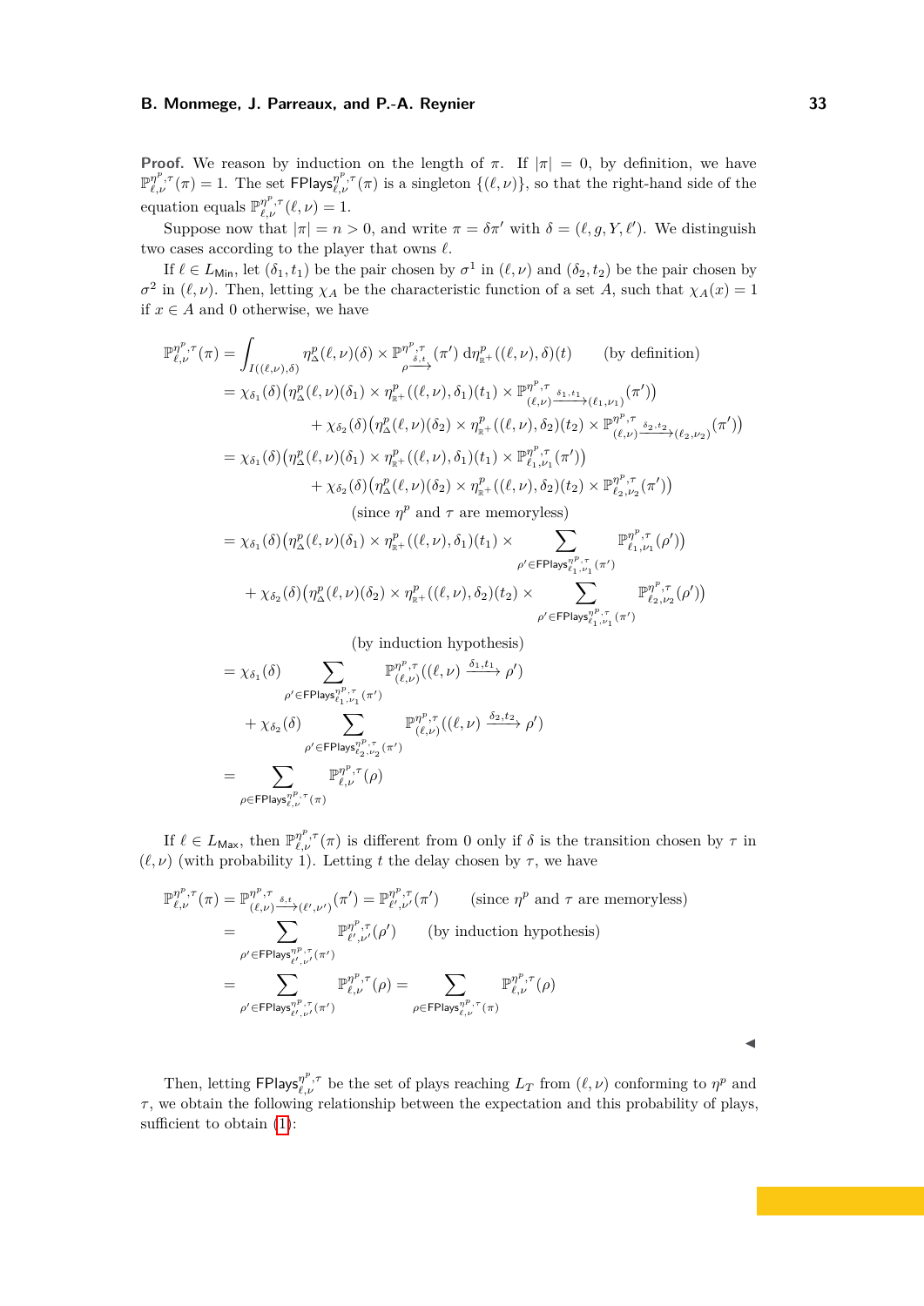**Proof.** We reason by induction on the length of $\pi$. If $|\pi| = 0$, by definition, we have $\mathbb{P}^{\eta^p,\tau}_{\ell,\nu}(\pi) = 1$. The set $\mathsf{FPlays}^{\eta^p,\tau}_{\ell,\nu}(\pi)$ is a singleton $\{(\ell,\nu)\}$, so that the right-hand side of the equation equals $\mathbb{P}^{\eta^p,\tau}_{\ell,\nu}(\ell,\nu) = 1$.

Suppose now that $|\pi| = n > 0$, and write $\pi = \delta\pi'$ with $\delta = (\ell, g, Y, \ell')$. We distinguish two cases according to the player that owns $\ell$.

If $\ell \in L_{\mathsf{Min}}$, let $(\delta_1, t_1)$ be the pair chosen by $\sigma^1$ in $(\ell,\nu)$ and $(\delta_2, t_2)$ be the pair chosen by $\sigma^2$ in $(\ell,\nu)$. Then, letting $\chi_A$ be the characteristic function of a set $A$, such that $\chi_A(x) = 1$ if $x \in A$ and 0 otherwise, we have

$$
\begin{aligned}
\mathbb{P}^{\eta^p,\tau}_{\ell,\nu}(\pi) &= \int_{I((\ell,\nu),\delta)} \eta^p_\Delta(\ell,\nu)(\delta) \times \mathbb{P}^{\eta^p,\tau}_{\rho\xrightarrow{\delta,t}}(\pi')\, \mathrm{d}\eta^p_{\mathbb{R}^+}((\ell,\nu),\delta)(t) \qquad \text{(by definition)}\\
&= \chi_{\delta_1}(\delta)\big(\eta^p_\Delta(\ell,\nu)(\delta_1) \times \eta^p_{\mathbb{R}^+}((\ell,\nu),\delta_1)(t_1) \times \mathbb{P}^{\eta^p,\tau}_{(\ell,\nu)\xrightarrow{\delta_1,t_1}(\ell_1,\nu_1)}(\pi')\big)\\
&\qquad + \chi_{\delta_2}(\delta)\big(\eta^p_\Delta(\ell,\nu)(\delta_2) \times \eta^p_{\mathbb{R}^+}((\ell,\nu),\delta_2)(t_2) \times \mathbb{P}^{\eta^p,\tau}_{(\ell,\nu)\xrightarrow{\delta_2,t_2}(\ell_2,\nu_2)}(\pi')\big)\\
&= \chi_{\delta_1}(\delta)\big(\eta^p_\Delta(\ell,\nu)(\delta_1) \times \eta^p_{\mathbb{R}^+}((\ell,\nu),\delta_1)(t_1) \times \mathbb{P}^{\eta^p,\tau}_{\ell_1,\nu_1}(\pi')\big)\\
&\qquad + \chi_{\delta_2}(\delta)\big(\eta^p_\Delta(\ell,\nu)(\delta_2) \times \eta^p_{\mathbb{R}^+}((\ell,\nu),\delta_2)(t_2) \times \mathbb{P}^{\eta^p,\tau}_{\ell_2,\nu_2}(\pi')\big)\\
&\qquad\qquad \text{(since } \eta^p \text{ and } \tau \text{ are memoryless)}\\
&= \chi_{\delta_1}(\delta)\big(\eta^p_\Delta(\ell,\nu)(\delta_1) \times \eta^p_{\mathbb{R}^+}((\ell,\nu),\delta_1)(t_1) \times \sum_{\rho' \in \mathsf{FPlays}^{\eta^p,\tau}_{\ell_1,\nu_1}(\pi')} \mathbb{P}^{\eta^p,\tau}_{\ell_1,\nu_1}(\rho')\big)\\
&\quad + \chi_{\delta_2}(\delta)\big(\eta^p_\Delta(\ell,\nu)(\delta_2) \times \eta^p_{\mathbb{R}^+}((\ell,\nu),\delta_2)(t_2) \times \sum_{\rho' \in \mathsf{FPlays}^{\eta^p,\tau}_{\ell_1,\nu_1}(\pi')} \mathbb{P}^{\eta^p,\tau}_{\ell_2,\nu_2}(\rho')\big)\\
&\qquad\qquad \text{(by induction hypothesis)}\\
&= \chi_{\delta_1}(\delta) \sum_{\rho' \in \mathsf{FPlays}^{\eta^p,\tau}_{\ell_1,\nu_1}(\pi')} \mathbb{P}^{\eta^p,\tau}_{(\ell,\nu)}((\ell,\nu) \xrightarrow{\delta_1,t_1} \rho')\\
&\quad + \chi_{\delta_2}(\delta) \sum_{\rho' \in \mathsf{FPlays}^{\eta^p,\tau}_{\ell_2,\nu_2}(\pi')} \mathbb{P}^{\eta^p,\tau}_{(\ell,\nu)}((\ell,\nu) \xrightarrow{\delta_2,t_2} \rho')\\
&= \sum_{\rho \in \mathsf{FPlays}^{\eta^p,\tau}_{\ell,\nu}(\pi)} \mathbb{P}^{\eta^p,\tau}_{\ell,\nu}(\rho)
\end{aligned}
$$

If $\ell \in L_{\mathsf{Max}}$, then $\mathbb{P}^{\eta^p,\tau}_{\ell,\nu}(\pi)$ is different from 0 only if $\delta$ is the transition chosen by $\tau$ in $(\ell,\nu)$ (with probability 1). Letting $t$ the delay chosen by $\tau$, we have

$$
\begin{aligned}
\mathbb{P}^{\eta^p,\tau}_{\ell,\nu}(\pi) &= \mathbb{P}^{\eta^p,\tau}_{(\ell,\nu)\xrightarrow{\delta,t}(\ell',\nu')}(\pi') = \mathbb{P}^{\eta^p,\tau}_{\ell',\nu'}(\pi') \qquad \text{(since } \eta^p \text{ and } \tau \text{ are memoryless)}\\
&= \sum_{\rho' \in \mathsf{FPlays}^{\eta^p,\tau}_{\ell',\nu'}(\pi')} \mathbb{P}^{\eta^p,\tau}_{\ell',\nu'}(\rho') \qquad \text{(by induction hypothesis)}\\
&= \sum_{\rho' \in \mathsf{FPlays}^{\eta^p,\tau}_{\ell',\nu'}(\pi')} \mathbb{P}^{\eta^p,\tau}_{\ell,\nu}(\rho) = \sum_{\rho \in \mathsf{FPlays}^{\eta^p,\tau}_{\ell,\nu}(\pi)} \mathbb{P}^{\eta^p,\tau}_{\ell,\nu}(\rho)
\end{aligned}
$$

◀

Then, letting $\mathsf{FPlays}^{\eta^p,\tau}_{\ell,\nu}$ be the set of plays reaching $L_T$ from $(\ell,\nu)$ conforming to $\eta^p$ and $\tau$, we obtain the following relationship between the expectation and this probability of plays, sufficient to obtain (1):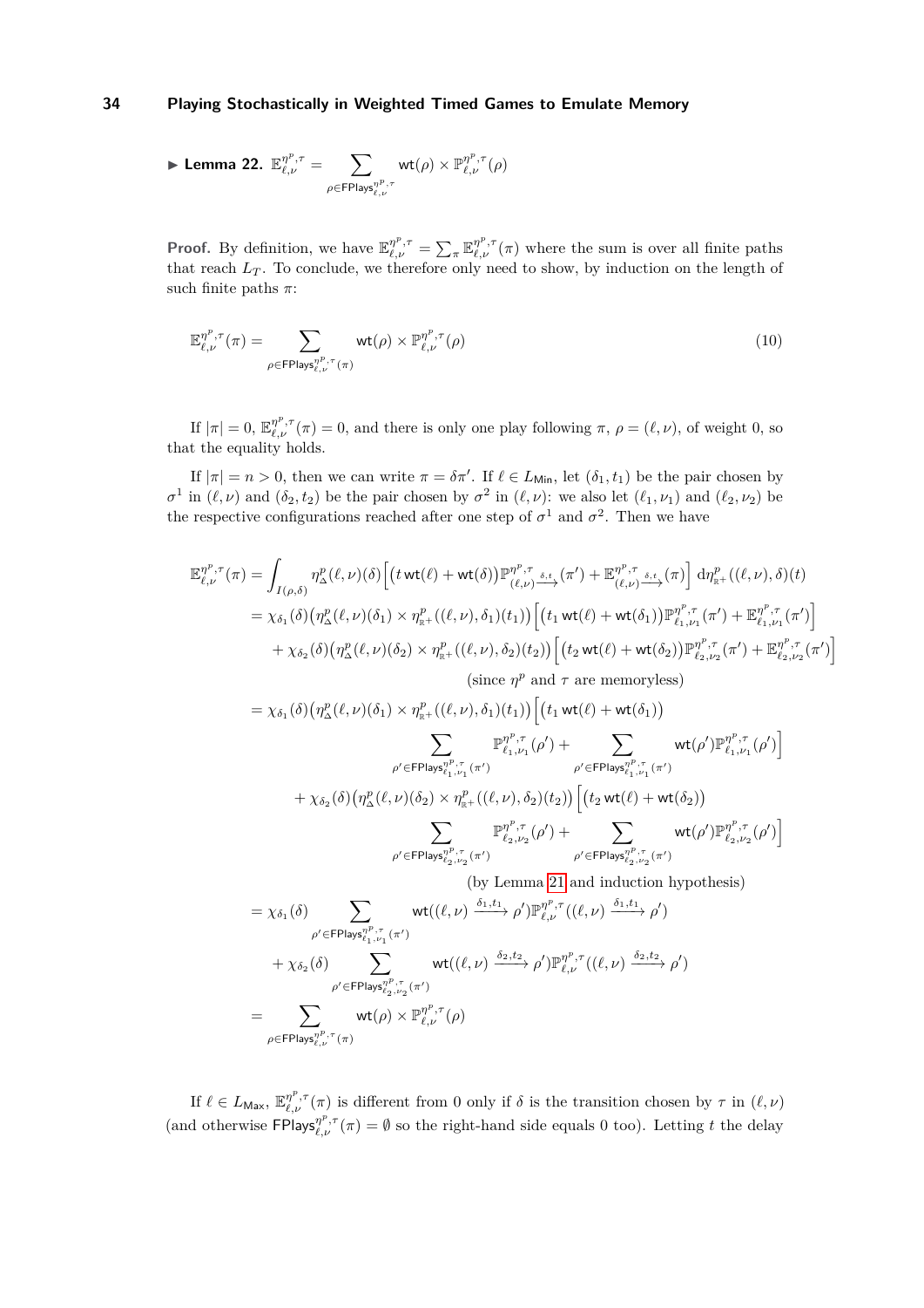▶ **Lemma 22.** $\mathbb{E}^{\eta^p,\tau}_{\ell,\nu} = \displaystyle\sum_{\rho \in \mathsf{FPlays}^{\eta^p,\tau}_{\ell,\nu}} \mathsf{wt}(\rho) \times \mathbb{P}^{\eta^p,\tau}_{\ell,\nu}(\rho)$

**Proof.** By definition, we have $\mathbb{E}^{\eta^p,\tau}_{\ell,\nu} = \sum_\pi \mathbb{E}^{\eta^p,\tau}_{\ell,\nu}(\pi)$ where the sum is over all finite paths that reach $L_T$. To conclude, we therefore only need to show, by induction on the length of such finite paths $\pi$:

$$\mathbb{E}^{\eta^p,\tau}_{\ell,\nu}(\pi) = \sum_{\rho \in \mathsf{FPlays}^{\eta^p,\tau}_{\ell,\nu}(\pi)} \mathsf{wt}(\rho) \times \mathbb{P}^{\eta^p,\tau}_{\ell,\nu}(\rho) \tag{10}$$

If $|\pi| = 0$, $\mathbb{E}^{\eta^p,\tau}_{\ell,\nu}(\pi) = 0$, and there is only one play following $\pi$, $\rho = (\ell,\nu)$, of weight 0, so that the equality holds.

If $|\pi| = n > 0$, then we can write $\pi = \delta\pi'$. If $\ell \in L_{\mathsf{Min}}$, let $(\delta_1, t_1)$ be the pair chosen by $\sigma^1$ in $(\ell,\nu)$ and $(\delta_2, t_2)$ be the pair chosen by $\sigma^2$ in $(\ell,\nu)$: we also let $(\ell_1,\nu_1)$ and $(\ell_2,\nu_2)$ be the respective configurations reached after one step of $\sigma^1$ and $\sigma^2$. Then we have

$$
\begin{aligned}
\mathbb{E}^{\eta^p,\tau}_{\ell,\nu}(\pi) &= \int_{I(\rho,\delta)} \eta^p_\Delta(\ell,\nu)(\delta)\Big[\big(t\,\mathsf{wt}(\ell) + \mathsf{wt}(\delta)\big)\mathbb{P}^{\eta^p,\tau}_{(\ell,\nu)\xrightarrow{\delta,t}}(\pi') + \mathbb{E}^{\eta^p,\tau}_{(\ell,\nu)\xrightarrow{\delta,t}}(\pi)\Big]\,\mathrm{d}\eta^p_{\mathbb{R}^+}((\ell,\nu),\delta)(t)\\
&= \chi_{\delta_1}(\delta)\big(\eta^p_\Delta(\ell,\nu)(\delta_1) \times \eta^p_{\mathbb{R}^+}((\ell,\nu),\delta_1)(t_1)\big)\Big[\big(t_1\,\mathsf{wt}(\ell) + \mathsf{wt}(\delta_1)\big)\mathbb{P}^{\eta^p,\tau}_{\ell_1,\nu_1}(\pi') + \mathbb{E}^{\eta^p,\tau}_{\ell_1,\nu_1}(\pi')\Big]\\
&\quad + \chi_{\delta_2}(\delta)\big(\eta^p_\Delta(\ell,\nu)(\delta_2) \times \eta^p_{\mathbb{R}^+}((\ell,\nu),\delta_2)(t_2)\big)\Big[\big(t_2\,\mathsf{wt}(\ell) + \mathsf{wt}(\delta_2)\big)\mathbb{P}^{\eta^p,\tau}_{\ell_2,\nu_2}(\pi') + \mathbb{E}^{\eta^p,\tau}_{\ell_2,\nu_2}(\pi')\Big]\\
&\qquad\qquad\qquad\qquad\qquad\qquad\text{(since } \eta^p \text{ and } \tau \text{ are memoryless)}\\
&= \chi_{\delta_1}(\delta)\big(\eta^p_\Delta(\ell,\nu)(\delta_1) \times \eta^p_{\mathbb{R}^+}((\ell,\nu),\delta_1)(t_1)\big)\Big[\big(t_1\,\mathsf{wt}(\ell) + \mathsf{wt}(\delta_1)\big)\\
&\qquad\qquad \sum_{\rho' \in \mathsf{FPlays}^{\eta^p,\tau}_{\ell_1,\nu_1}(\pi')} \mathbb{P}^{\eta^p,\tau}_{\ell_1,\nu_1}(\rho') + \sum_{\rho' \in \mathsf{FPlays}^{\eta^p,\tau}_{\ell_1,\nu_1}(\pi')} \mathsf{wt}(\rho')\mathbb{P}^{\eta^p,\tau}_{\ell_1,\nu_1}(\rho')\Big]\\
&\quad + \chi_{\delta_2}(\delta)\big(\eta^p_\Delta(\ell,\nu)(\delta_2) \times \eta^p_{\mathbb{R}^+}((\ell,\nu),\delta_2)(t_2)\big)\Big[\big(t_2\,\mathsf{wt}(\ell) + \mathsf{wt}(\delta_2)\big)\\
&\qquad\qquad \sum_{\rho' \in \mathsf{FPlays}^{\eta^p,\tau}_{\ell_2,\nu_2}(\pi')} \mathbb{P}^{\eta^p,\tau}_{\ell_2,\nu_2}(\rho') + \sum_{\rho' \in \mathsf{FPlays}^{\eta^p,\tau}_{\ell_2,\nu_2}(\pi')} \mathsf{wt}(\rho')\mathbb{P}^{\eta^p,\tau}_{\ell_2,\nu_2}(\rho')\Big]\\
&\qquad\qquad\qquad\qquad\qquad\qquad\text{(by Lemma 21 and induction hypothesis)}\\
&= \chi_{\delta_1}(\delta) \sum_{\rho' \in \mathsf{FPlays}^{\eta^p,\tau}_{\ell_1,\nu_1}(\pi')} \mathsf{wt}((\ell,\nu) \xrightarrow{\delta_1,t_1} \rho')\mathbb{P}^{\eta^p,\tau}_{\ell,\nu}((\ell,\nu) \xrightarrow{\delta_1,t_1} \rho')\\
&\quad + \chi_{\delta_2}(\delta) \sum_{\rho' \in \mathsf{FPlays}^{\eta^p,\tau}_{\ell_2,\nu_2}(\pi')} \mathsf{wt}((\ell,\nu) \xrightarrow{\delta_2,t_2} \rho')\mathbb{P}^{\eta^p,\tau}_{\ell,\nu}((\ell,\nu) \xrightarrow{\delta_2,t_2} \rho')\\
&= \sum_{\rho \in \mathsf{FPlays}^{\eta^p,\tau}_{\ell,\nu}(\pi)} \mathsf{wt}(\rho) \times \mathbb{P}^{\eta^p,\tau}_{\ell,\nu}(\rho)
\end{aligned}
$$

If $\ell \in L_{\mathsf{Max}}$, $\mathbb{E}^{\eta^p,\tau}_{\ell,\nu}(\pi)$ is different from 0 only if $\delta$ is the transition chosen by $\tau$ in $(\ell,\nu)$ (and otherwise $\mathsf{FPlays}^{\eta^p,\tau}_{\ell,\nu}(\pi) = \emptyset$ so the right-hand side equals 0 too). Letting $t$ the delay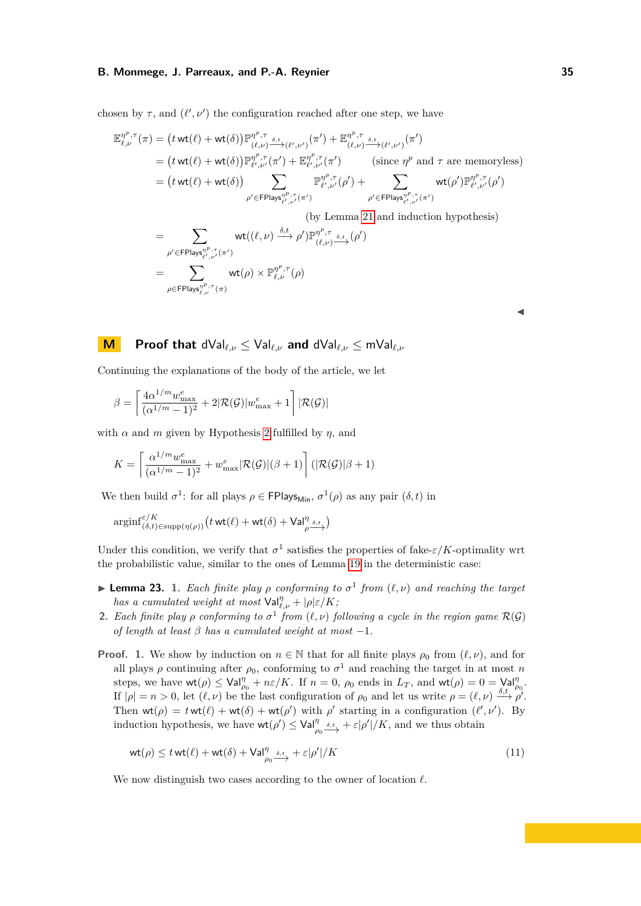chosen by $\tau$, and $(\ell',\nu')$ the configuration reached after one step, we have

$$\begin{aligned}
\mathbb{E}^{\eta^p,\tau}_{\ell,\nu}(\pi) &= \big(t\,\mathsf{wt}(\ell)+\mathsf{wt}(\delta)\big)\mathbb{P}^{\eta^p,\tau}_{(\ell,\nu)\xrightarrow{\delta,t}(\ell',\nu')}(\pi') + \mathbb{E}^{\eta^p,\tau}_{(\ell,\nu)\xrightarrow{\delta,t}(\ell',\nu')}(\pi') \\
&= \big(t\,\mathsf{wt}(\ell)+\mathsf{wt}(\delta)\big)\mathbb{P}^{\eta^p,\tau}_{\ell',\nu'}(\pi') + \mathbb{E}^{\eta^p,\tau}_{\ell',\nu'}(\pi') \qquad \text{(since } \eta^p \text{ and } \tau \text{ are memoryless)} \\
&= \big(t\,\mathsf{wt}(\ell)+\mathsf{wt}(\delta)\big)\sum_{\rho'\in\mathsf{FPlays}^{\eta^p,\tau}_{\ell',\nu'}(\pi')} \mathbb{P}^{\eta^p,\tau}_{\ell',\nu'}(\rho') + \sum_{\rho'\in\mathsf{FPlays}^{\eta^p,\tau}_{\ell',\nu'}(\pi')} \mathsf{wt}(\rho')\mathbb{P}^{\eta^p,\tau}_{\ell',\nu'}(\rho') \\
&\qquad\qquad\qquad\qquad \text{(by Lemma 21 and induction hypothesis)} \\
&= \sum_{\rho'\in\mathsf{FPlays}^{\eta^p,\tau}_{\ell',\nu'}(\pi')} \mathsf{wt}((\ell,\nu)\xrightarrow{\delta,t}\rho')\mathbb{P}^{\eta^p,\tau}_{(\ell,\nu)\xrightarrow{\delta,t}}(\rho') \\
&= \sum_{\rho\in\mathsf{FPlays}^{\eta^p,\tau}_{\ell,\nu}(\pi)} \mathsf{wt}(\rho)\times\mathbb{P}^{\eta^p,\tau}_{\ell,\nu}(\rho)
\end{aligned}$$

◀

# M Proof that $\mathsf{dVal}_{\ell,\nu} \leq \mathsf{Val}_{\ell,\nu}$ and $\mathsf{dVal}_{\ell,\nu} \leq \mathsf{mVal}_{\ell,\nu}$

Continuing the explanations of the body of the article, we let

$$\beta = \left\lceil \frac{4\alpha^{1/m} w^e_{\max}}{(\alpha^{1/m}-1)^2} + 2|\mathcal{R}(\mathcal{G})|w^e_{\max} + 1\right\rceil |\mathcal{R}(\mathcal{G})|$$

with $\alpha$ and $m$ given by Hypothesis 2 fulfilled by $\eta$, and

$$K = \left\lceil \frac{\alpha^{1/m} w^e_{\max}}{(\alpha^{1/m}-1)^2} + w^e_{\max}|\mathcal{R}(\mathcal{G})|(\beta+1)\right\rceil (|\mathcal{R}(\mathcal{G})|\beta+1)$$

We then build $\sigma^1$: for all plays $\rho\in\mathsf{FPlays}_{\mathsf{Min}}$, $\sigma^1(\rho)$ as any pair $(\delta,t)$ in

$$\operatorname{arginf}^{\varepsilon/K}_{(\delta,t)\in\operatorname{supp}(\eta(\rho))}\big(t\,\mathsf{wt}(\ell)+\mathsf{wt}(\delta)+\mathsf{Val}^\eta_{\rho\xrightarrow{\delta,t}}\big)$$

Under this condition, we verify that $\sigma^1$ satisfies the properties of fake-$\varepsilon/K$-optimality wrt the probabilistic value, similar to the ones of Lemma 19 in the deterministic case:

**▶ Lemma 23.** **1.** *Each finite play $\rho$ conforming to $\sigma^1$ from $(\ell,\nu)$ and reaching the target has a cumulated weight at most $\mathsf{Val}^\eta_{\ell,\nu}+|\rho|\varepsilon/K$;*

**2.** *Each finite play $\rho$ conforming to $\sigma^1$ from $(\ell,\nu)$ following a cycle in the region game $\mathcal{R}(\mathcal{G})$ of length at least $\beta$ has a cumulated weight at most $-1$.*

**Proof.** **1.** We show by induction on $n\in\mathbb{N}$ that for all finite plays $\rho_0$ from $(\ell,\nu)$, and for all plays $\rho$ continuing after $\rho_0$, conforming to $\sigma^1$ and reaching the target in at most $n$ steps, we have $\mathsf{wt}(\rho)\leq\mathsf{Val}^\eta_{\rho_0}+n\varepsilon/K$. If $n=0$, $\rho_0$ ends in $L_T$, and $\mathsf{wt}(\rho)=0=\mathsf{Val}^\eta_{\rho_0}$. If $|\rho|=n>0$, let $(\ell,\nu)$ be the last configuration of $\rho_0$ and let us write $\rho=(\ell,\nu)\xrightarrow{\delta,t}\rho'$. Then $\mathsf{wt}(\rho)=t\,\mathsf{wt}(\ell)+\mathsf{wt}(\delta)+\mathsf{wt}(\rho')$ with $\rho'$ starting in a configuration $(\ell',\nu')$. By induction hypothesis, we have $\mathsf{wt}(\rho')\leq\mathsf{Val}^\eta_{\rho_0\xrightarrow{\delta,t}}+\varepsilon|\rho'|/K$, and we thus obtain

$$\mathsf{wt}(\rho)\leq t\,\mathsf{wt}(\ell)+\mathsf{wt}(\delta)+\mathsf{Val}^\eta_{\rho_0\xrightarrow{\delta,t}}+\varepsilon|\rho'|/K \tag{11}$$

We now distinguish two cases according to the owner of location $\ell$.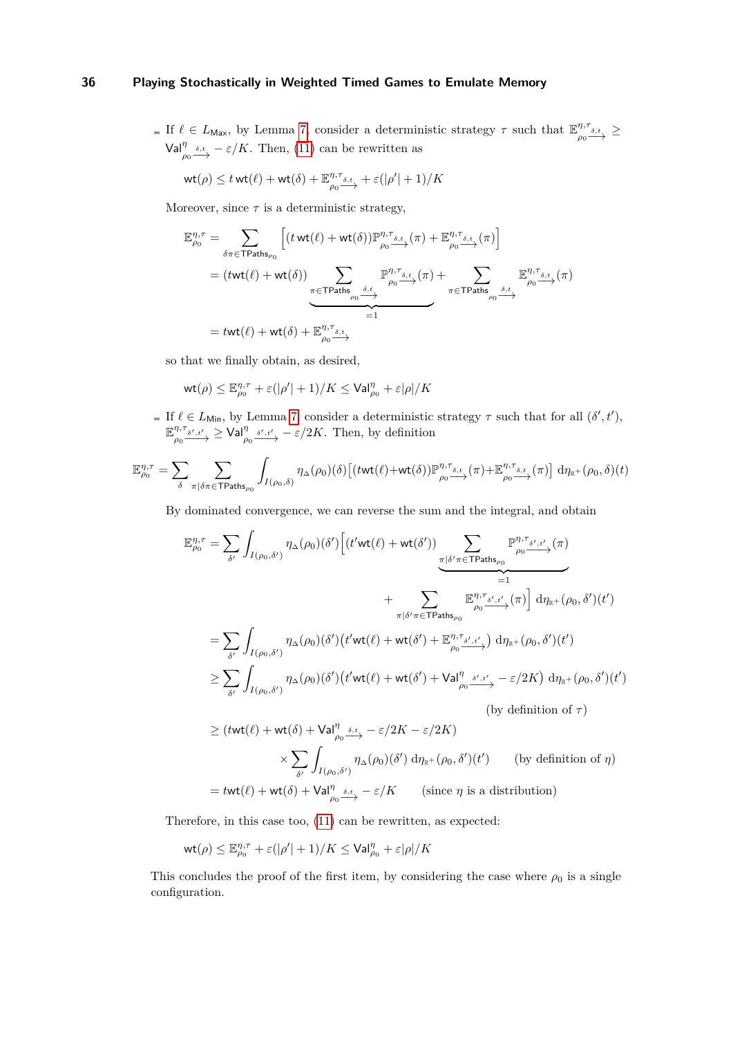- If $\ell \in L_{\mathsf{Max}}$, by Lemma 7, consider a deterministic strategy $\tau$ such that $\mathbb{E}^{\eta,\tau}_{\rho_0 \xrightarrow{\delta,t}} \geq \mathsf{Val}^{\eta}_{\rho_0 \xrightarrow{\delta,t}} - \varepsilon/K$. Then, (11) can be rewritten as

  $$\mathsf{wt}(\rho) \leq t\,\mathsf{wt}(\ell) + \mathsf{wt}(\delta) + \mathbb{E}^{\eta,\tau}_{\rho_0 \xrightarrow{\delta,t}} + \varepsilon(|\rho'|+1)/K$$

  Moreover, since $\tau$ is a deterministic strategy,

  $$\begin{aligned}
  \mathbb{E}^{\eta,\tau}_{\rho_0} &= \sum_{\delta\pi \in \mathsf{TPaths}_{\rho_0}} \Big[ (t\,\mathsf{wt}(\ell) + \mathsf{wt}(\delta)) \mathbb{P}^{\eta,\tau}_{\rho_0 \xrightarrow{\delta,t}}(\pi) + \mathbb{E}^{\eta,\tau}_{\rho_0 \xrightarrow{\delta,t}}(\pi) \Big] \\
  &= (t\mathsf{wt}(\ell) + \mathsf{wt}(\delta)) \underbrace{\sum_{\pi \in \mathsf{TPaths}_{\rho_0 \xrightarrow{\delta,t}}} \mathbb{P}^{\eta,\tau}_{\rho_0 \xrightarrow{\delta,t}}(\pi)}_{=1} + \sum_{\pi \in \mathsf{TPaths}_{\rho_0 \xrightarrow{\delta,t}}} \mathbb{E}^{\eta,\tau}_{\rho_0 \xrightarrow{\delta,t}}(\pi) \\
  &= t\mathsf{wt}(\ell) + \mathsf{wt}(\delta) + \mathbb{E}^{\eta,\tau}_{\rho_0 \xrightarrow{\delta,t}}
  \end{aligned}$$

  so that we finally obtain, as desired,

  $$\mathsf{wt}(\rho) \leq \mathbb{E}^{\eta,\tau}_{\rho_0} + \varepsilon(|\rho'|+1)/K \leq \mathsf{Val}^{\eta}_{\rho_0} + \varepsilon|\rho|/K$$

- If $\ell \in L_{\mathsf{Min}}$, by Lemma 7, consider a deterministic strategy $\tau$ such that for all $(\delta', t')$, $\mathbb{E}^{\eta,\tau}_{\rho_0 \xrightarrow{\delta',t'}} \geq \mathsf{Val}^{\eta}_{\rho_0 \xrightarrow{\delta',t'}} - \varepsilon/2K$. Then, by definition

$$\mathbb{E}^{\eta,\tau}_{\rho_0} = \sum_{\delta} \sum_{\pi | \delta\pi \in \mathsf{TPaths}_{\rho_0}} \int_{I(\rho_0,\delta)} \eta_\Delta(\rho_0)(\delta) \big[ (t\mathsf{wt}(\ell) + \mathsf{wt}(\delta)) \mathbb{P}^{\eta,\tau}_{\rho_0 \xrightarrow{\delta,t}}(\pi) + \mathbb{E}^{\eta,\tau}_{\rho_0 \xrightarrow{\delta,t}}(\pi) \big] \, \mathrm{d}\eta_{\mathbb{R}^+}(\rho_0,\delta)(t)$$

  By dominated convergence, we can reverse the sum and the integral, and obtain

  $$\begin{aligned}
  \mathbb{E}^{\eta,\tau}_{\rho_0} &= \sum_{\delta'} \int_{I(\rho_0,\delta')} \eta_\Delta(\rho_0)(\delta') \Big[ (t'\mathsf{wt}(\ell) + \mathsf{wt}(\delta')) \underbrace{\sum_{\pi | \delta'\pi \in \mathsf{TPaths}_{\rho_0}} \mathbb{P}^{\eta,\tau}_{\rho_0 \xrightarrow{\delta',t'}}(\pi)}_{=1} \\
  &\qquad\qquad + \sum_{\pi | \delta'\pi \in \mathsf{TPaths}_{\rho_0}} \mathbb{E}^{\eta,\tau}_{\rho_0 \xrightarrow{\delta',t'}}(\pi) \Big] \, \mathrm{d}\eta_{\mathbb{R}^+}(\rho_0,\delta')(t') \\
  &= \sum_{\delta'} \int_{I(\rho_0,\delta')} \eta_\Delta(\rho_0)(\delta') \big( t'\mathsf{wt}(\ell) + \mathsf{wt}(\delta') + \mathbb{E}^{\eta,\tau}_{\rho_0 \xrightarrow{\delta',t'}} \big) \, \mathrm{d}\eta_{\mathbb{R}^+}(\rho_0,\delta')(t') \\
  &\geq \sum_{\delta'} \int_{I(\rho_0,\delta')} \eta_\Delta(\rho_0)(\delta') \big( t'\mathsf{wt}(\ell) + \mathsf{wt}(\delta') + \mathsf{Val}^{\eta}_{\rho_0 \xrightarrow{\delta',t'}} - \varepsilon/2K \big) \, \mathrm{d}\eta_{\mathbb{R}^+}(\rho_0,\delta')(t') \\
  &\qquad\qquad\qquad\qquad\qquad\qquad\qquad\qquad \text{(by definition of } \tau\text{)} \\
  &\geq (t\mathsf{wt}(\ell) + \mathsf{wt}(\delta) + \mathsf{Val}^{\eta}_{\rho_0 \xrightarrow{\delta,t}} - \varepsilon/2K - \varepsilon/2K) \\
  &\qquad \times \sum_{\delta'} \int_{I(\rho_0,\delta')} \eta_\Delta(\rho_0)(\delta') \, \mathrm{d}\eta_{\mathbb{R}^+}(\rho_0,\delta')(t') \qquad \text{(by definition of } \eta\text{)} \\
  &= t\mathsf{wt}(\ell) + \mathsf{wt}(\delta) + \mathsf{Val}^{\eta}_{\rho_0 \xrightarrow{\delta,t}} - \varepsilon/K \qquad \text{(since } \eta \text{ is a distribution)}
  \end{aligned}$$

  Therefore, in this case too, (11) can be rewritten, as expected:

  $$\mathsf{wt}(\rho) \leq \mathbb{E}^{\eta,\tau}_{\rho_0} + \varepsilon(|\rho'|+1)/K \leq \mathsf{Val}^{\eta}_{\rho_0} + \varepsilon|\rho|/K$$

This concludes the proof of the first item, by considering the case where $\rho_0$ is a single configuration.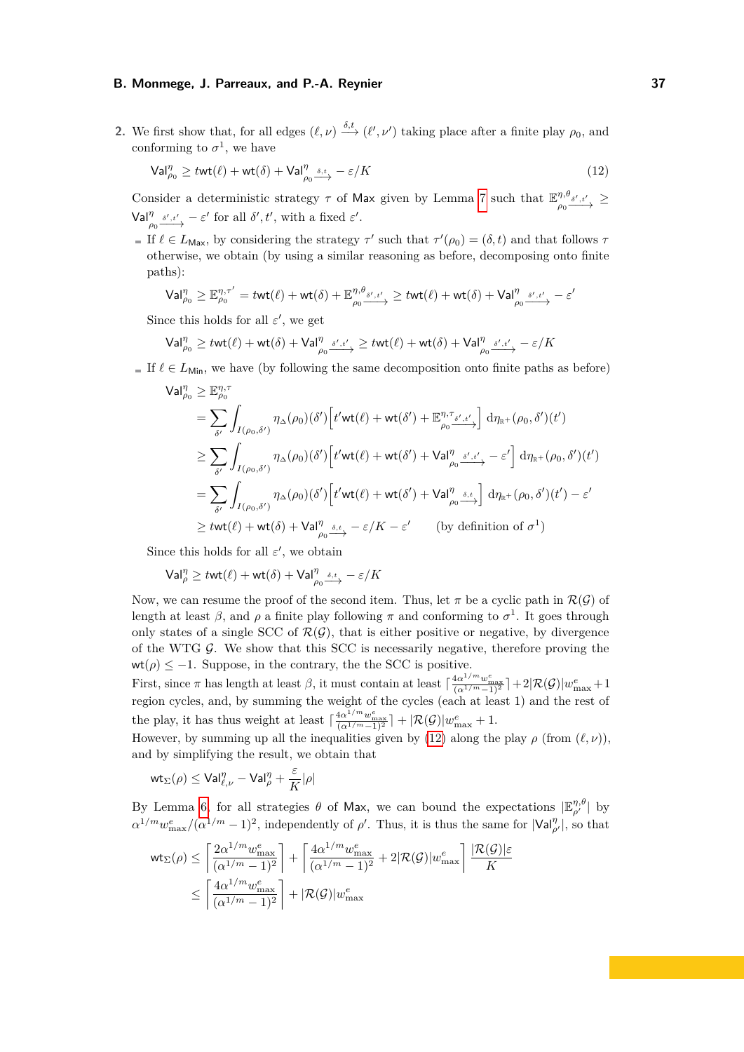2. We first show that, for all edges $(\ell,\nu) \xrightarrow{\delta,t} (\ell',\nu')$ taking place after a finite play $\rho_0$, and conforming to $\sigma^1$, we have

$$\mathsf{Val}^\eta_{\rho_0} \geq \mathsf{twt}(\ell) + \mathsf{wt}(\delta) + \mathsf{Val}^\eta_{\rho_0 \xrightarrow{\delta,t}} - \varepsilon/K \tag{12}$$

Consider a deterministic strategy $\tau$ of Max given by Lemma 7 such that $\mathbb{E}^{\eta,\theta}_{\rho_0 \xrightarrow{\delta',t'}} \geq \mathsf{Val}^\eta_{\rho_0 \xrightarrow{\delta',t'}} - \varepsilon'$ for all $\delta', t'$, with a fixed $\varepsilon'$.

- If $\ell \in L_{\mathsf{Max}}$, by considering the strategy $\tau'$ such that $\tau'(\rho_0) = (\delta, t)$ and that follows $\tau$ otherwise, we obtain (by using a similar reasoning as before, decomposing onto finite paths):

$$\mathsf{Val}^\eta_{\rho_0} \geq \mathbb{E}^{\eta,\tau'}_{\rho_0} = \mathsf{twt}(\ell) + \mathsf{wt}(\delta) + \mathbb{E}^{\eta,\theta}_{\rho_0 \xrightarrow{\delta',t'}} \geq \mathsf{twt}(\ell) + \mathsf{wt}(\delta) + \mathsf{Val}^\eta_{\rho_0 \xrightarrow{\delta',t'}} - \varepsilon'$$

  Since this holds for all $\varepsilon'$, we get

$$\mathsf{Val}^\eta_{\rho_0} \geq \mathsf{twt}(\ell) + \mathsf{wt}(\delta) + \mathsf{Val}^\eta_{\rho_0 \xrightarrow{\delta',t'}} \geq \mathsf{twt}(\ell) + \mathsf{wt}(\delta) + \mathsf{Val}^\eta_{\rho_0 \xrightarrow{\delta',t'}} - \varepsilon/K$$

- If $\ell \in L_{\mathsf{Min}}$, we have (by following the same decomposition onto finite paths as before)

$$\begin{aligned}
\mathsf{Val}^\eta_{\rho_0} &\geq \mathbb{E}^{\eta,\tau}_{\rho_0} \\
&= \sum_{\delta'} \int_{I(\rho_0,\delta')} \eta_\Delta(\rho_0)(\delta') \Big[ t'\mathsf{wt}(\ell) + \mathsf{wt}(\delta') + \mathbb{E}^{\eta,\tau}_{\rho_0 \xrightarrow{\delta',t'}} \Big] \, \mathrm{d}\eta_{\mathbb{R}^+}(\rho_0,\delta')(t') \\
&\geq \sum_{\delta'} \int_{I(\rho_0,\delta')} \eta_\Delta(\rho_0)(\delta') \Big[ t'\mathsf{wt}(\ell) + \mathsf{wt}(\delta') + \mathsf{Val}^\eta_{\rho_0 \xrightarrow{\delta',t'}} - \varepsilon' \Big] \, \mathrm{d}\eta_{\mathbb{R}^+}(\rho_0,\delta')(t') \\
&= \sum_{\delta'} \int_{I(\rho_0,\delta')} \eta_\Delta(\rho_0)(\delta') \Big[ t'\mathsf{wt}(\ell) + \mathsf{wt}(\delta') + \mathsf{Val}^\eta_{\rho_0 \xrightarrow{\delta,t}} \Big] \, \mathrm{d}\eta_{\mathbb{R}^+}(\rho_0,\delta')(t') - \varepsilon' \\
&\geq \mathsf{twt}(\ell) + \mathsf{wt}(\delta) + \mathsf{Val}^\eta_{\rho_0 \xrightarrow{\delta,t}} - \varepsilon/K - \varepsilon' \qquad \text{(by definition of } \sigma^1)
\end{aligned}$$

  Since this holds for all $\varepsilon'$, we obtain

$$\mathsf{Val}^\eta_{\rho} \geq \mathsf{twt}(\ell) + \mathsf{wt}(\delta) + \mathsf{Val}^\eta_{\rho_0 \xrightarrow{\delta,t}} - \varepsilon/K$$

Now, we can resume the proof of the second item. Thus, let $\pi$ be a cyclic path in $\mathcal{R}(\mathcal{G})$ of length at least $\beta$, and $\rho$ a finite play following $\pi$ and conforming to $\sigma^1$. It goes through only states of a single SCC of $\mathcal{R}(\mathcal{G})$, that is either positive or negative, by divergence of the WTG $\mathcal{G}$. We show that this SCC is necessarily negative, therefore proving the $\mathsf{wt}(\rho) \leq -1$. Suppose, in the contrary, the the SCC is positive.
First, since $\pi$ has length at least $\beta$, it must contain at least $\lceil \frac{4\alpha^{1/m} w^e_{\max}}{(\alpha^{1/m}-1)^2} \rceil + 2|\mathcal{R}(\mathcal{G})| w^e_{\max} + 1$ region cycles, and, by summing the weight of the cycles (each at least 1) and the rest of the play, it has thus weight at least $\lceil \frac{4\alpha^{1/m} w^e_{\max}}{(\alpha^{1/m}-1)^2} \rceil + |\mathcal{R}(\mathcal{G})| w^e_{\max} + 1$.
However, by summing up all the inequalities given by (12) along the play $\rho$ (from $(\ell,\nu)$), and by simplifying the result, we obtain that

$$\mathsf{wt}_\Sigma(\rho) \leq \mathsf{Val}^\eta_{\ell,\nu} - \mathsf{Val}^\eta_{\rho} + \frac{\varepsilon}{K}|\rho|$$

By Lemma 6, for all strategies $\theta$ of Max, we can bound the expectations $|\mathbb{E}^{\eta,\theta}_{\rho'}|$ by $\alpha^{1/m} w_{\max}/(\alpha^{1/m}-1)^2$, independently of $\rho'$. Thus, it is thus the same for $|\mathsf{Val}^\eta_{\rho'}|$, so that

$$\begin{aligned}
\mathsf{wt}_\Sigma(\rho) &\leq \left\lceil \frac{2\alpha^{1/m} w^e_{\max}}{(\alpha^{1/m}-1)^2} \right\rceil + \left\lceil \frac{4\alpha^{1/m} w^e_{\max}}{(\alpha^{1/m}-1)^2} + 2|\mathcal{R}(\mathcal{G})| w^e_{\max} \right\rceil \frac{|\mathcal{R}(\mathcal{G})|\varepsilon}{K} \\
&\leq \left\lceil \frac{4\alpha^{1/m} w^e_{\max}}{(\alpha^{1/m}-1)^2} \right\rceil + |\mathcal{R}(\mathcal{G})| w^e_{\max}
\end{aligned}$$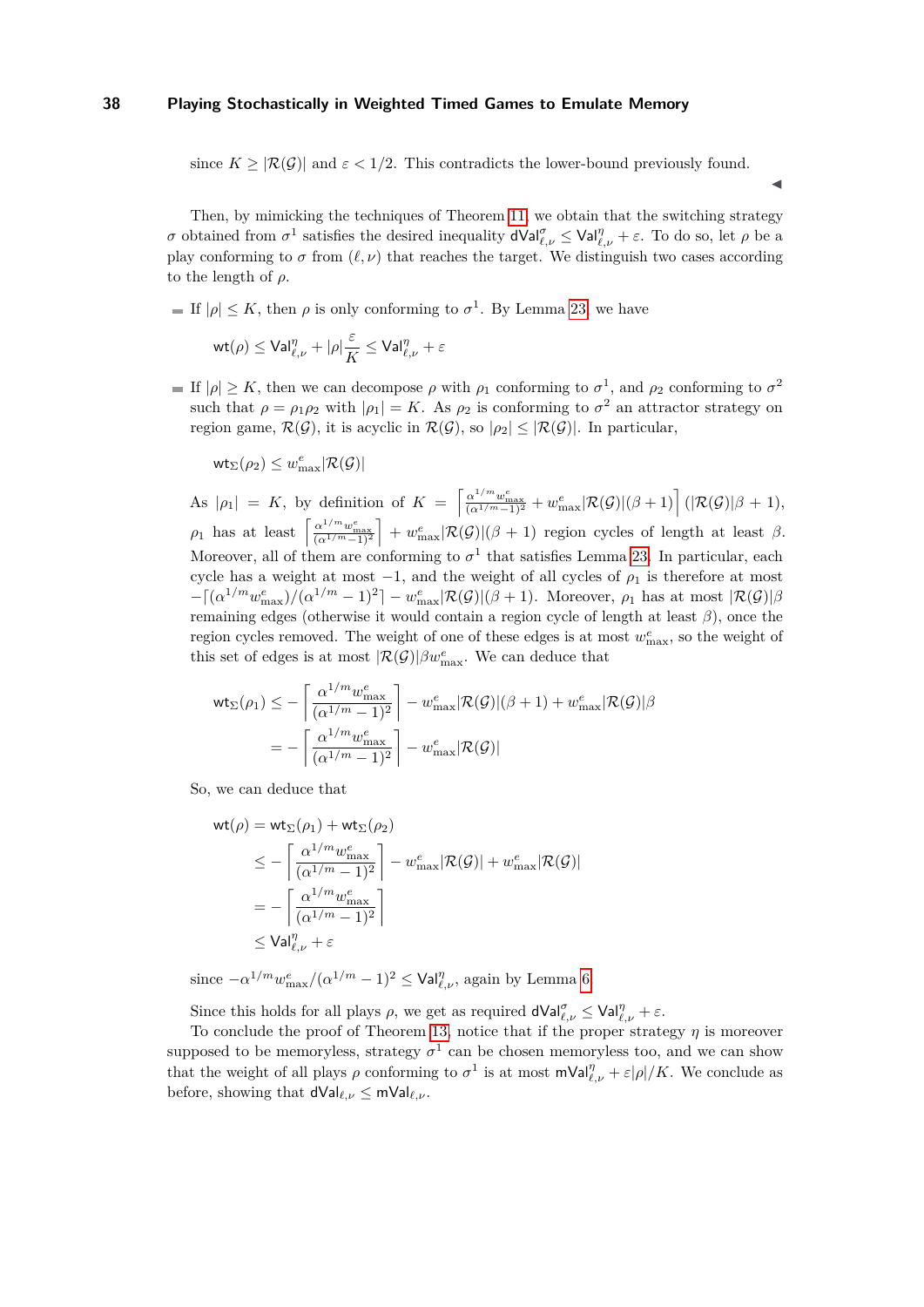since $K \geq |\mathcal{R}(\mathcal{G})|$ and $\varepsilon < 1/2$. This contradicts the lower-bound previously found. ◀

Then, by mimicking the techniques of Theorem 11, we obtain that the switching strategy $\sigma$ obtained from $\sigma^1$ satisfies the desired inequality $\mathsf{dVal}^{\sigma}_{\ell,\nu} \leq \mathsf{Val}^{\eta}_{\ell,\nu} + \varepsilon$. To do so, let $\rho$ be a play conforming to $\sigma$ from $(\ell, \nu)$ that reaches the target. We distinguish two cases according to the length of $\rho$.

- If $|\rho| \leq K$, then $\rho$ is only conforming to $\sigma^1$. By Lemma 23, we have

$$\mathsf{wt}(\rho) \leq \mathsf{Val}^{\eta}_{\ell,\nu} + |\rho|\frac{\varepsilon}{K} \leq \mathsf{Val}^{\eta}_{\ell,\nu} + \varepsilon$$

- If $|\rho| \geq K$, then we can decompose $\rho$ with $\rho_1$ conforming to $\sigma^1$, and $\rho_2$ conforming to $\sigma^2$ such that $\rho = \rho_1\rho_2$ with $|\rho_1| = K$. As $\rho_2$ is conforming to $\sigma^2$ an attractor strategy on region game, $\mathcal{R}(\mathcal{G})$, it is acyclic in $\mathcal{R}(\mathcal{G})$, so $|\rho_2| \leq |\mathcal{R}(\mathcal{G})|$. In particular,

$$\mathsf{wt}_\Sigma(\rho_2) \leq w^e_{\max}|\mathcal{R}(\mathcal{G})|$$

As $|\rho_1| = K$, by definition of $K = \left\lceil \frac{\alpha^{1/m} w^e_{\max}}{(\alpha^{1/m}-1)^2} + w^e_{\max}|\mathcal{R}(\mathcal{G})|(\beta+1)\right\rceil (|\mathcal{R}(\mathcal{G})|\beta + 1)$, $\rho_1$ has at least $\left\lceil \frac{\alpha^{1/m} w^e_{\max}}{(\alpha^{1/m}-1)^2}\right\rceil + w^e_{\max}|\mathcal{R}(\mathcal{G})|(\beta+1)$ region cycles of length at least $\beta$. Moreover, all of them are conforming to $\sigma^1$ that satisfies Lemma 23. In particular, each cycle has a weight at most $-1$, and the weight of all cycles of $\rho_1$ is therefore at most $-\lceil(\alpha^{1/m} w^e_{\max})/(\alpha^{1/m}-1)^2\rceil - w^e_{\max}|\mathcal{R}(\mathcal{G})|(\beta+1)$. Moreover, $\rho_1$ has at most $|\mathcal{R}(\mathcal{G})|\beta$ remaining edges (otherwise it would contain a region cycle of length at least $\beta$), once the region cycles removed. The weight of one of these edges is at most $w^e_{\max}$, so the weight of this set of edges is at most $|\mathcal{R}(\mathcal{G})|\beta w^e_{\max}$. We can deduce that

$$\begin{aligned}
\mathsf{wt}_\Sigma(\rho_1) &\leq -\left\lceil \frac{\alpha^{1/m} w^e_{\max}}{(\alpha^{1/m}-1)^2}\right\rceil - w^e_{\max}|\mathcal{R}(\mathcal{G})|(\beta+1) + w^e_{\max}|\mathcal{R}(\mathcal{G})|\beta \\
&= -\left\lceil \frac{\alpha^{1/m} w^e_{\max}}{(\alpha^{1/m}-1)^2}\right\rceil - w^e_{\max}|\mathcal{R}(\mathcal{G})|
\end{aligned}$$

So, we can deduce that

$$\begin{aligned}
\mathsf{wt}(\rho) &= \mathsf{wt}_\Sigma(\rho_1) + \mathsf{wt}_\Sigma(\rho_2) \\
&\leq -\left\lceil \frac{\alpha^{1/m} w^e_{\max}}{(\alpha^{1/m}-1)^2}\right\rceil - w^e_{\max}|\mathcal{R}(\mathcal{G})| + w^e_{\max}|\mathcal{R}(\mathcal{G})| \\
&= -\left\lceil \frac{\alpha^{1/m} w^e_{\max}}{(\alpha^{1/m}-1)^2}\right\rceil \\
&\leq \mathsf{Val}^{\eta}_{\ell,\nu} + \varepsilon
\end{aligned}$$

since $-\alpha^{1/m} w^e_{\max}/(\alpha^{1/m}-1)^2 \leq \mathsf{Val}^{\eta}_{\ell,\nu}$, again by Lemma 6.

Since this holds for all plays $\rho$, we get as required $\mathsf{dVal}^{\sigma}_{\ell,\nu} \leq \mathsf{Val}^{\eta}_{\ell,\nu} + \varepsilon$.

To conclude the proof of Theorem 13, notice that if the proper strategy $\eta$ is moreover supposed to be memoryless, strategy $\sigma^1$ can be chosen memoryless too, and we can show that the weight of all plays $\rho$ conforming to $\sigma^1$ is at most $\mathsf{mVal}^{\eta}_{\ell,\nu} + \varepsilon|\rho|/K$. We conclude as before, showing that $\mathsf{dVal}_{\ell,\nu} \leq \mathsf{mVal}_{\ell,\nu}$.